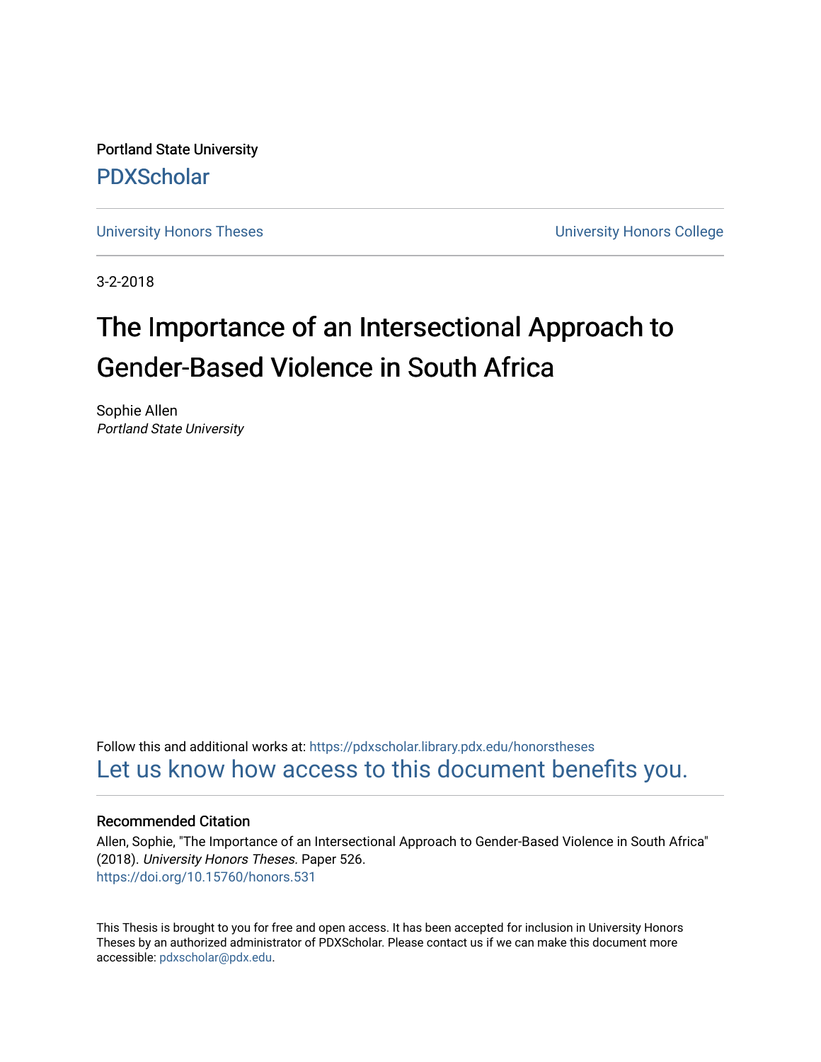Portland State University

PDXScholar

University Honors Theses

University Honors College

3-2-2018

# The Importance of an Intersectional Approach to Gender-Based Violence in South Africa

Sophie Allen

*Portland State University*

Follow this and additional works at: https://pdxscholar.library.pdx.edu/honorstheses

Let us know how access to this document benefits you.

### Recommended Citation

Allen, Sophie, "The Importance of an Intersectional Approach to Gender-Based Violence in South Africa" (2018). *University Honors Theses.* Paper 526.

https://doi.org/10.15760/honors.531

This Thesis is brought to you for free and open access. It has been accepted for inclusion in University Honors Theses by an authorized administrator of PDXScholar. Please contact us if we can make this document more accessible: pdxscholar@pdx.edu.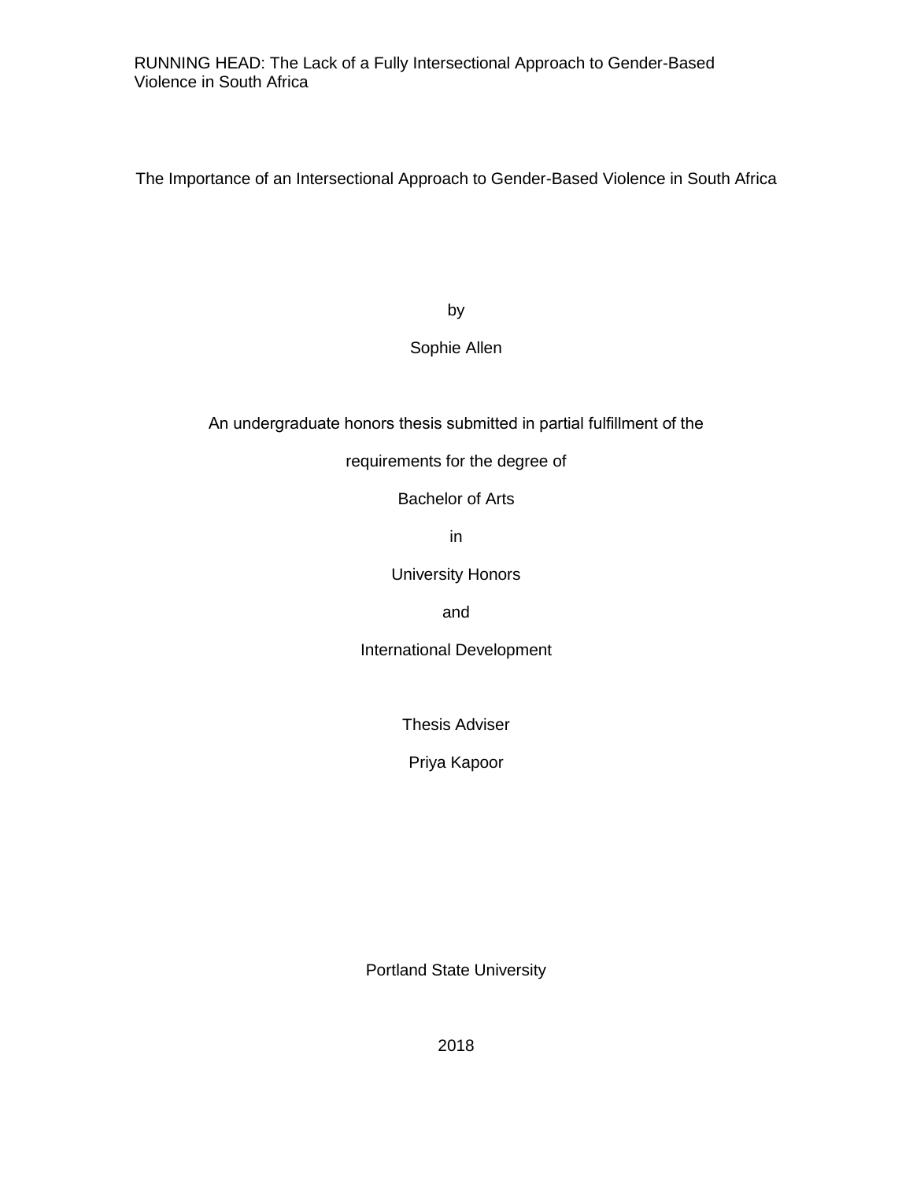RUNNING HEAD: The Lack of a Fully Intersectional Approach to Gender-Based Violence in South Africa

# The Importance of an Intersectional Approach to Gender-Based Violence in South Africa

by

Sophie Allen

An undergraduate honors thesis submitted in partial fulfillment of the

requirements for the degree of

Bachelor of Arts

in

University Honors

and

International Development

Thesis Adviser

Priya Kapoor

Portland State University

2018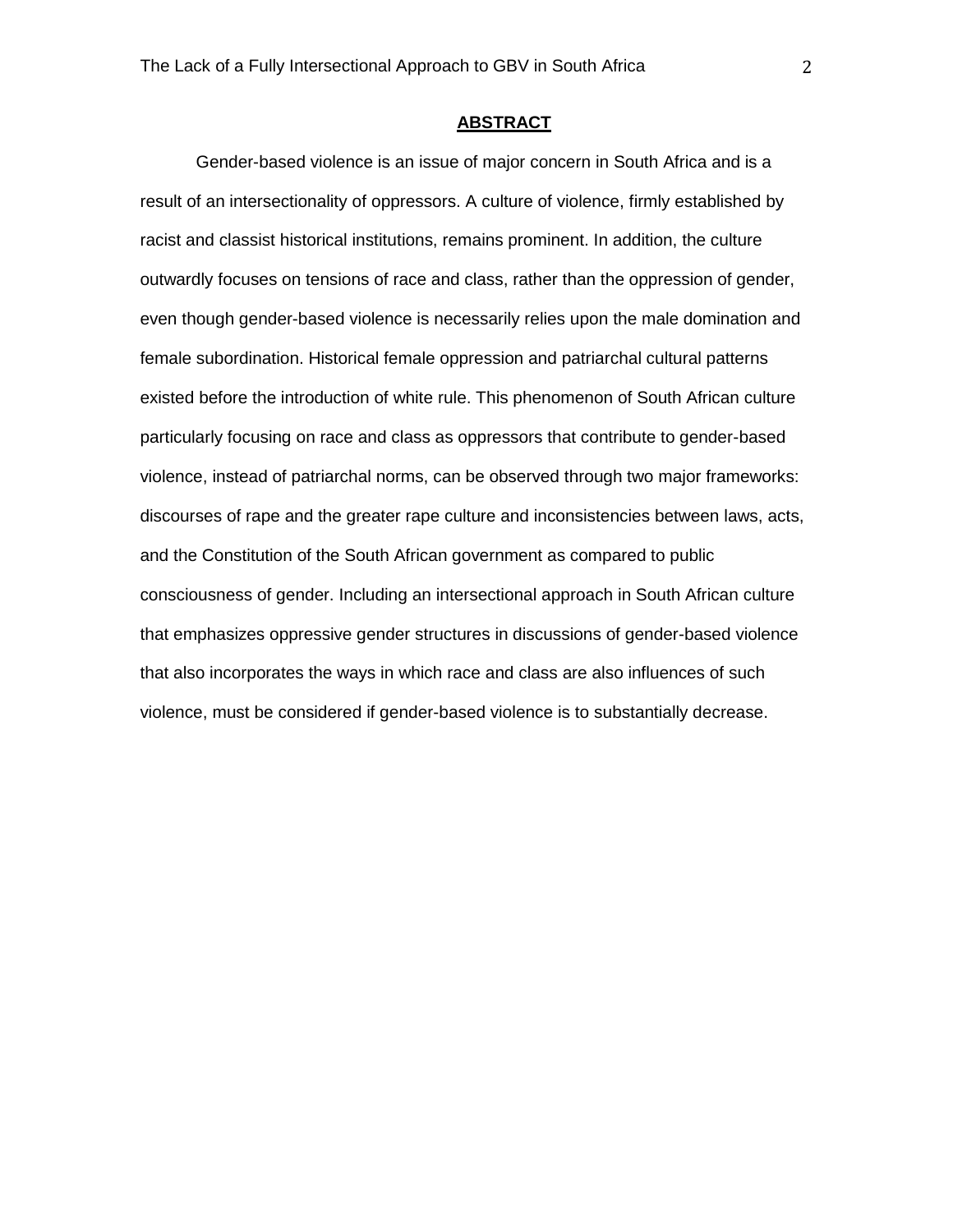## ABSTRACT

Gender-based violence is an issue of major concern in South Africa and is a result of an intersectionality of oppressors. A culture of violence, firmly established by racist and classist historical institutions, remains prominent. In addition, the culture outwardly focuses on tensions of race and class, rather than the oppression of gender, even though gender-based violence is necessarily relies upon the male domination and female subordination. Historical female oppression and patriarchal cultural patterns existed before the introduction of white rule. This phenomenon of South African culture particularly focusing on race and class as oppressors that contribute to gender-based violence, instead of patriarchal norms, can be observed through two major frameworks: discourses of rape and the greater rape culture and inconsistencies between laws, acts, and the Constitution of the South African government as compared to public consciousness of gender. Including an intersectional approach in South African culture that emphasizes oppressive gender structures in discussions of gender-based violence that also incorporates the ways in which race and class are also influences of such violence, must be considered if gender-based violence is to substantially decrease.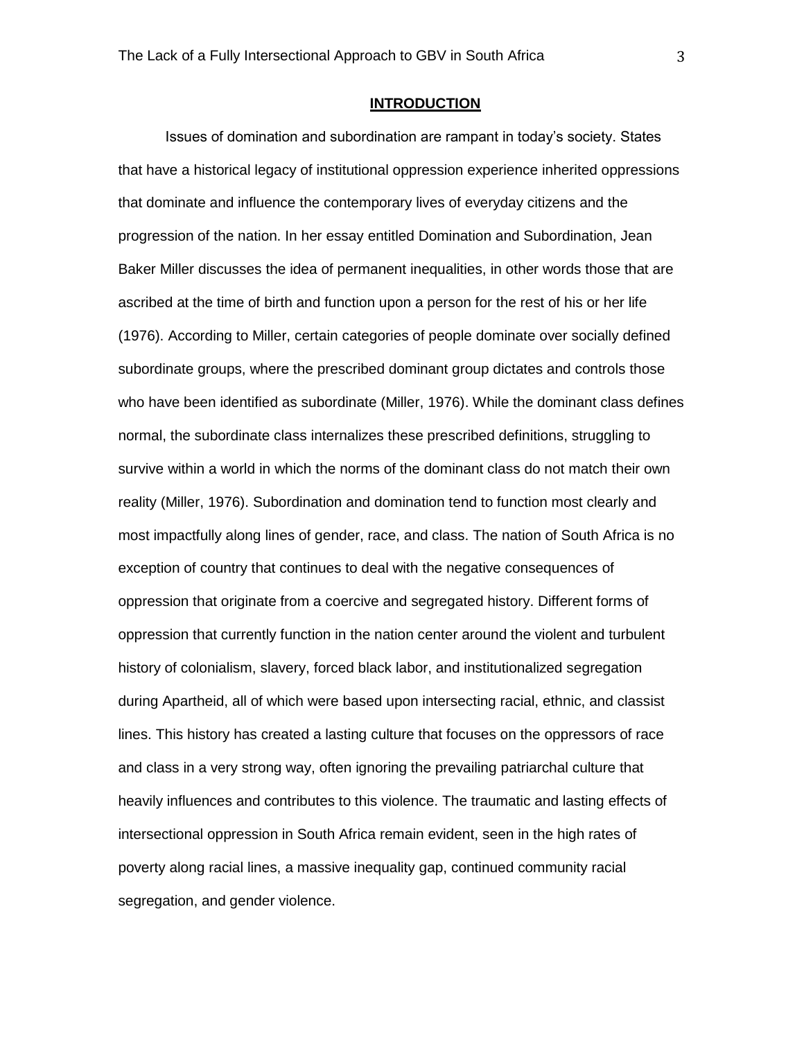## INTRODUCTION

Issues of domination and subordination are rampant in today's society. States that have a historical legacy of institutional oppression experience inherited oppressions that dominate and influence the contemporary lives of everyday citizens and the progression of the nation. In her essay entitled Domination and Subordination, Jean Baker Miller discusses the idea of permanent inequalities, in other words those that are ascribed at the time of birth and function upon a person for the rest of his or her life (1976). According to Miller, certain categories of people dominate over socially defined subordinate groups, where the prescribed dominant group dictates and controls those who have been identified as subordinate (Miller, 1976). While the dominant class defines normal, the subordinate class internalizes these prescribed definitions, struggling to survive within a world in which the norms of the dominant class do not match their own reality (Miller, 1976). Subordination and domination tend to function most clearly and most impactfully along lines of gender, race, and class. The nation of South Africa is no exception of country that continues to deal with the negative consequences of oppression that originate from a coercive and segregated history. Different forms of oppression that currently function in the nation center around the violent and turbulent history of colonialism, slavery, forced black labor, and institutionalized segregation during Apartheid, all of which were based upon intersecting racial, ethnic, and classist lines. This history has created a lasting culture that focuses on the oppressors of race and class in a very strong way, often ignoring the prevailing patriarchal culture that heavily influences and contributes to this violence. The traumatic and lasting effects of intersectional oppression in South Africa remain evident, seen in the high rates of poverty along racial lines, a massive inequality gap, continued community racial segregation, and gender violence.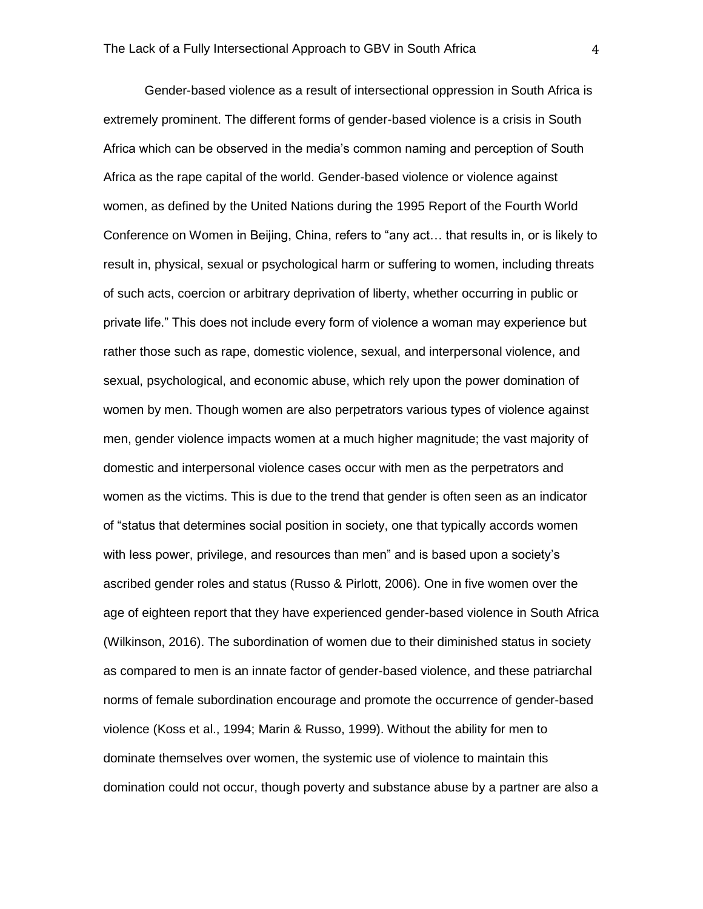Gender-based violence as a result of intersectional oppression in South Africa is extremely prominent. The different forms of gender-based violence is a crisis in South Africa which can be observed in the media's common naming and perception of South Africa as the rape capital of the world. Gender-based violence or violence against women, as defined by the United Nations during the 1995 Report of the Fourth World Conference on Women in Beijing, China, refers to "any act… that results in, or is likely to result in, physical, sexual or psychological harm or suffering to women, including threats of such acts, coercion or arbitrary deprivation of liberty, whether occurring in public or private life." This does not include every form of violence a woman may experience but rather those such as rape, domestic violence, sexual, and interpersonal violence, and sexual, psychological, and economic abuse, which rely upon the power domination of women by men. Though women are also perpetrators various types of violence against men, gender violence impacts women at a much higher magnitude; the vast majority of domestic and interpersonal violence cases occur with men as the perpetrators and women as the victims. This is due to the trend that gender is often seen as an indicator of "status that determines social position in society, one that typically accords women with less power, privilege, and resources than men" and is based upon a society's ascribed gender roles and status (Russo & Pirlott, 2006). One in five women over the age of eighteen report that they have experienced gender-based violence in South Africa (Wilkinson, 2016). The subordination of women due to their diminished status in society as compared to men is an innate factor of gender-based violence, and these patriarchal norms of female subordination encourage and promote the occurrence of gender-based violence (Koss et al., 1994; Marin & Russo, 1999). Without the ability for men to dominate themselves over women, the systemic use of violence to maintain this domination could not occur, though poverty and substance abuse by a partner are also a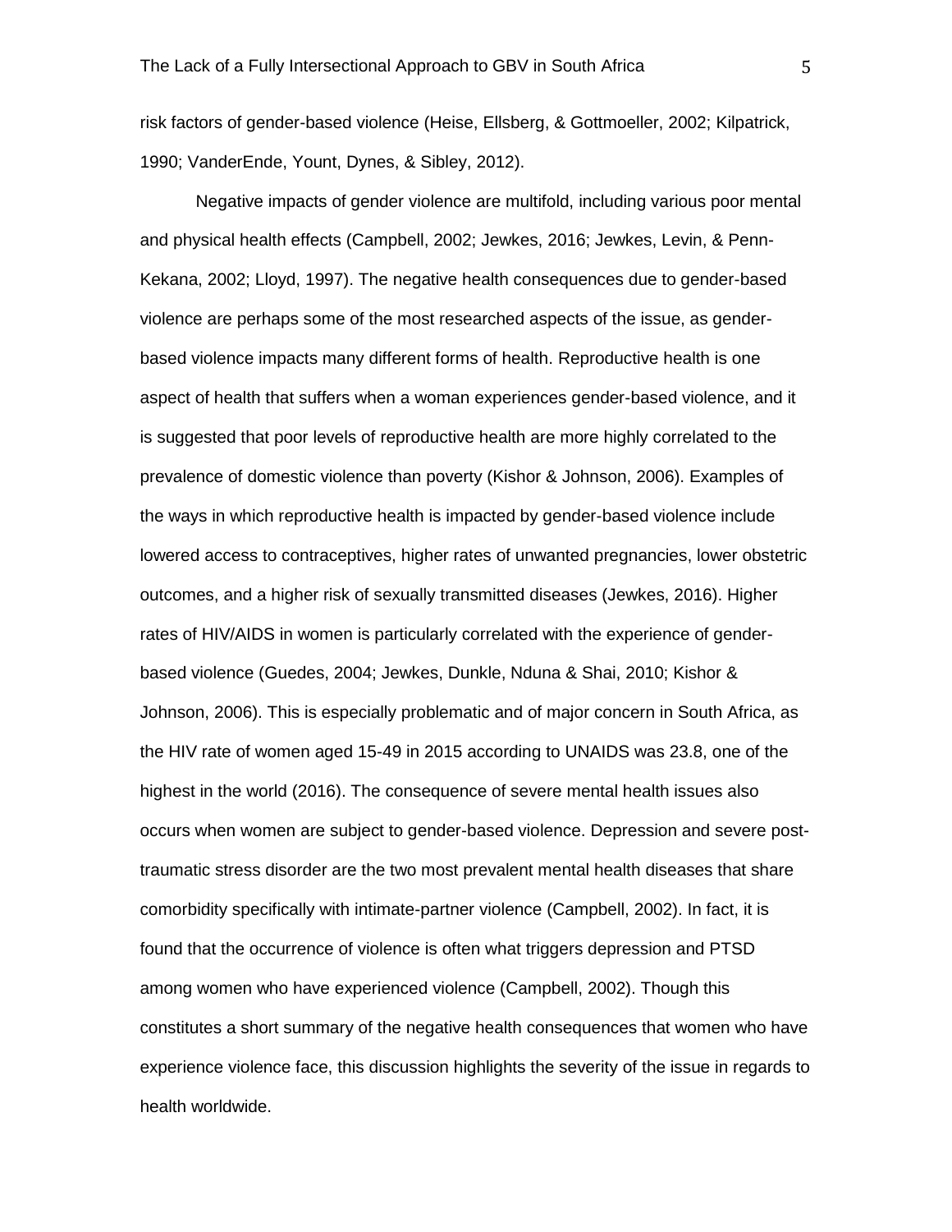risk factors of gender-based violence (Heise, Ellsberg, & Gottmoeller, 2002; Kilpatrick, 1990; VanderEnde, Yount, Dynes, & Sibley, 2012).

Negative impacts of gender violence are multifold, including various poor mental and physical health effects (Campbell, 2002; Jewkes, 2016; Jewkes, Levin, & Penn-Kekana, 2002; Lloyd, 1997). The negative health consequences due to gender-based violence are perhaps some of the most researched aspects of the issue, as gender-based violence impacts many different forms of health. Reproductive health is one aspect of health that suffers when a woman experiences gender-based violence, and it is suggested that poor levels of reproductive health are more highly correlated to the prevalence of domestic violence than poverty (Kishor & Johnson, 2006). Examples of the ways in which reproductive health is impacted by gender-based violence include lowered access to contraceptives, higher rates of unwanted pregnancies, lower obstetric outcomes, and a higher risk of sexually transmitted diseases (Jewkes, 2016). Higher rates of HIV/AIDS in women is particularly correlated with the experience of gender-based violence (Guedes, 2004; Jewkes, Dunkle, Nduna & Shai, 2010; Kishor & Johnson, 2006). This is especially problematic and of major concern in South Africa, as the HIV rate of women aged 15-49 in 2015 according to UNAIDS was 23.8, one of the highest in the world (2016). The consequence of severe mental health issues also occurs when women are subject to gender-based violence. Depression and severe post-traumatic stress disorder are the two most prevalent mental health diseases that share comorbidity specifically with intimate-partner violence (Campbell, 2002). In fact, it is found that the occurrence of violence is often what triggers depression and PTSD among women who have experienced violence (Campbell, 2002). Though this constitutes a short summary of the negative health consequences that women who have experience violence face, this discussion highlights the severity of the issue in regards to health worldwide.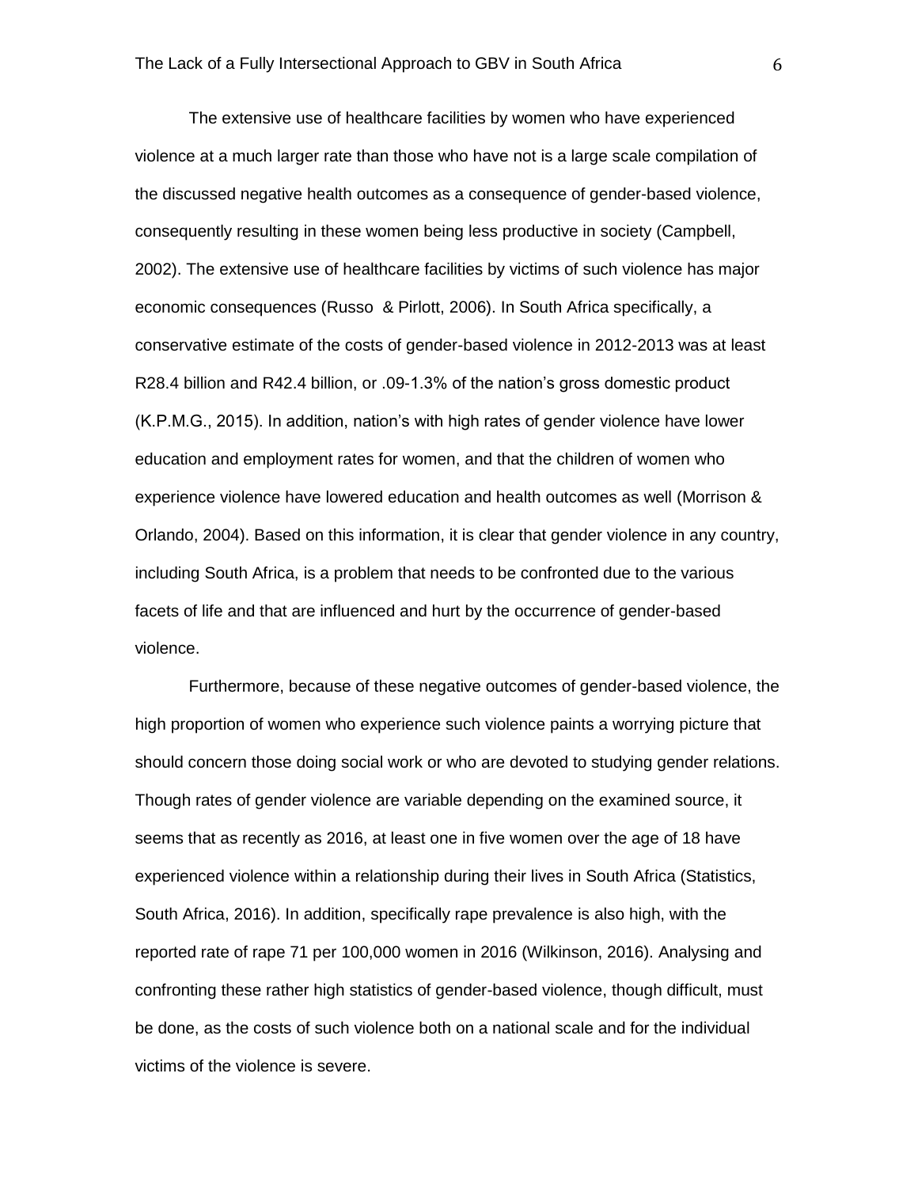The extensive use of healthcare facilities by women who have experienced violence at a much larger rate than those who have not is a large scale compilation of the discussed negative health outcomes as a consequence of gender-based violence, consequently resulting in these women being less productive in society (Campbell, 2002). The extensive use of healthcare facilities by victims of such violence has major economic consequences (Russo  & Pirlott, 2006). In South Africa specifically, a conservative estimate of the costs of gender-based violence in 2012-2013 was at least R28.4 billion and R42.4 billion, or .09-1.3% of the nation's gross domestic product (K.P.M.G., 2015). In addition, nation's with high rates of gender violence have lower education and employment rates for women, and that the children of women who experience violence have lowered education and health outcomes as well (Morrison & Orlando, 2004). Based on this information, it is clear that gender violence in any country, including South Africa, is a problem that needs to be confronted due to the various facets of life and that are influenced and hurt by the occurrence of gender-based violence.

Furthermore, because of these negative outcomes of gender-based violence, the high proportion of women who experience such violence paints a worrying picture that should concern those doing social work or who are devoted to studying gender relations. Though rates of gender violence are variable depending on the examined source, it seems that as recently as 2016, at least one in five women over the age of 18 have experienced violence within a relationship during their lives in South Africa (Statistics, South Africa, 2016). In addition, specifically rape prevalence is also high, with the reported rate of rape 71 per 100,000 women in 2016 (Wilkinson, 2016). Analysing and confronting these rather high statistics of gender-based violence, though difficult, must be done, as the costs of such violence both on a national scale and for the individual victims of the violence is severe.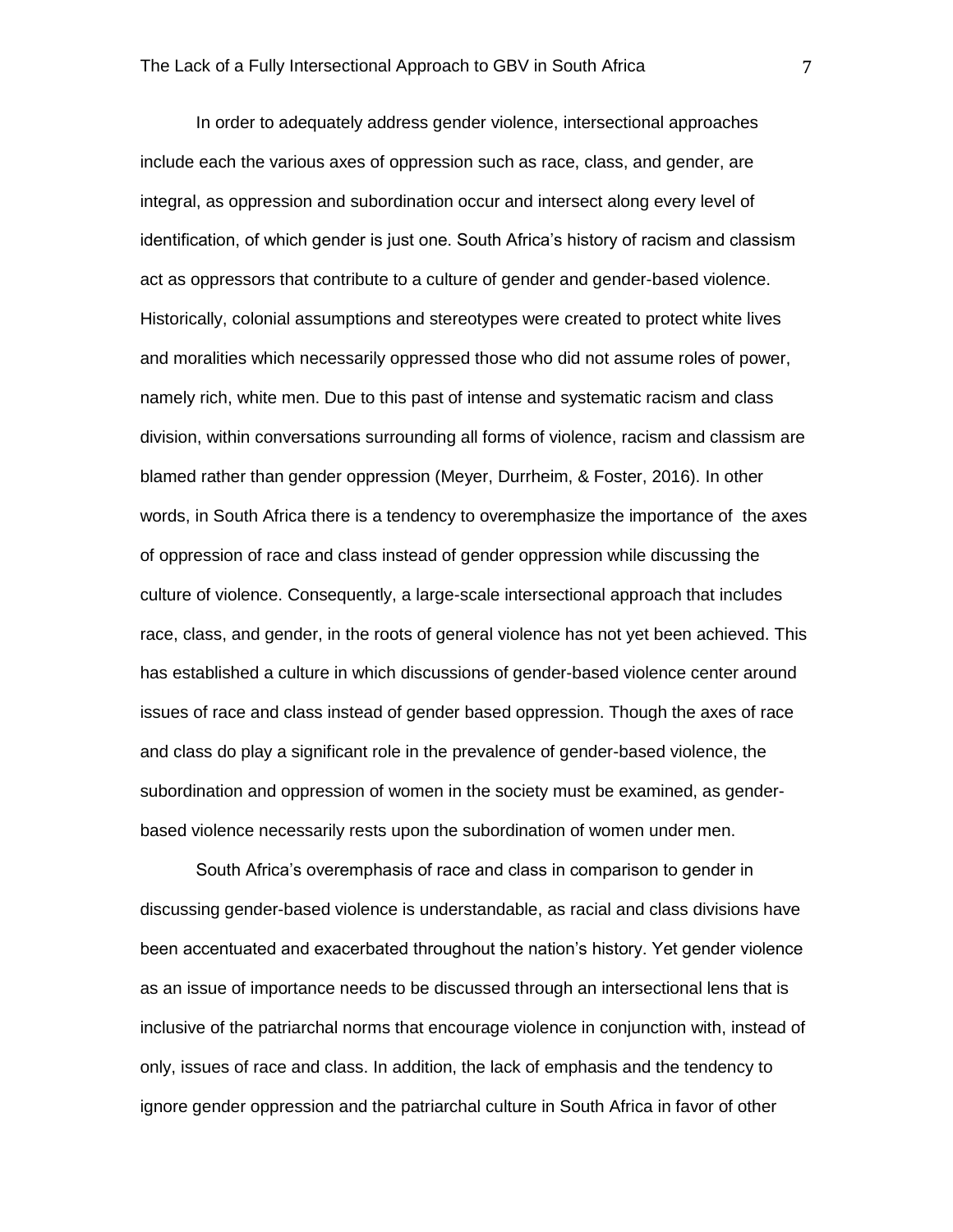In order to adequately address gender violence, intersectional approaches include each the various axes of oppression such as race, class, and gender, are integral, as oppression and subordination occur and intersect along every level of identification, of which gender is just one. South Africa's history of racism and classism act as oppressors that contribute to a culture of gender and gender-based violence. Historically, colonial assumptions and stereotypes were created to protect white lives and moralities which necessarily oppressed those who did not assume roles of power, namely rich, white men. Due to this past of intense and systematic racism and class division, within conversations surrounding all forms of violence, racism and classism are blamed rather than gender oppression (Meyer, Durrheim, & Foster, 2016). In other words, in South Africa there is a tendency to overemphasize the importance of  the axes of oppression of race and class instead of gender oppression while discussing the culture of violence. Consequently, a large-scale intersectional approach that includes race, class, and gender, in the roots of general violence has not yet been achieved. This has established a culture in which discussions of gender-based violence center around issues of race and class instead of gender based oppression. Though the axes of race and class do play a significant role in the prevalence of gender-based violence, the subordination and oppression of women in the society must be examined, as gender-based violence necessarily rests upon the subordination of women under men.

South Africa's overemphasis of race and class in comparison to gender in discussing gender-based violence is understandable, as racial and class divisions have been accentuated and exacerbated throughout the nation's history. Yet gender violence as an issue of importance needs to be discussed through an intersectional lens that is inclusive of the patriarchal norms that encourage violence in conjunction with, instead of only, issues of race and class. In addition, the lack of emphasis and the tendency to ignore gender oppression and the patriarchal culture in South Africa in favor of other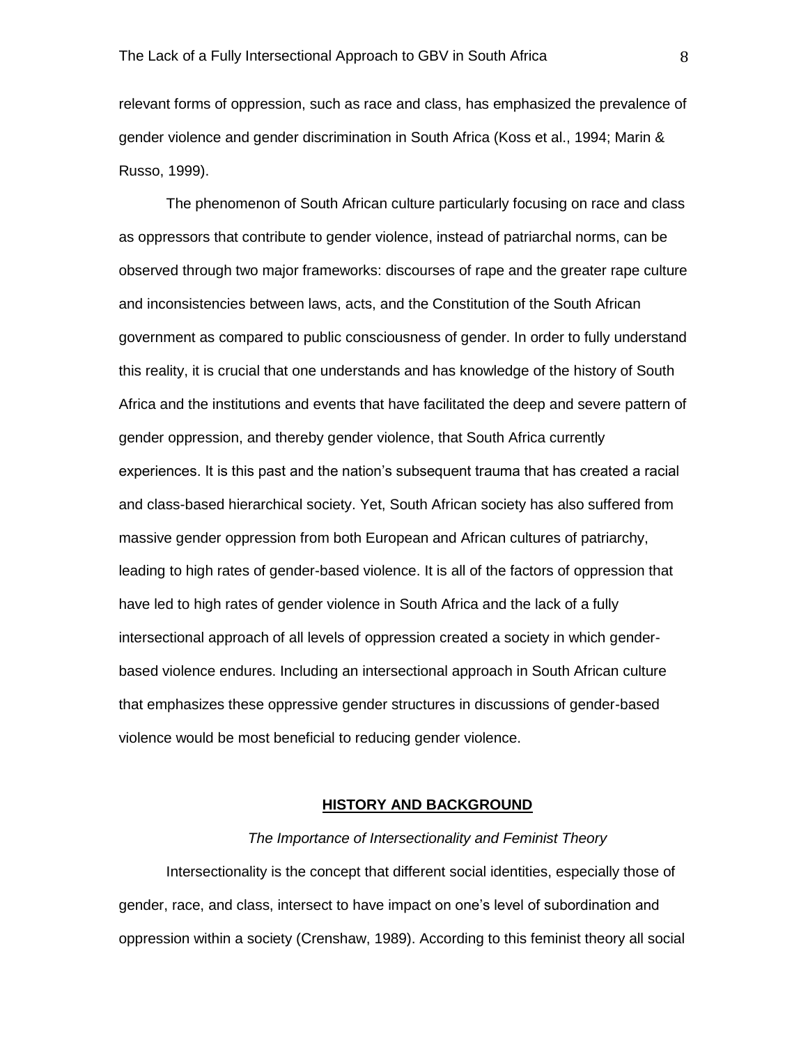relevant forms of oppression, such as race and class, has emphasized the prevalence of gender violence and gender discrimination in South Africa (Koss et al., 1994; Marin & Russo, 1999).

The phenomenon of South African culture particularly focusing on race and class as oppressors that contribute to gender violence, instead of patriarchal norms, can be observed through two major frameworks: discourses of rape and the greater rape culture and inconsistencies between laws, acts, and the Constitution of the South African government as compared to public consciousness of gender. In order to fully understand this reality, it is crucial that one understands and has knowledge of the history of South Africa and the institutions and events that have facilitated the deep and severe pattern of gender oppression, and thereby gender violence, that South Africa currently experiences. It is this past and the nation's subsequent trauma that has created a racial and class-based hierarchical society. Yet, South African society has also suffered from massive gender oppression from both European and African cultures of patriarchy, leading to high rates of gender-based violence. It is all of the factors of oppression that have led to high rates of gender violence in South Africa and the lack of a fully intersectional approach of all levels of oppression created a society in which gender-based violence endures. Including an intersectional approach in South African culture that emphasizes these oppressive gender structures in discussions of gender-based violence would be most beneficial to reducing gender violence.

## HISTORY AND BACKGROUND

### *The Importance of Intersectionality and Feminist Theory*

Intersectionality is the concept that different social identities, especially those of gender, race, and class, intersect to have impact on one's level of subordination and oppression within a society (Crenshaw, 1989). According to this feminist theory all social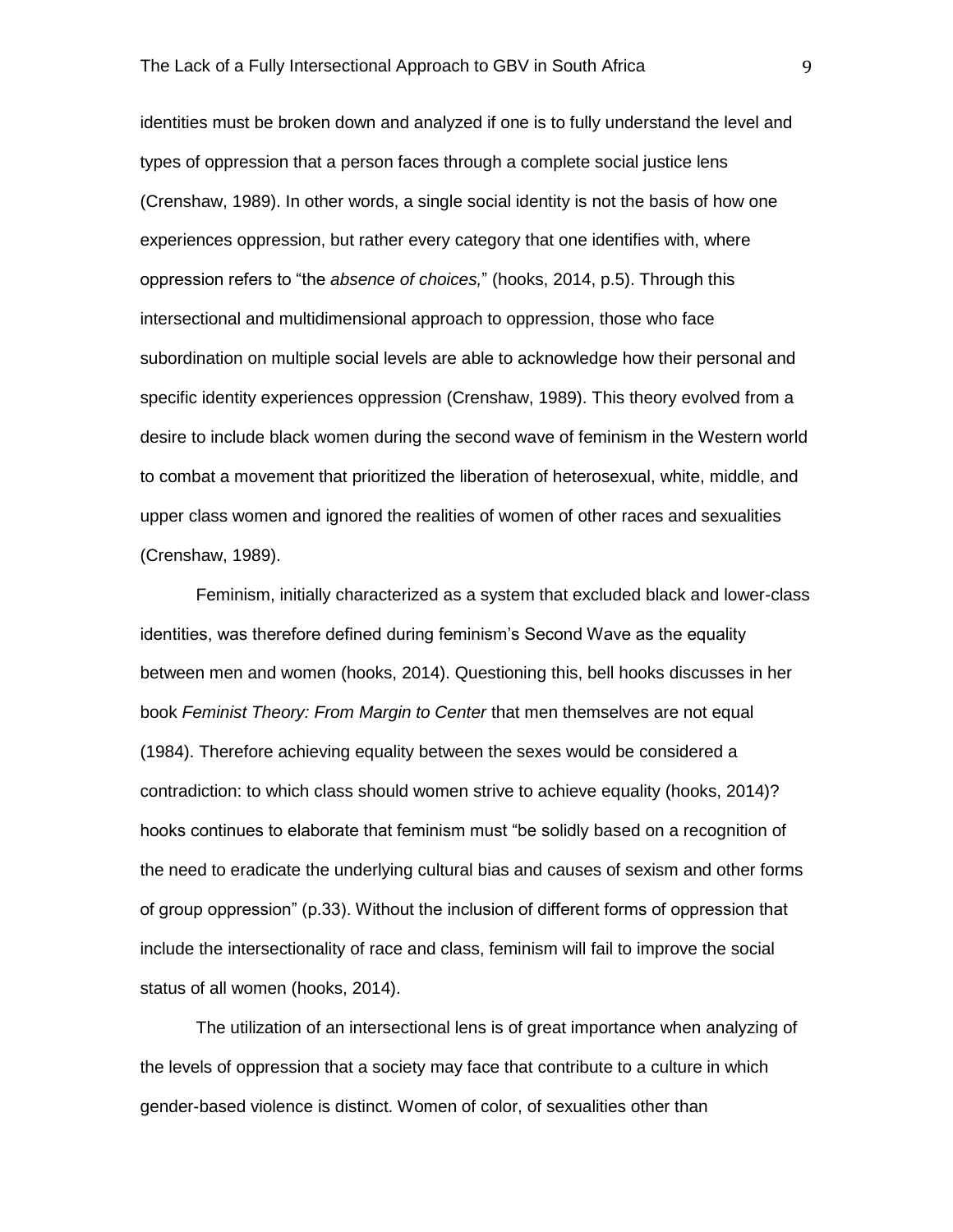identities must be broken down and analyzed if one is to fully understand the level and types of oppression that a person faces through a complete social justice lens (Crenshaw, 1989). In other words, a single social identity is not the basis of how one experiences oppression, but rather every category that one identifies with, where oppression refers to "the *absence of choices,*" (hooks, 2014, p.5). Through this intersectional and multidimensional approach to oppression, those who face subordination on multiple social levels are able to acknowledge how their personal and specific identity experiences oppression (Crenshaw, 1989). This theory evolved from a desire to include black women during the second wave of feminism in the Western world to combat a movement that prioritized the liberation of heterosexual, white, middle, and upper class women and ignored the realities of women of other races and sexualities (Crenshaw, 1989).

Feminism, initially characterized as a system that excluded black and lower-class identities, was therefore defined during feminism's Second Wave as the equality between men and women (hooks, 2014). Questioning this, bell hooks discusses in her book *Feminist Theory: From Margin to Center* that men themselves are not equal (1984). Therefore achieving equality between the sexes would be considered a contradiction: to which class should women strive to achieve equality (hooks, 2014)? hooks continues to elaborate that feminism must "be solidly based on a recognition of the need to eradicate the underlying cultural bias and causes of sexism and other forms of group oppression" (p.33). Without the inclusion of different forms of oppression that include the intersectionality of race and class, feminism will fail to improve the social status of all women (hooks, 2014).

The utilization of an intersectional lens is of great importance when analyzing of the levels of oppression that a society may face that contribute to a culture in which gender-based violence is distinct. Women of color, of sexualities other than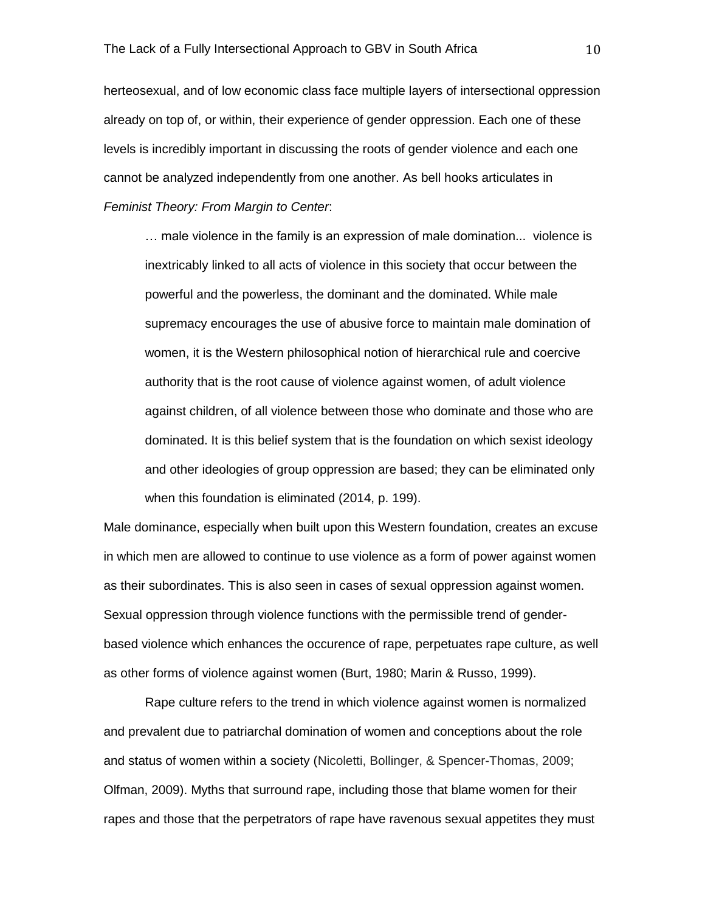herteosexual, and of low economic class face multiple layers of intersectional oppression already on top of, or within, their experience of gender oppression. Each one of these levels is incredibly important in discussing the roots of gender violence and each one cannot be analyzed independently from one another. As bell hooks articulates in *Feminist Theory: From Margin to Center*:

> … male violence in the family is an expression of male domination... violence is inextricably linked to all acts of violence in this society that occur between the powerful and the powerless, the dominant and the dominated. While male supremacy encourages the use of abusive force to maintain male domination of women, it is the Western philosophical notion of hierarchical rule and coercive authority that is the root cause of violence against women, of adult violence against children, of all violence between those who dominate and those who are dominated. It is this belief system that is the foundation on which sexist ideology and other ideologies of group oppression are based; they can be eliminated only when this foundation is eliminated (2014, p. 199).

Male dominance, especially when built upon this Western foundation, creates an excuse in which men are allowed to continue to use violence as a form of power against women as their subordinates. This is also seen in cases of sexual oppression against women. Sexual oppression through violence functions with the permissible trend of gender-based violence which enhances the occurence of rape, perpetuates rape culture, as well as other forms of violence against women (Burt, 1980; Marin & Russo, 1999).

Rape culture refers to the trend in which violence against women is normalized and prevalent due to patriarchal domination of women and conceptions about the role and status of women within a society (Nicoletti, Bollinger, & Spencer-Thomas, 2009; Olfman, 2009). Myths that surround rape, including those that blame women for their rapes and those that the perpetrators of rape have ravenous sexual appetites they must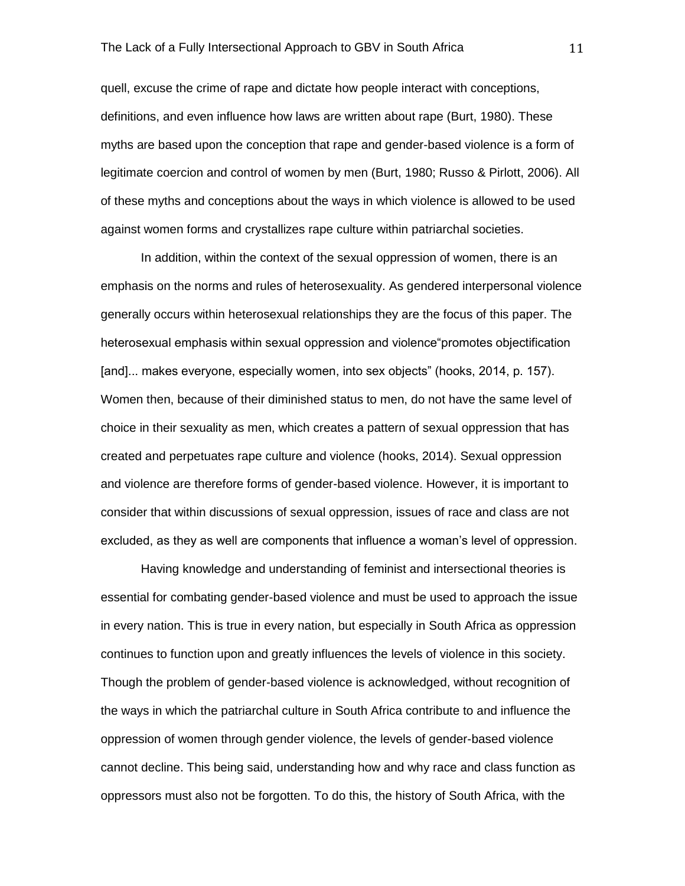quell, excuse the crime of rape and dictate how people interact with conceptions, definitions, and even influence how laws are written about rape (Burt, 1980). These myths are based upon the conception that rape and gender-based violence is a form of legitimate coercion and control of women by men (Burt, 1980; Russo & Pirlott, 2006). All of these myths and conceptions about the ways in which violence is allowed to be used against women forms and crystallizes rape culture within patriarchal societies.

In addition, within the context of the sexual oppression of women, there is an emphasis on the norms and rules of heterosexuality. As gendered interpersonal violence generally occurs within heterosexual relationships they are the focus of this paper. The heterosexual emphasis within sexual oppression and violence"promotes objectification [and]... makes everyone, especially women, into sex objects" (hooks, 2014, p. 157). Women then, because of their diminished status to men, do not have the same level of choice in their sexuality as men, which creates a pattern of sexual oppression that has created and perpetuates rape culture and violence (hooks, 2014). Sexual oppression and violence are therefore forms of gender-based violence. However, it is important to consider that within discussions of sexual oppression, issues of race and class are not excluded, as they as well are components that influence a woman's level of oppression.

Having knowledge and understanding of feminist and intersectional theories is essential for combating gender-based violence and must be used to approach the issue in every nation. This is true in every nation, but especially in South Africa as oppression continues to function upon and greatly influences the levels of violence in this society. Though the problem of gender-based violence is acknowledged, without recognition of the ways in which the patriarchal culture in South Africa contribute to and influence the oppression of women through gender violence, the levels of gender-based violence cannot decline. This being said, understanding how and why race and class function as oppressors must also not be forgotten. To do this, the history of South Africa, with the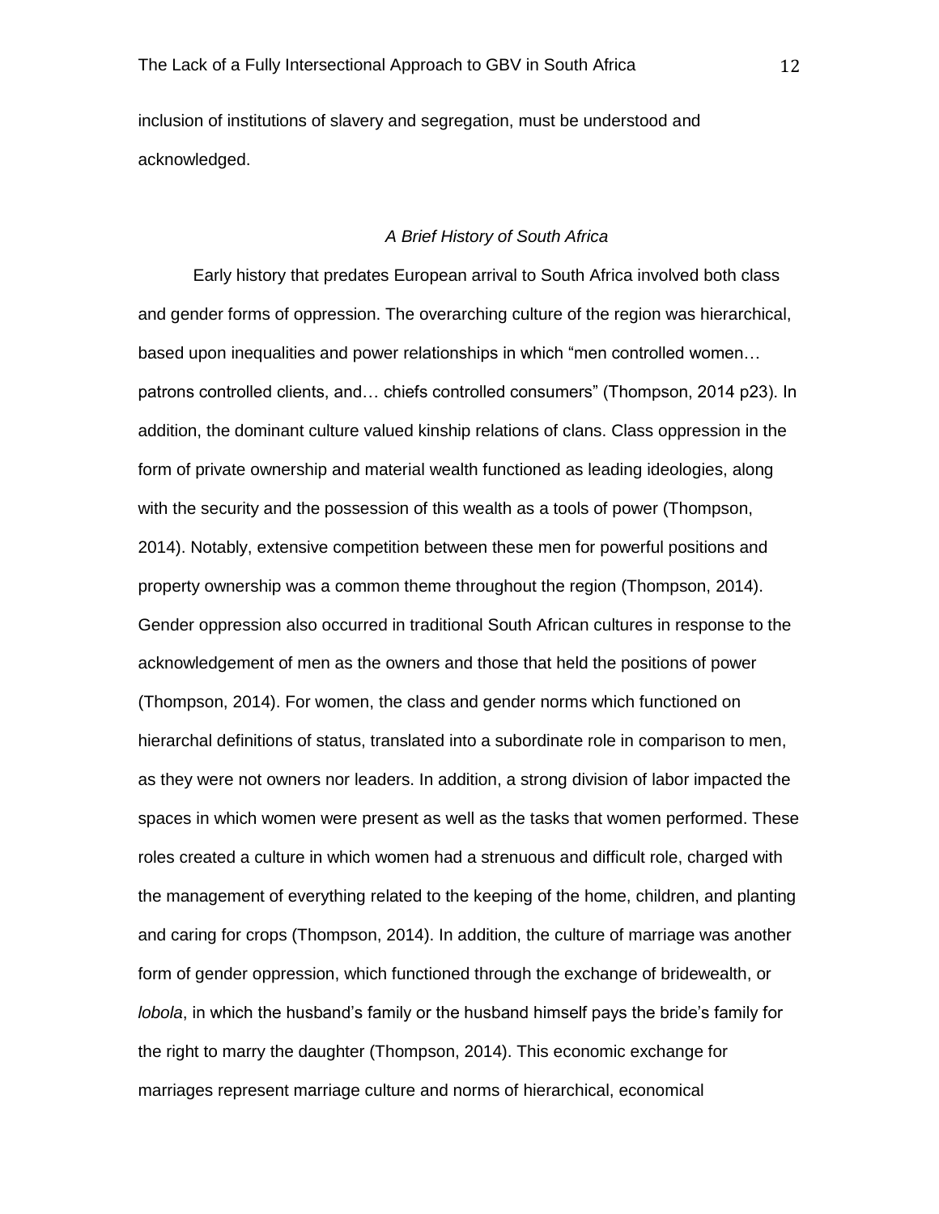inclusion of institutions of slavery and segregation, must be understood and acknowledged.

### *A Brief History of South Africa*

Early history that predates European arrival to South Africa involved both class and gender forms of oppression. The overarching culture of the region was hierarchical, based upon inequalities and power relationships in which "men controlled women… patrons controlled clients, and… chiefs controlled consumers" (Thompson, 2014 p23). In addition, the dominant culture valued kinship relations of clans. Class oppression in the form of private ownership and material wealth functioned as leading ideologies, along with the security and the possession of this wealth as a tools of power (Thompson, 2014). Notably, extensive competition between these men for powerful positions and property ownership was a common theme throughout the region (Thompson, 2014). Gender oppression also occurred in traditional South African cultures in response to the acknowledgement of men as the owners and those that held the positions of power (Thompson, 2014). For women, the class and gender norms which functioned on hierarchal definitions of status, translated into a subordinate role in comparison to men, as they were not owners nor leaders. In addition, a strong division of labor impacted the spaces in which women were present as well as the tasks that women performed. These roles created a culture in which women had a strenuous and difficult role, charged with the management of everything related to the keeping of the home, children, and planting and caring for crops (Thompson, 2014). In addition, the culture of marriage was another form of gender oppression, which functioned through the exchange of bridewealth, or *lobola*, in which the husband's family or the husband himself pays the bride's family for the right to marry the daughter (Thompson, 2014). This economic exchange for marriages represent marriage culture and norms of hierarchical, economical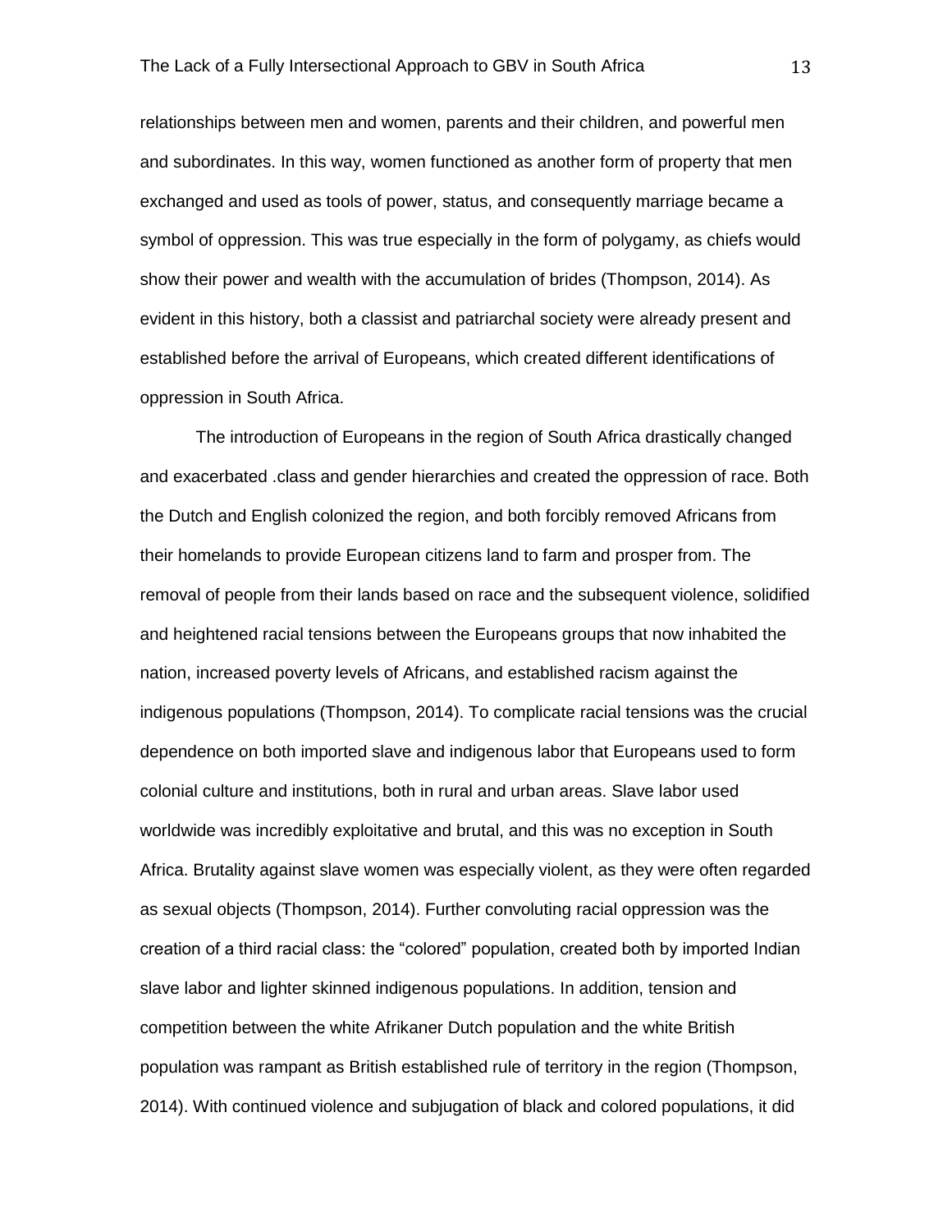relationships between men and women, parents and their children, and powerful men and subordinates. In this way, women functioned as another form of property that men exchanged and used as tools of power, status, and consequently marriage became a symbol of oppression. This was true especially in the form of polygamy, as chiefs would show their power and wealth with the accumulation of brides (Thompson, 2014). As evident in this history, both a classist and patriarchal society were already present and established before the arrival of Europeans, which created different identifications of oppression in South Africa.

The introduction of Europeans in the region of South Africa drastically changed and exacerbated .class and gender hierarchies and created the oppression of race. Both the Dutch and English colonized the region, and both forcibly removed Africans from their homelands to provide European citizens land to farm and prosper from. The removal of people from their lands based on race and the subsequent violence, solidified and heightened racial tensions between the Europeans groups that now inhabited the nation, increased poverty levels of Africans, and established racism against the indigenous populations (Thompson, 2014). To complicate racial tensions was the crucial dependence on both imported slave and indigenous labor that Europeans used to form colonial culture and institutions, both in rural and urban areas. Slave labor used worldwide was incredibly exploitative and brutal, and this was no exception in South Africa. Brutality against slave women was especially violent, as they were often regarded as sexual objects (Thompson, 2014). Further convoluting racial oppression was the creation of a third racial class: the "colored" population, created both by imported Indian slave labor and lighter skinned indigenous populations. In addition, tension and competition between the white Afrikaner Dutch population and the white British population was rampant as British established rule of territory in the region (Thompson, 2014). With continued violence and subjugation of black and colored populations, it did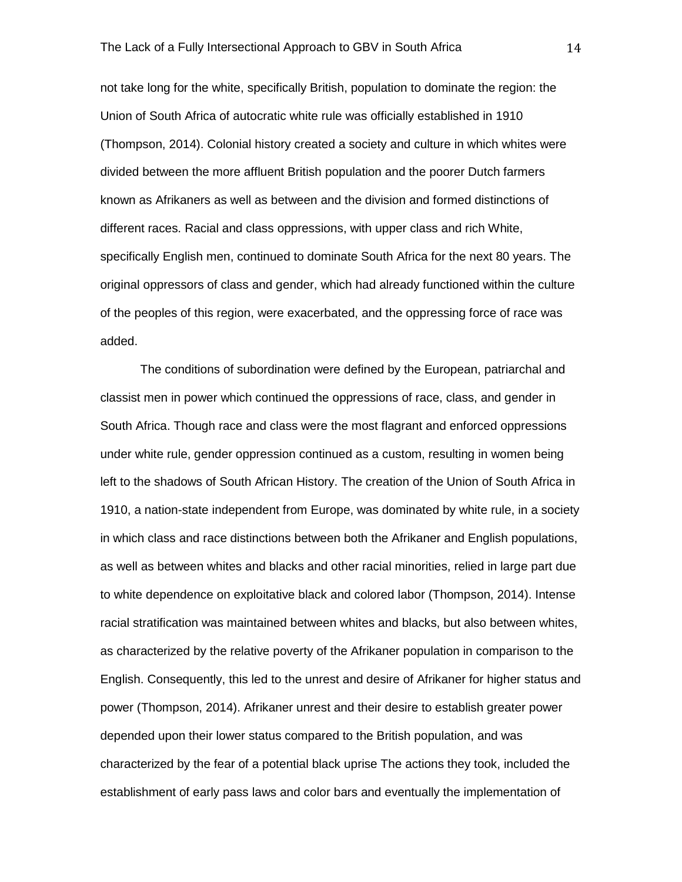not take long for the white, specifically British, population to dominate the region: the Union of South Africa of autocratic white rule was officially established in 1910 (Thompson, 2014). Colonial history created a society and culture in which whites were divided between the more affluent British population and the poorer Dutch farmers known as Afrikaners as well as between and the division and formed distinctions of different races. Racial and class oppressions, with upper class and rich White, specifically English men, continued to dominate South Africa for the next 80 years. The original oppressors of class and gender, which had already functioned within the culture of the peoples of this region, were exacerbated, and the oppressing force of race was added.

The conditions of subordination were defined by the European, patriarchal and classist men in power which continued the oppressions of race, class, and gender in South Africa. Though race and class were the most flagrant and enforced oppressions under white rule, gender oppression continued as a custom, resulting in women being left to the shadows of South African History. The creation of the Union of South Africa in 1910, a nation-state independent from Europe, was dominated by white rule, in a society in which class and race distinctions between both the Afrikaner and English populations, as well as between whites and blacks and other racial minorities, relied in large part due to white dependence on exploitative black and colored labor (Thompson, 2014). Intense racial stratification was maintained between whites and blacks, but also between whites, as characterized by the relative poverty of the Afrikaner population in comparison to the English. Consequently, this led to the unrest and desire of Afrikaner for higher status and power (Thompson, 2014). Afrikaner unrest and their desire to establish greater power depended upon their lower status compared to the British population, and was characterized by the fear of a potential black uprise The actions they took, included the establishment of early pass laws and color bars and eventually the implementation of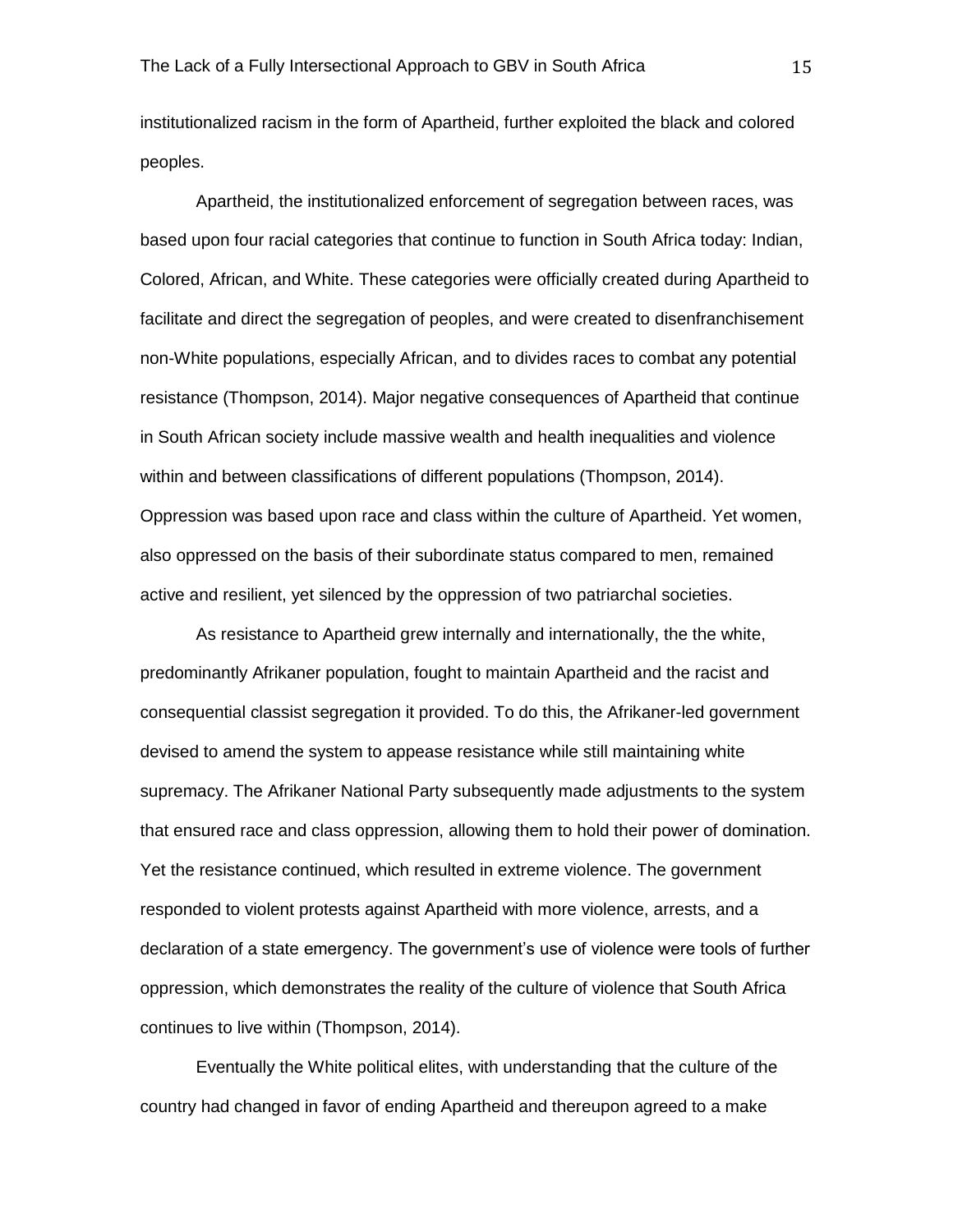institutionalized racism in the form of Apartheid, further exploited the black and colored peoples.

Apartheid, the institutionalized enforcement of segregation between races, was based upon four racial categories that continue to function in South Africa today: Indian, Colored, African, and White. These categories were officially created during Apartheid to facilitate and direct the segregation of peoples, and were created to disenfranchisement non-White populations, especially African, and to divides races to combat any potential resistance (Thompson, 2014). Major negative consequences of Apartheid that continue in South African society include massive wealth and health inequalities and violence within and between classifications of different populations (Thompson, 2014). Oppression was based upon race and class within the culture of Apartheid. Yet women, also oppressed on the basis of their subordinate status compared to men, remained active and resilient, yet silenced by the oppression of two patriarchal societies.

As resistance to Apartheid grew internally and internationally, the the white, predominantly Afrikaner population, fought to maintain Apartheid and the racist and consequential classist segregation it provided. To do this, the Afrikaner-led government devised to amend the system to appease resistance while still maintaining white supremacy. The Afrikaner National Party subsequently made adjustments to the system that ensured race and class oppression, allowing them to hold their power of domination. Yet the resistance continued, which resulted in extreme violence. The government responded to violent protests against Apartheid with more violence, arrests, and a declaration of a state emergency. The government's use of violence were tools of further oppression, which demonstrates the reality of the culture of violence that South Africa continues to live within (Thompson, 2014).

Eventually the White political elites, with understanding that the culture of the country had changed in favor of ending Apartheid and thereupon agreed to a make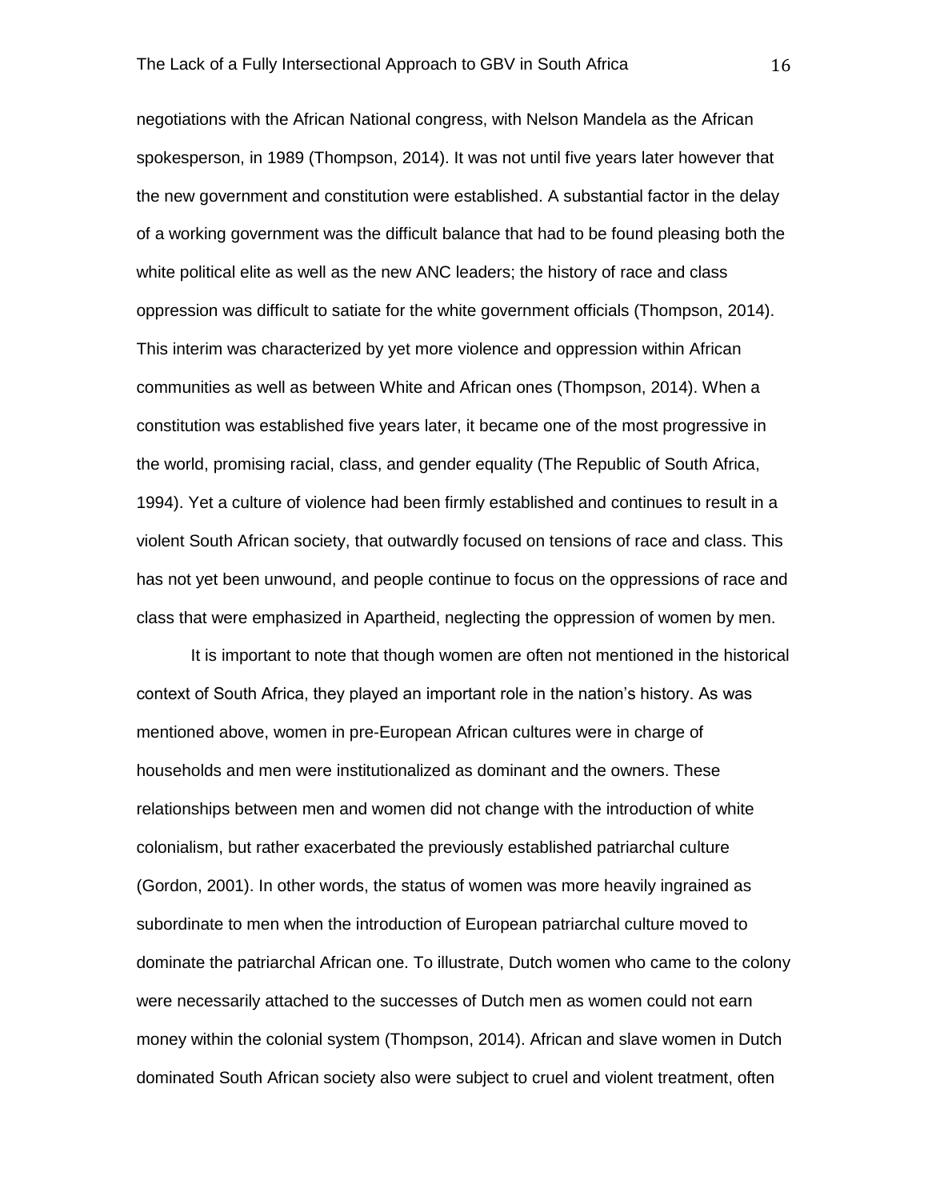negotiations with the African National congress, with Nelson Mandela as the African spokesperson, in 1989 (Thompson, 2014). It was not until five years later however that the new government and constitution were established. A substantial factor in the delay of a working government was the difficult balance that had to be found pleasing both the white political elite as well as the new ANC leaders; the history of race and class oppression was difficult to satiate for the white government officials (Thompson, 2014). This interim was characterized by yet more violence and oppression within African communities as well as between White and African ones (Thompson, 2014). When a constitution was established five years later, it became one of the most progressive in the world, promising racial, class, and gender equality (The Republic of South Africa, 1994). Yet a culture of violence had been firmly established and continues to result in a violent South African society, that outwardly focused on tensions of race and class. This has not yet been unwound, and people continue to focus on the oppressions of race and class that were emphasized in Apartheid, neglecting the oppression of women by men.

It is important to note that though women are often not mentioned in the historical context of South Africa, they played an important role in the nation's history. As was mentioned above, women in pre-European African cultures were in charge of households and men were institutionalized as dominant and the owners. These relationships between men and women did not change with the introduction of white colonialism, but rather exacerbated the previously established patriarchal culture (Gordon, 2001). In other words, the status of women was more heavily ingrained as subordinate to men when the introduction of European patriarchal culture moved to dominate the patriarchal African one. To illustrate, Dutch women who came to the colony were necessarily attached to the successes of Dutch men as women could not earn money within the colonial system (Thompson, 2014). African and slave women in Dutch dominated South African society also were subject to cruel and violent treatment, often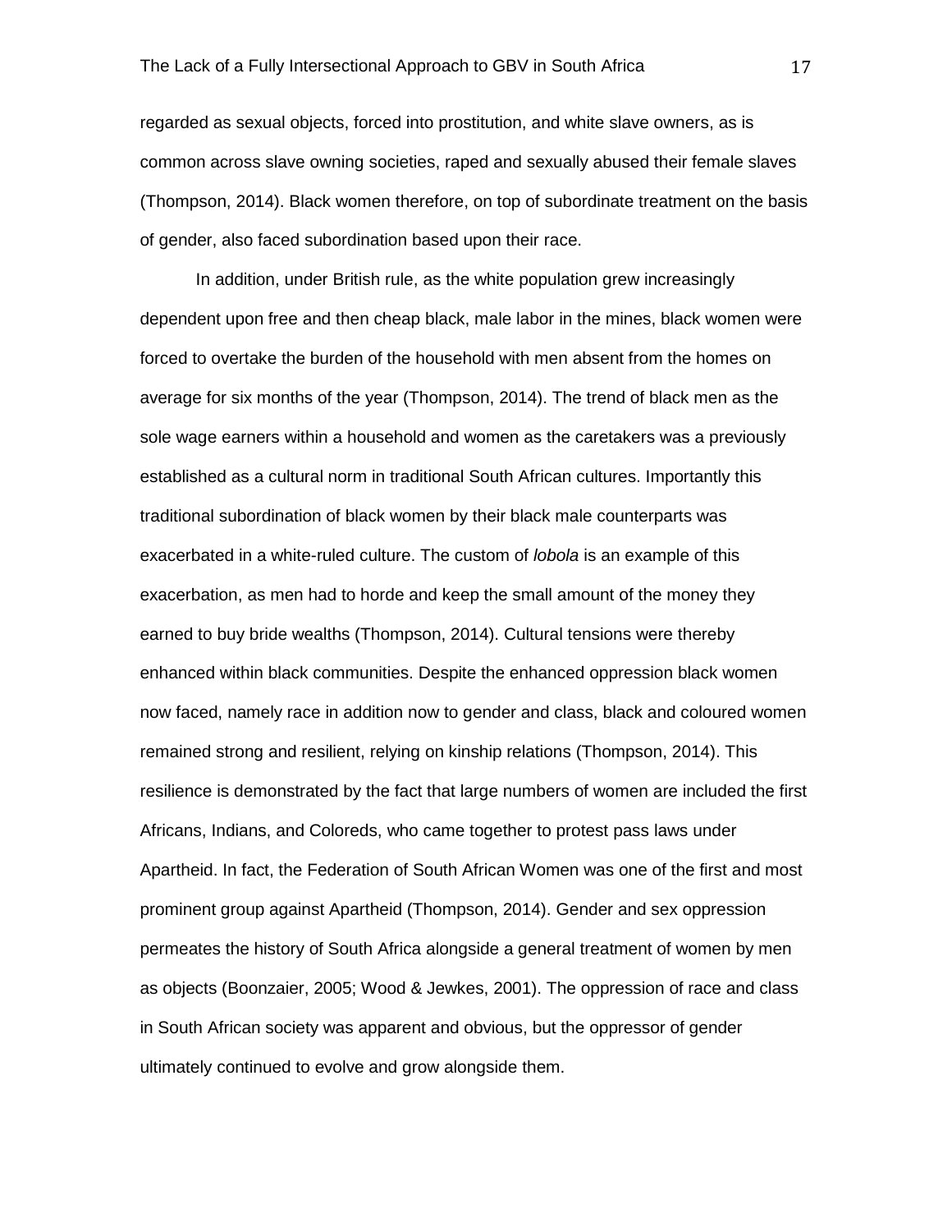regarded as sexual objects, forced into prostitution, and white slave owners, as is common across slave owning societies, raped and sexually abused their female slaves (Thompson, 2014). Black women therefore, on top of subordinate treatment on the basis of gender, also faced subordination based upon their race.

In addition, under British rule, as the white population grew increasingly dependent upon free and then cheap black, male labor in the mines, black women were forced to overtake the burden of the household with men absent from the homes on average for six months of the year (Thompson, 2014). The trend of black men as the sole wage earners within a household and women as the caretakers was a previously established as a cultural norm in traditional South African cultures. Importantly this traditional subordination of black women by their black male counterparts was exacerbated in a white-ruled culture. The custom of *lobola* is an example of this exacerbation, as men had to horde and keep the small amount of the money they earned to buy bride wealths (Thompson, 2014). Cultural tensions were thereby enhanced within black communities. Despite the enhanced oppression black women now faced, namely race in addition now to gender and class, black and coloured women remained strong and resilient, relying on kinship relations (Thompson, 2014). This resilience is demonstrated by the fact that large numbers of women are included the first Africans, Indians, and Coloreds, who came together to protest pass laws under Apartheid. In fact, the Federation of South African Women was one of the first and most prominent group against Apartheid (Thompson, 2014). Gender and sex oppression permeates the history of South Africa alongside a general treatment of women by men as objects (Boonzaier, 2005; Wood & Jewkes, 2001). The oppression of race and class in South African society was apparent and obvious, but the oppressor of gender ultimately continued to evolve and grow alongside them.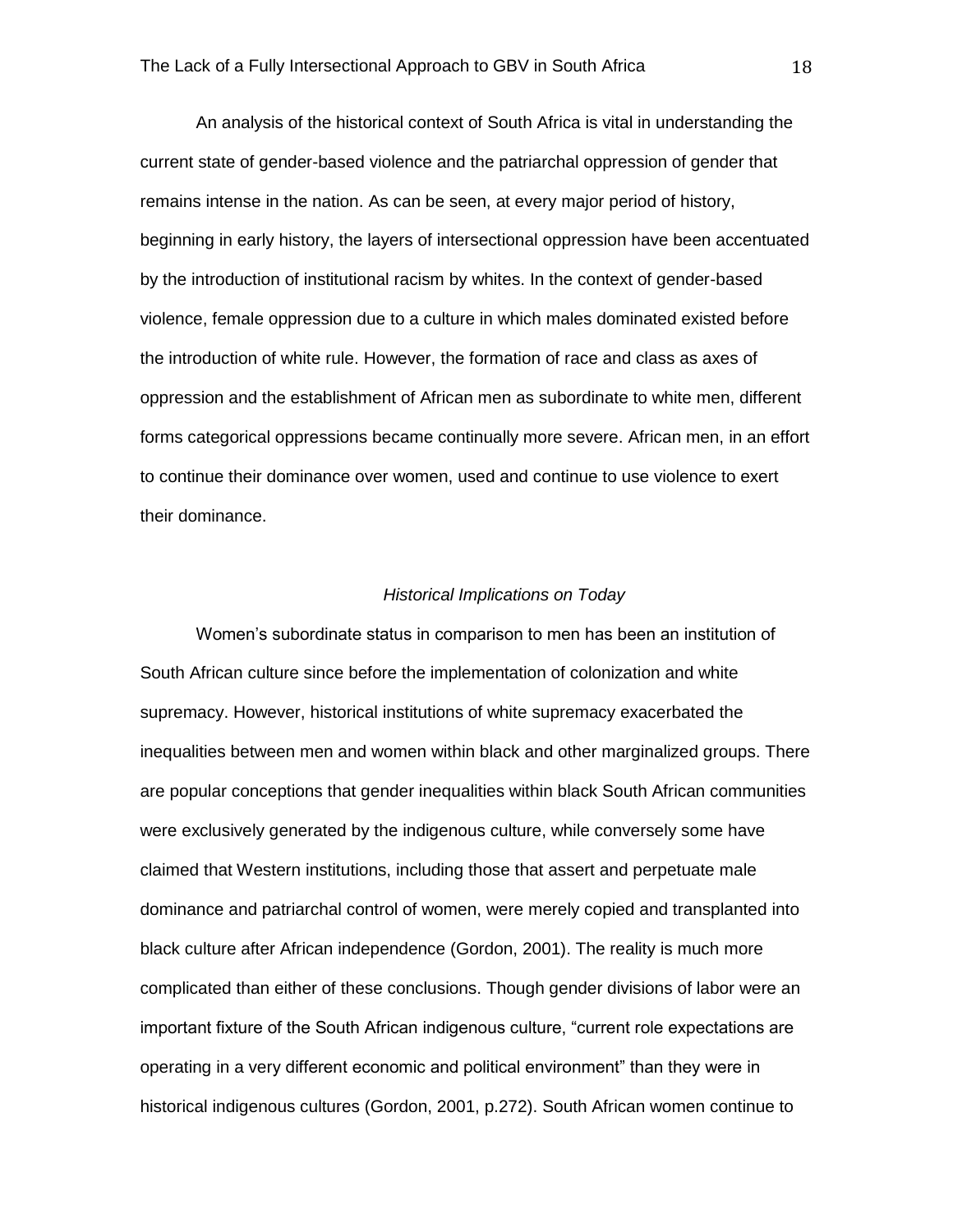An analysis of the historical context of South Africa is vital in understanding the current state of gender-based violence and the patriarchal oppression of gender that remains intense in the nation. As can be seen, at every major period of history, beginning in early history, the layers of intersectional oppression have been accentuated by the introduction of institutional racism by whites. In the context of gender-based violence, female oppression due to a culture in which males dominated existed before the introduction of white rule. However, the formation of race and class as axes of oppression and the establishment of African men as subordinate to white men, different forms categorical oppressions became continually more severe. African men, in an effort to continue their dominance over women, used and continue to use violence to exert their dominance.

### *Historical Implications on Today*

Women's subordinate status in comparison to men has been an institution of South African culture since before the implementation of colonization and white supremacy. However, historical institutions of white supremacy exacerbated the inequalities between men and women within black and other marginalized groups. There are popular conceptions that gender inequalities within black South African communities were exclusively generated by the indigenous culture, while conversely some have claimed that Western institutions, including those that assert and perpetuate male dominance and patriarchal control of women, were merely copied and transplanted into black culture after African independence (Gordon, 2001). The reality is much more complicated than either of these conclusions. Though gender divisions of labor were an important fixture of the South African indigenous culture, "current role expectations are operating in a very different economic and political environment" than they were in historical indigenous cultures (Gordon, 2001, p.272). South African women continue to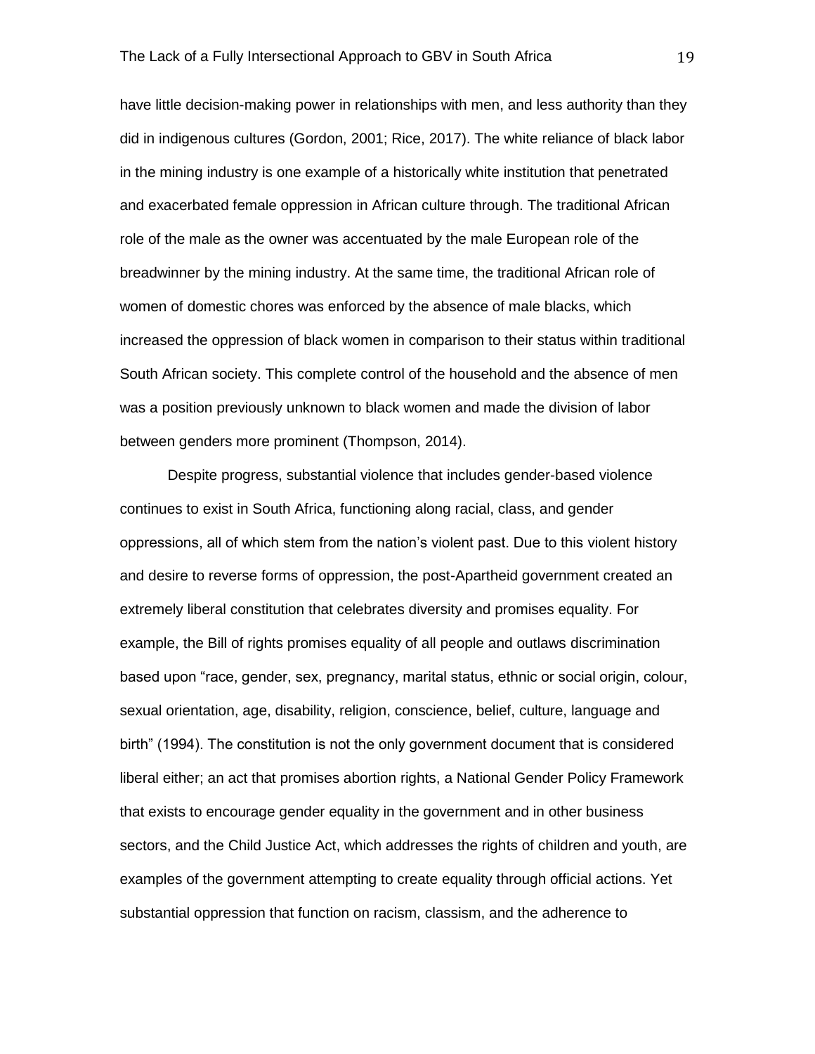have little decision-making power in relationships with men, and less authority than they did in indigenous cultures (Gordon, 2001; Rice, 2017). The white reliance of black labor in the mining industry is one example of a historically white institution that penetrated and exacerbated female oppression in African culture through. The traditional African role of the male as the owner was accentuated by the male European role of the breadwinner by the mining industry. At the same time, the traditional African role of women of domestic chores was enforced by the absence of male blacks, which increased the oppression of black women in comparison to their status within traditional South African society. This complete control of the household and the absence of men was a position previously unknown to black women and made the division of labor between genders more prominent (Thompson, 2014).

Despite progress, substantial violence that includes gender-based violence continues to exist in South Africa, functioning along racial, class, and gender oppressions, all of which stem from the nation's violent past. Due to this violent history and desire to reverse forms of oppression, the post-Apartheid government created an extremely liberal constitution that celebrates diversity and promises equality. For example, the Bill of rights promises equality of all people and outlaws discrimination based upon "race, gender, sex, pregnancy, marital status, ethnic or social origin, colour, sexual orientation, age, disability, religion, conscience, belief, culture, language and birth" (1994). The constitution is not the only government document that is considered liberal either; an act that promises abortion rights, a National Gender Policy Framework that exists to encourage gender equality in the government and in other business sectors, and the Child Justice Act, which addresses the rights of children and youth, are examples of the government attempting to create equality through official actions. Yet substantial oppression that function on racism, classism, and the adherence to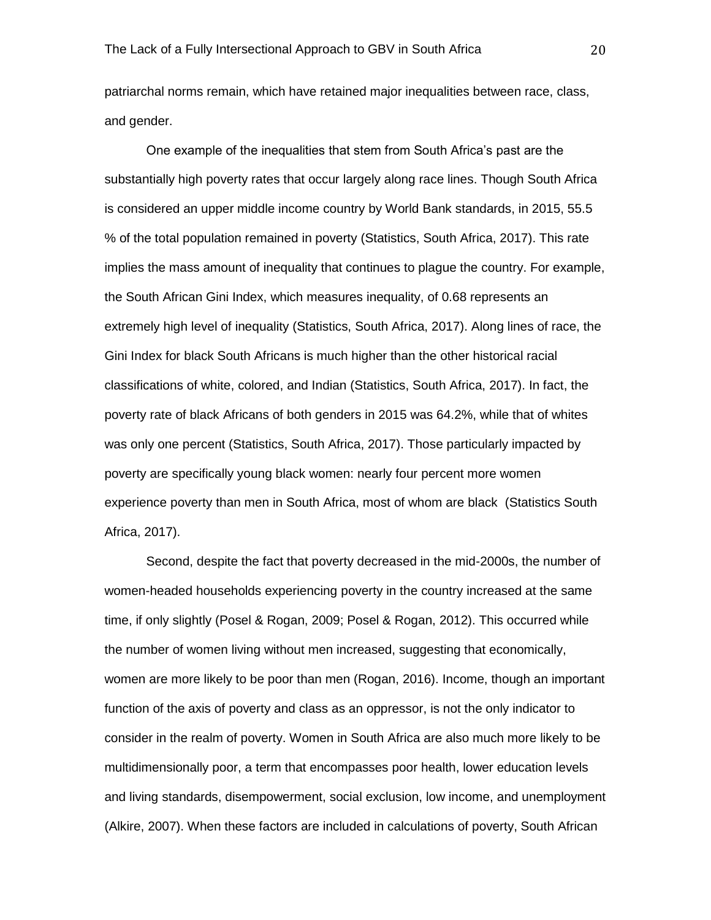patriarchal norms remain, which have retained major inequalities between race, class, and gender.

One example of the inequalities that stem from South Africa's past are the substantially high poverty rates that occur largely along race lines. Though South Africa is considered an upper middle income country by World Bank standards, in 2015, 55.5 % of the total population remained in poverty (Statistics, South Africa, 2017). This rate implies the mass amount of inequality that continues to plague the country. For example, the South African Gini Index, which measures inequality, of 0.68 represents an extremely high level of inequality (Statistics, South Africa, 2017). Along lines of race, the Gini Index for black South Africans is much higher than the other historical racial classifications of white, colored, and Indian (Statistics, South Africa, 2017). In fact, the poverty rate of black Africans of both genders in 2015 was 64.2%, while that of whites was only one percent (Statistics, South Africa, 2017). Those particularly impacted by poverty are specifically young black women: nearly four percent more women experience poverty than men in South Africa, most of whom are black (Statistics South Africa, 2017).

Second, despite the fact that poverty decreased in the mid-2000s, the number of women-headed households experiencing poverty in the country increased at the same time, if only slightly (Posel & Rogan, 2009; Posel & Rogan, 2012). This occurred while the number of women living without men increased, suggesting that economically, women are more likely to be poor than men (Rogan, 2016). Income, though an important function of the axis of poverty and class as an oppressor, is not the only indicator to consider in the realm of poverty. Women in South Africa are also much more likely to be multidimensionally poor, a term that encompasses poor health, lower education levels and living standards, disempowerment, social exclusion, low income, and unemployment (Alkire, 2007). When these factors are included in calculations of poverty, South African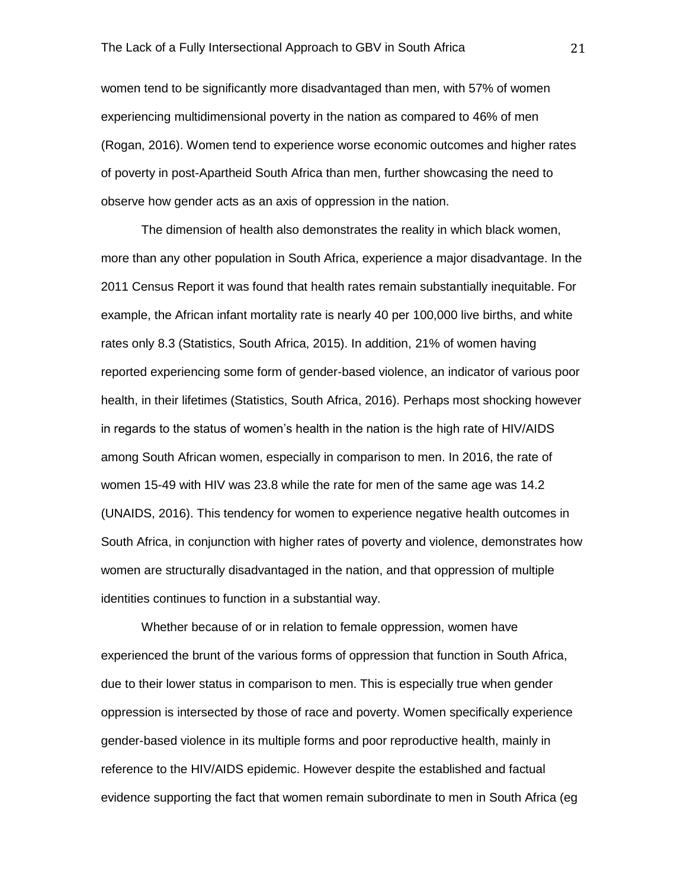women tend to be significantly more disadvantaged than men, with 57% of women experiencing multidimensional poverty in the nation as compared to 46% of men (Rogan, 2016). Women tend to experience worse economic outcomes and higher rates of poverty in post-Apartheid South Africa than men, further showcasing the need to observe how gender acts as an axis of oppression in the nation.

The dimension of health also demonstrates the reality in which black women, more than any other population in South Africa, experience a major disadvantage. In the 2011 Census Report it was found that health rates remain substantially inequitable. For example, the African infant mortality rate is nearly 40 per 100,000 live births, and white rates only 8.3 (Statistics, South Africa, 2015). In addition, 21% of women having reported experiencing some form of gender-based violence, an indicator of various poor health, in their lifetimes (Statistics, South Africa, 2016). Perhaps most shocking however in regards to the status of women's health in the nation is the high rate of HIV/AIDS among South African women, especially in comparison to men. In 2016, the rate of women 15-49 with HIV was 23.8 while the rate for men of the same age was 14.2 (UNAIDS, 2016). This tendency for women to experience negative health outcomes in South Africa, in conjunction with higher rates of poverty and violence, demonstrates how women are structurally disadvantaged in the nation, and that oppression of multiple identities continues to function in a substantial way.

Whether because of or in relation to female oppression, women have experienced the brunt of the various forms of oppression that function in South Africa, due to their lower status in comparison to men. This is especially true when gender oppression is intersected by those of race and poverty. Women specifically experience gender-based violence in its multiple forms and poor reproductive health, mainly in reference to the HIV/AIDS epidemic. However despite the established and factual evidence supporting the fact that women remain subordinate to men in South Africa (eg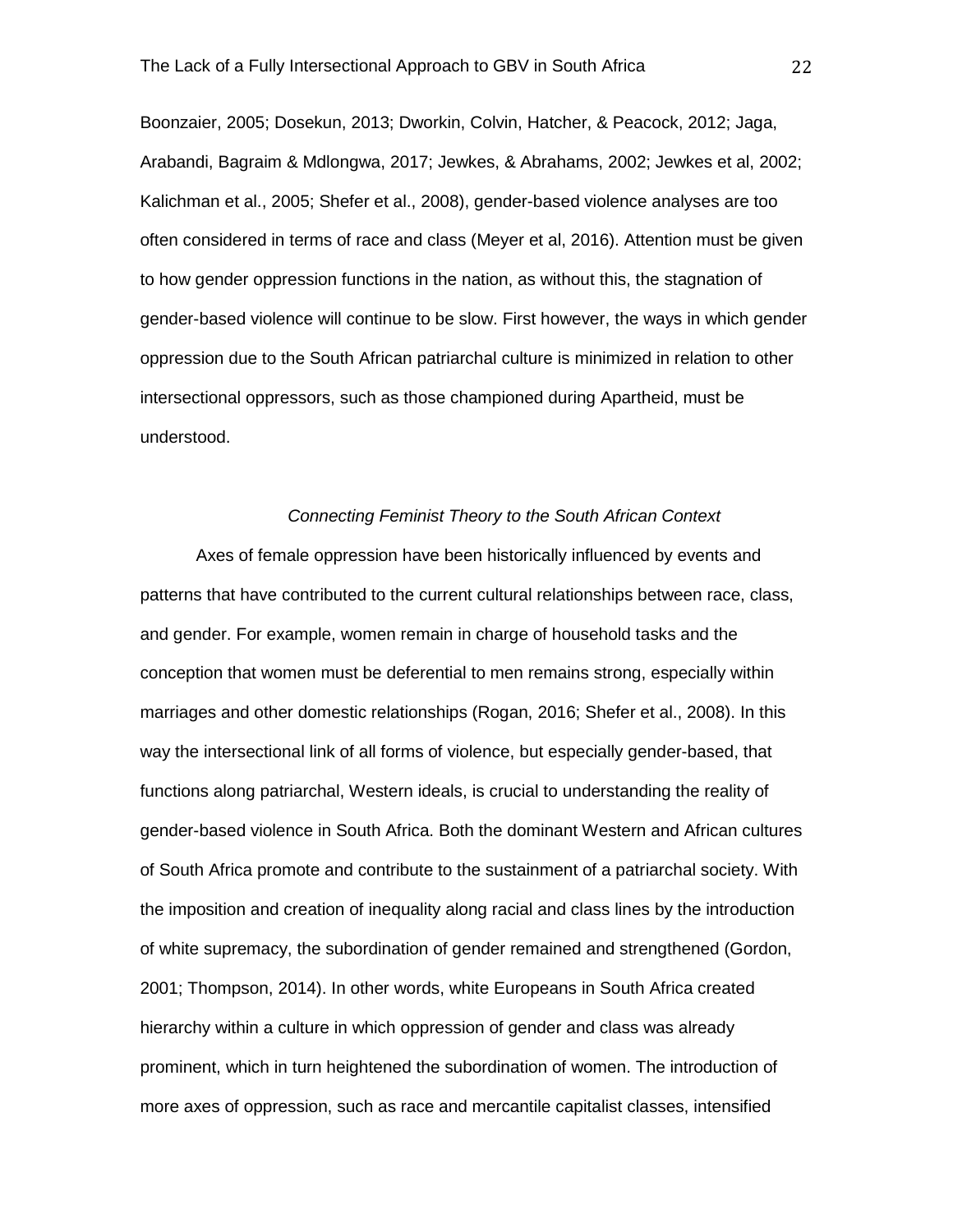Boonzaier, 2005; Dosekun, 2013; Dworkin, Colvin, Hatcher, & Peacock, 2012; Jaga, Arabandi, Bagraim & Mdlongwa, 2017; Jewkes, & Abrahams, 2002; Jewkes et al, 2002; Kalichman et al., 2005; Shefer et al., 2008), gender-based violence analyses are too often considered in terms of race and class (Meyer et al, 2016). Attention must be given to how gender oppression functions in the nation, as without this, the stagnation of gender-based violence will continue to be slow. First however, the ways in which gender oppression due to the South African patriarchal culture is minimized in relation to other intersectional oppressors, such as those championed during Apartheid, must be understood.

### *Connecting Feminist Theory to the South African Context*

Axes of female oppression have been historically influenced by events and patterns that have contributed to the current cultural relationships between race, class, and gender. For example, women remain in charge of household tasks and the conception that women must be deferential to men remains strong, especially within marriages and other domestic relationships (Rogan, 2016; Shefer et al., 2008). In this way the intersectional link of all forms of violence, but especially gender-based, that functions along patriarchal, Western ideals, is crucial to understanding the reality of gender-based violence in South Africa. Both the dominant Western and African cultures of South Africa promote and contribute to the sustainment of a patriarchal society. With the imposition and creation of inequality along racial and class lines by the introduction of white supremacy, the subordination of gender remained and strengthened (Gordon, 2001; Thompson, 2014). In other words, white Europeans in South Africa created hierarchy within a culture in which oppression of gender and class was already prominent, which in turn heightened the subordination of women. The introduction of more axes of oppression, such as race and mercantile capitalist classes, intensified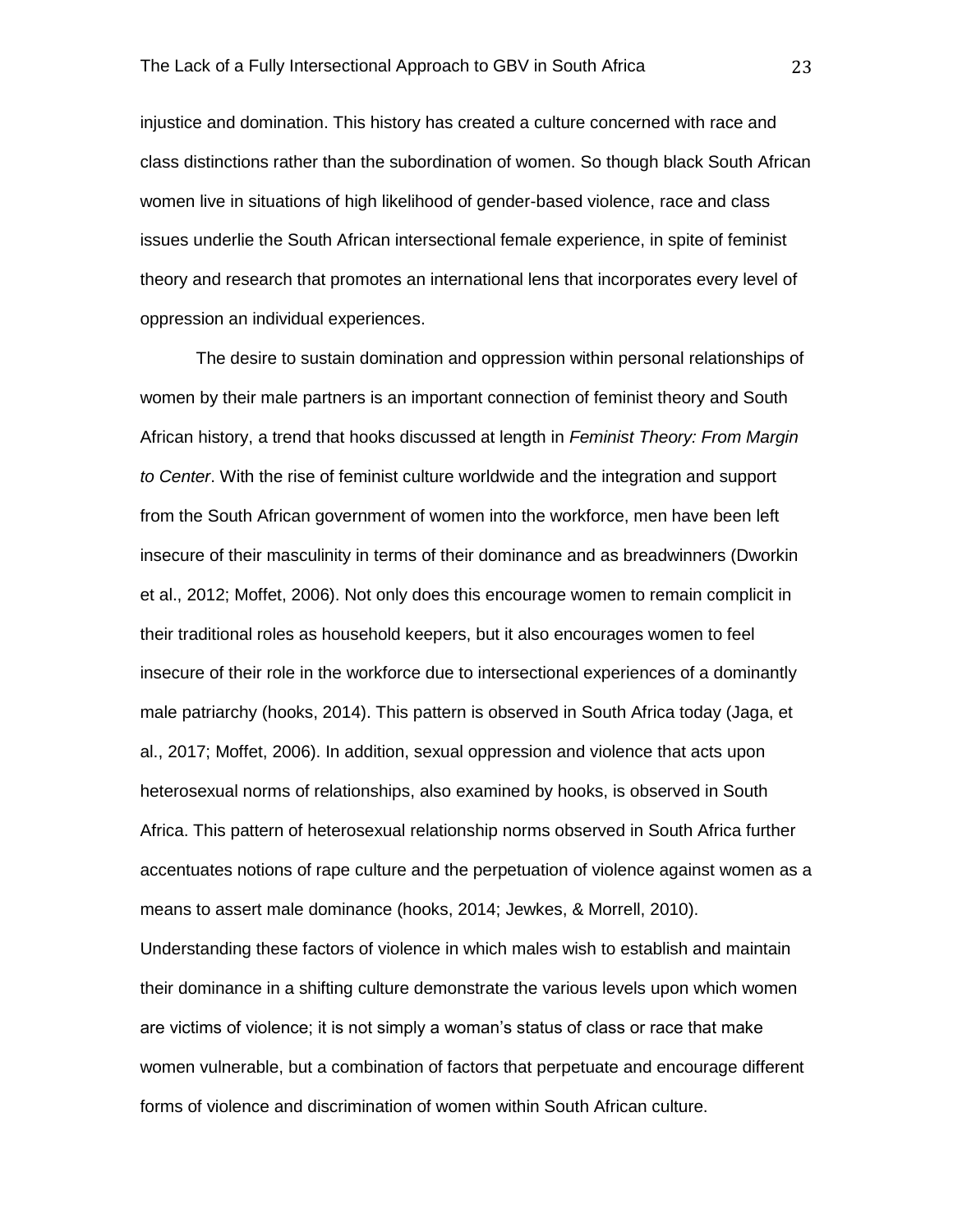injustice and domination. This history has created a culture concerned with race and class distinctions rather than the subordination of women. So though black South African women live in situations of high likelihood of gender-based violence, race and class issues underlie the South African intersectional female experience, in spite of feminist theory and research that promotes an international lens that incorporates every level of oppression an individual experiences.

The desire to sustain domination and oppression within personal relationships of women by their male partners is an important connection of feminist theory and South African history, a trend that hooks discussed at length in *Feminist Theory: From Margin to Center*. With the rise of feminist culture worldwide and the integration and support from the South African government of women into the workforce, men have been left insecure of their masculinity in terms of their dominance and as breadwinners (Dworkin et al., 2012; Moffet, 2006). Not only does this encourage women to remain complicit in their traditional roles as household keepers, but it also encourages women to feel insecure of their role in the workforce due to intersectional experiences of a dominantly male patriarchy (hooks, 2014). This pattern is observed in South Africa today (Jaga, et al., 2017; Moffet, 2006). In addition, sexual oppression and violence that acts upon heterosexual norms of relationships, also examined by hooks, is observed in South Africa. This pattern of heterosexual relationship norms observed in South Africa further accentuates notions of rape culture and the perpetuation of violence against women as a means to assert male dominance (hooks, 2014; Jewkes, & Morrell, 2010). Understanding these factors of violence in which males wish to establish and maintain their dominance in a shifting culture demonstrate the various levels upon which women are victims of violence; it is not simply a woman's status of class or race that make women vulnerable, but a combination of factors that perpetuate and encourage different forms of violence and discrimination of women within South African culture.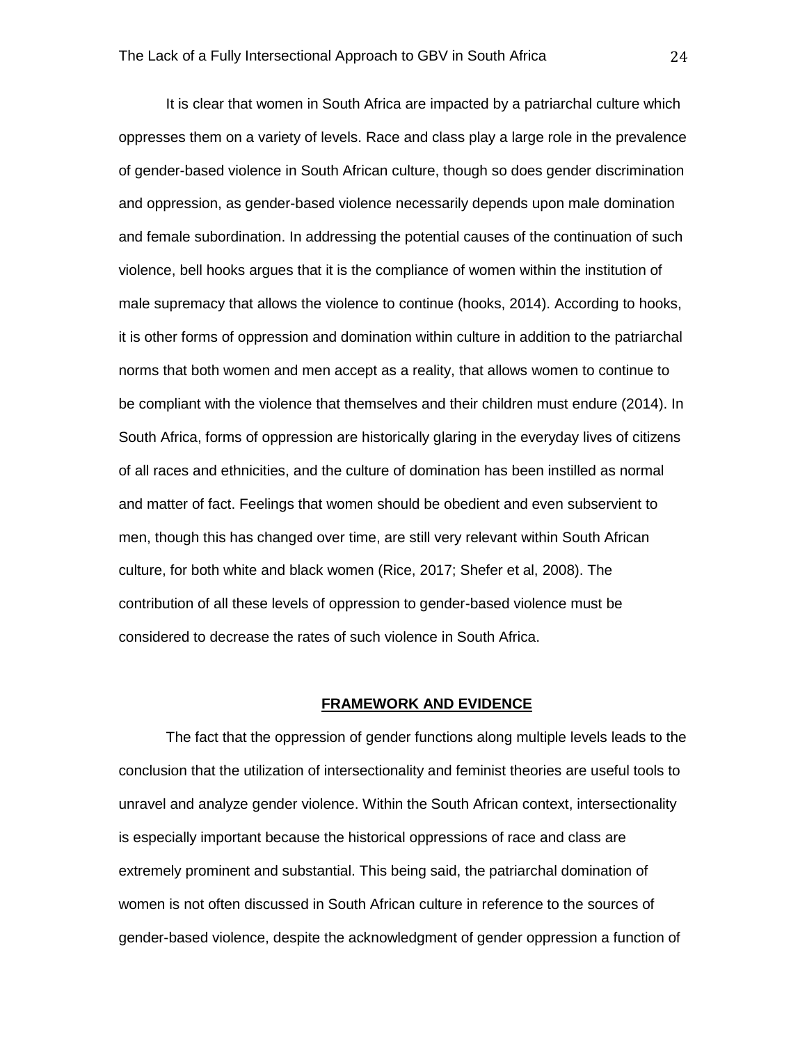It is clear that women in South Africa are impacted by a patriarchal culture which oppresses them on a variety of levels. Race and class play a large role in the prevalence of gender-based violence in South African culture, though so does gender discrimination and oppression, as gender-based violence necessarily depends upon male domination and female subordination. In addressing the potential causes of the continuation of such violence, bell hooks argues that it is the compliance of women within the institution of male supremacy that allows the violence to continue (hooks, 2014). According to hooks, it is other forms of oppression and domination within culture in addition to the patriarchal norms that both women and men accept as a reality, that allows women to continue to be compliant with the violence that themselves and their children must endure (2014). In South Africa, forms of oppression are historically glaring in the everyday lives of citizens of all races and ethnicities, and the culture of domination has been instilled as normal and matter of fact. Feelings that women should be obedient and even subservient to men, though this has changed over time, are still very relevant within South African culture, for both white and black women (Rice, 2017; Shefer et al, 2008). The contribution of all these levels of oppression to gender-based violence must be considered to decrease the rates of such violence in South Africa.

## FRAMEWORK AND EVIDENCE

The fact that the oppression of gender functions along multiple levels leads to the conclusion that the utilization of intersectionality and feminist theories are useful tools to unravel and analyze gender violence. Within the South African context, intersectionality is especially important because the historical oppressions of race and class are extremely prominent and substantial. This being said, the patriarchal domination of women is not often discussed in South African culture in reference to the sources of gender-based violence, despite the acknowledgment of gender oppression a function of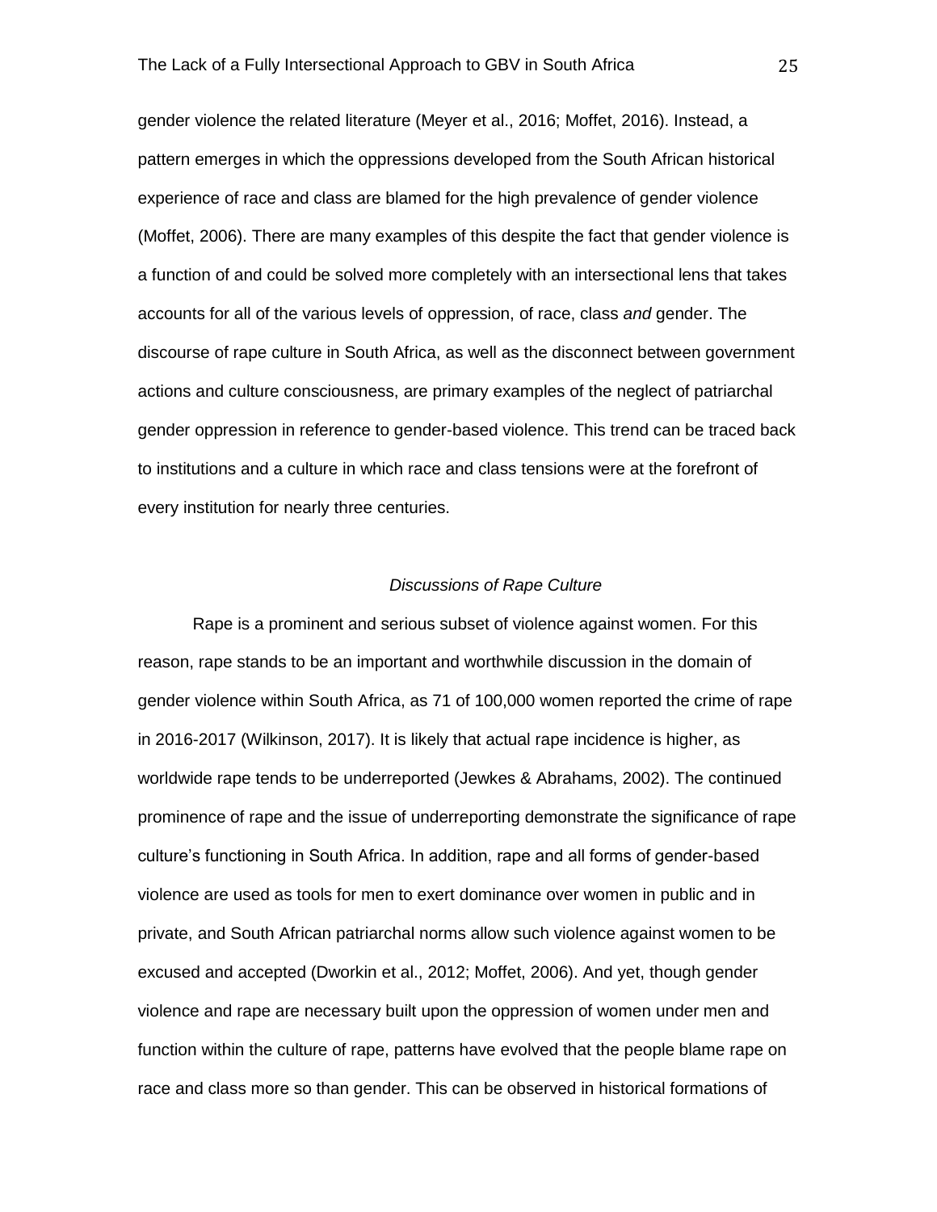gender violence the related literature (Meyer et al., 2016; Moffet, 2016). Instead, a pattern emerges in which the oppressions developed from the South African historical experience of race and class are blamed for the high prevalence of gender violence (Moffet, 2006). There are many examples of this despite the fact that gender violence is a function of and could be solved more completely with an intersectional lens that takes accounts for all of the various levels of oppression, of race, class *and* gender. The discourse of rape culture in South Africa, as well as the disconnect between government actions and culture consciousness, are primary examples of the neglect of patriarchal gender oppression in reference to gender-based violence. This trend can be traced back to institutions and a culture in which race and class tensions were at the forefront of every institution for nearly three centuries.

### *Discussions of Rape Culture*

Rape is a prominent and serious subset of violence against women. For this reason, rape stands to be an important and worthwhile discussion in the domain of gender violence within South Africa, as 71 of 100,000 women reported the crime of rape in 2016-2017 (Wilkinson, 2017). It is likely that actual rape incidence is higher, as worldwide rape tends to be underreported (Jewkes & Abrahams, 2002). The continued prominence of rape and the issue of underreporting demonstrate the significance of rape culture's functioning in South Africa. In addition, rape and all forms of gender-based violence are used as tools for men to exert dominance over women in public and in private, and South African patriarchal norms allow such violence against women to be excused and accepted (Dworkin et al., 2012; Moffet, 2006). And yet, though gender violence and rape are necessary built upon the oppression of women under men and function within the culture of rape, patterns have evolved that the people blame rape on race and class more so than gender. This can be observed in historical formations of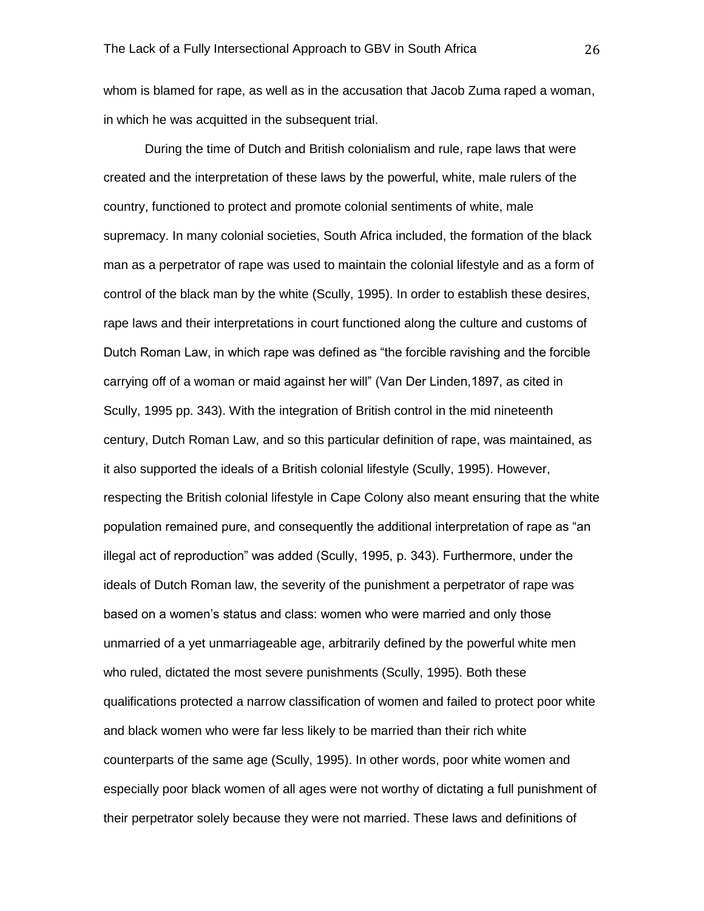whom is blamed for rape, as well as in the accusation that Jacob Zuma raped a woman, in which he was acquitted in the subsequent trial.

During the time of Dutch and British colonialism and rule, rape laws that were created and the interpretation of these laws by the powerful, white, male rulers of the country, functioned to protect and promote colonial sentiments of white, male supremacy. In many colonial societies, South Africa included, the formation of the black man as a perpetrator of rape was used to maintain the colonial lifestyle and as a form of control of the black man by the white (Scully, 1995). In order to establish these desires, rape laws and their interpretations in court functioned along the culture and customs of Dutch Roman Law, in which rape was defined as "the forcible ravishing and the forcible carrying off of a woman or maid against her will" (Van Der Linden,1897, as cited in Scully, 1995 pp. 343). With the integration of British control in the mid nineteenth century, Dutch Roman Law, and so this particular definition of rape, was maintained, as it also supported the ideals of a British colonial lifestyle (Scully, 1995). However, respecting the British colonial lifestyle in Cape Colony also meant ensuring that the white population remained pure, and consequently the additional interpretation of rape as "an illegal act of reproduction" was added (Scully, 1995, p. 343). Furthermore, under the ideals of Dutch Roman law, the severity of the punishment a perpetrator of rape was based on a women's status and class: women who were married and only those unmarried of a yet unmarriageable age, arbitrarily defined by the powerful white men who ruled, dictated the most severe punishments (Scully, 1995). Both these qualifications protected a narrow classification of women and failed to protect poor white and black women who were far less likely to be married than their rich white counterparts of the same age (Scully, 1995). In other words, poor white women and especially poor black women of all ages were not worthy of dictating a full punishment of their perpetrator solely because they were not married. These laws and definitions of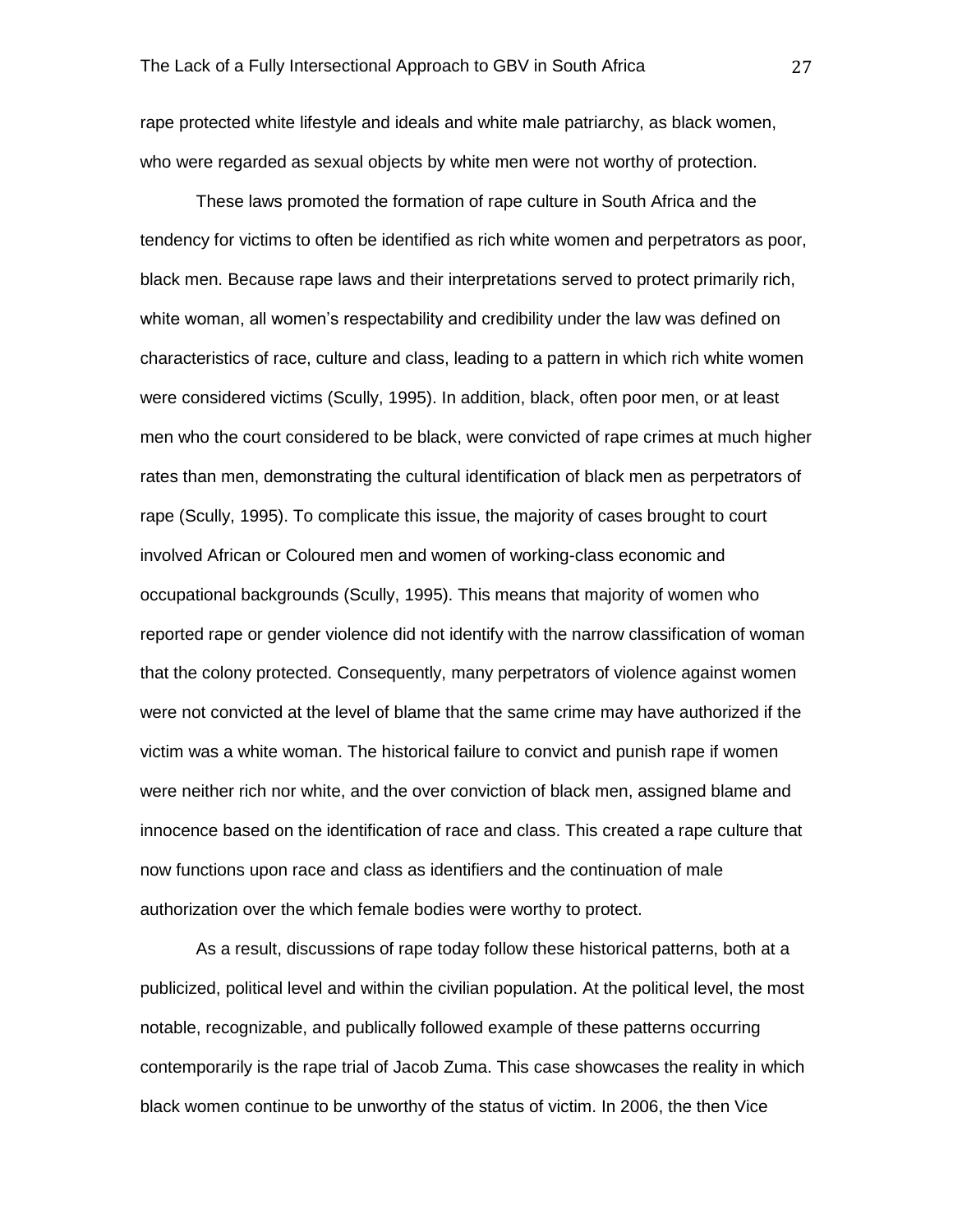rape protected white lifestyle and ideals and white male patriarchy, as black women, who were regarded as sexual objects by white men were not worthy of protection.

These laws promoted the formation of rape culture in South Africa and the tendency for victims to often be identified as rich white women and perpetrators as poor, black men. Because rape laws and their interpretations served to protect primarily rich, white woman, all women's respectability and credibility under the law was defined on characteristics of race, culture and class, leading to a pattern in which rich white women were considered victims (Scully, 1995). In addition, black, often poor men, or at least men who the court considered to be black, were convicted of rape crimes at much higher rates than men, demonstrating the cultural identification of black men as perpetrators of rape (Scully, 1995). To complicate this issue, the majority of cases brought to court involved African or Coloured men and women of working-class economic and occupational backgrounds (Scully, 1995). This means that majority of women who reported rape or gender violence did not identify with the narrow classification of woman that the colony protected. Consequently, many perpetrators of violence against women were not convicted at the level of blame that the same crime may have authorized if the victim was a white woman. The historical failure to convict and punish rape if women were neither rich nor white, and the over conviction of black men, assigned blame and innocence based on the identification of race and class. This created a rape culture that now functions upon race and class as identifiers and the continuation of male authorization over the which female bodies were worthy to protect.

As a result, discussions of rape today follow these historical patterns, both at a publicized, political level and within the civilian population. At the political level, the most notable, recognizable, and publically followed example of these patterns occurring contemporarily is the rape trial of Jacob Zuma. This case showcases the reality in which black women continue to be unworthy of the status of victim. In 2006, the then Vice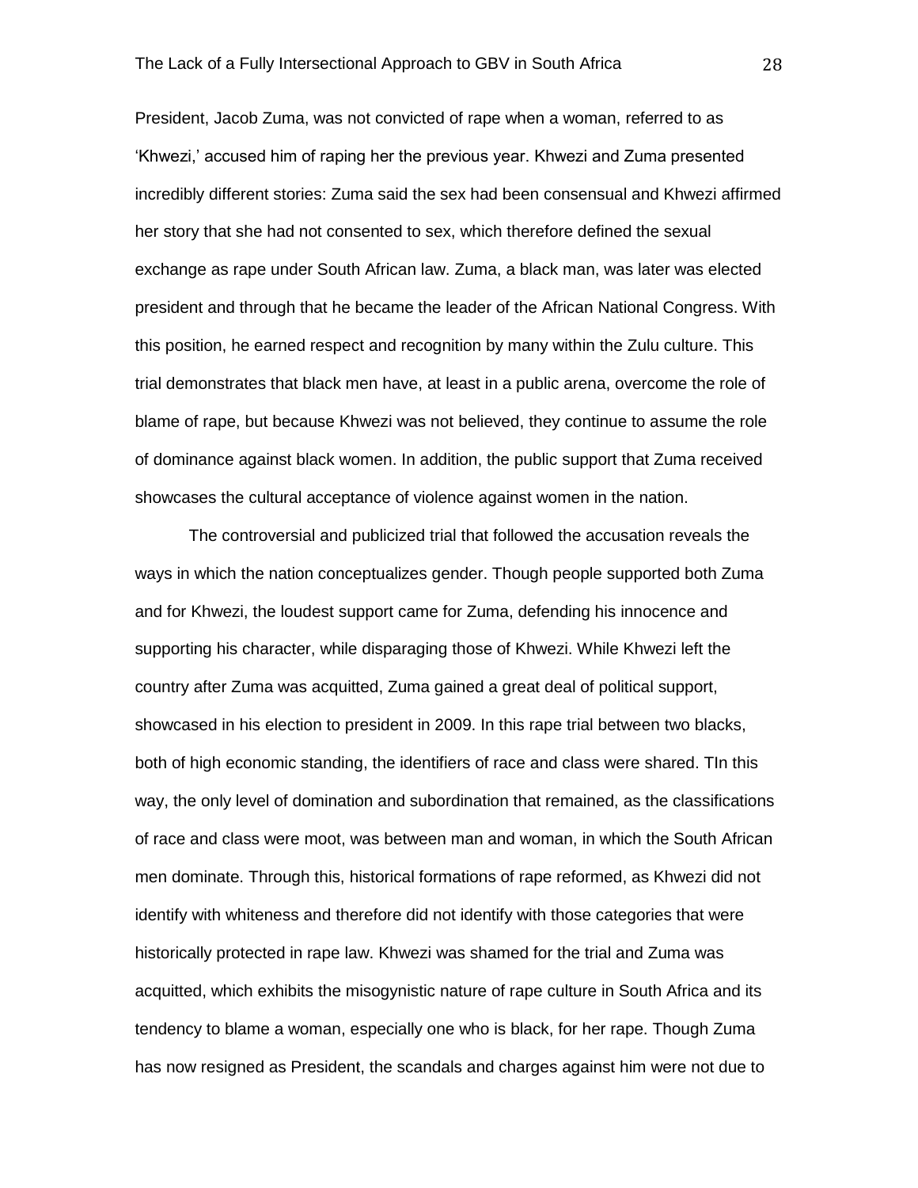President, Jacob Zuma, was not convicted of rape when a woman, referred to as 'Khwezi,' accused him of raping her the previous year. Khwezi and Zuma presented incredibly different stories: Zuma said the sex had been consensual and Khwezi affirmed her story that she had not consented to sex, which therefore defined the sexual exchange as rape under South African law. Zuma, a black man, was later was elected president and through that he became the leader of the African National Congress. With this position, he earned respect and recognition by many within the Zulu culture. This trial demonstrates that black men have, at least in a public arena, overcome the role of blame of rape, but because Khwezi was not believed, they continue to assume the role of dominance against black women. In addition, the public support that Zuma received showcases the cultural acceptance of violence against women in the nation.

The controversial and publicized trial that followed the accusation reveals the ways in which the nation conceptualizes gender. Though people supported both Zuma and for Khwezi, the loudest support came for Zuma, defending his innocence and supporting his character, while disparaging those of Khwezi. While Khwezi left the country after Zuma was acquitted, Zuma gained a great deal of political support, showcased in his election to president in 2009. In this rape trial between two blacks, both of high economic standing, the identifiers of race and class were shared. TIn this way, the only level of domination and subordination that remained, as the classifications of race and class were moot, was between man and woman, in which the South African men dominate. Through this, historical formations of rape reformed, as Khwezi did not identify with whiteness and therefore did not identify with those categories that were historically protected in rape law. Khwezi was shamed for the trial and Zuma was acquitted, which exhibits the misogynistic nature of rape culture in South Africa and its tendency to blame a woman, especially one who is black, for her rape. Though Zuma has now resigned as President, the scandals and charges against him were not due to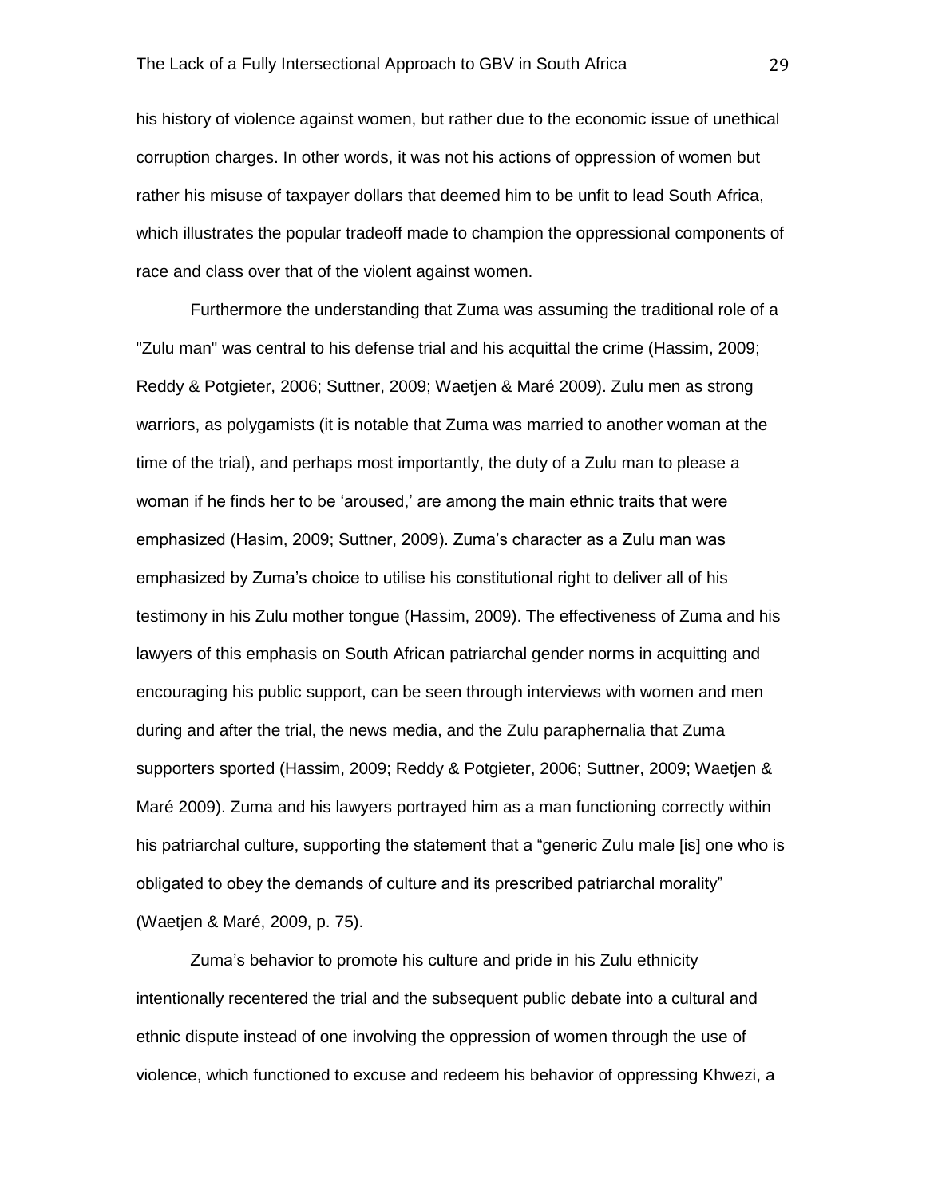his history of violence against women, but rather due to the economic issue of unethical corruption charges. In other words, it was not his actions of oppression of women but rather his misuse of taxpayer dollars that deemed him to be unfit to lead South Africa, which illustrates the popular tradeoff made to champion the oppressional components of race and class over that of the violent against women.

Furthermore the understanding that Zuma was assuming the traditional role of a "Zulu man" was central to his defense trial and his acquittal the crime (Hassim, 2009; Reddy & Potgieter, 2006; Suttner, 2009; Waetjen & Maré 2009). Zulu men as strong warriors, as polygamists (it is notable that Zuma was married to another woman at the time of the trial), and perhaps most importantly, the duty of a Zulu man to please a woman if he finds her to be 'aroused,' are among the main ethnic traits that were emphasized (Hasim, 2009; Suttner, 2009). Zuma's character as a Zulu man was emphasized by Zuma's choice to utilise his constitutional right to deliver all of his testimony in his Zulu mother tongue (Hassim, 2009). The effectiveness of Zuma and his lawyers of this emphasis on South African patriarchal gender norms in acquitting and encouraging his public support, can be seen through interviews with women and men during and after the trial, the news media, and the Zulu paraphernalia that Zuma supporters sported (Hassim, 2009; Reddy & Potgieter, 2006; Suttner, 2009; Waetjen & Maré 2009). Zuma and his lawyers portrayed him as a man functioning correctly within his patriarchal culture, supporting the statement that a "generic Zulu male [is] one who is obligated to obey the demands of culture and its prescribed patriarchal morality" (Waetjen & Maré, 2009, p. 75).

Zuma's behavior to promote his culture and pride in his Zulu ethnicity intentionally recentered the trial and the subsequent public debate into a cultural and ethnic dispute instead of one involving the oppression of women through the use of violence, which functioned to excuse and redeem his behavior of oppressing Khwezi, a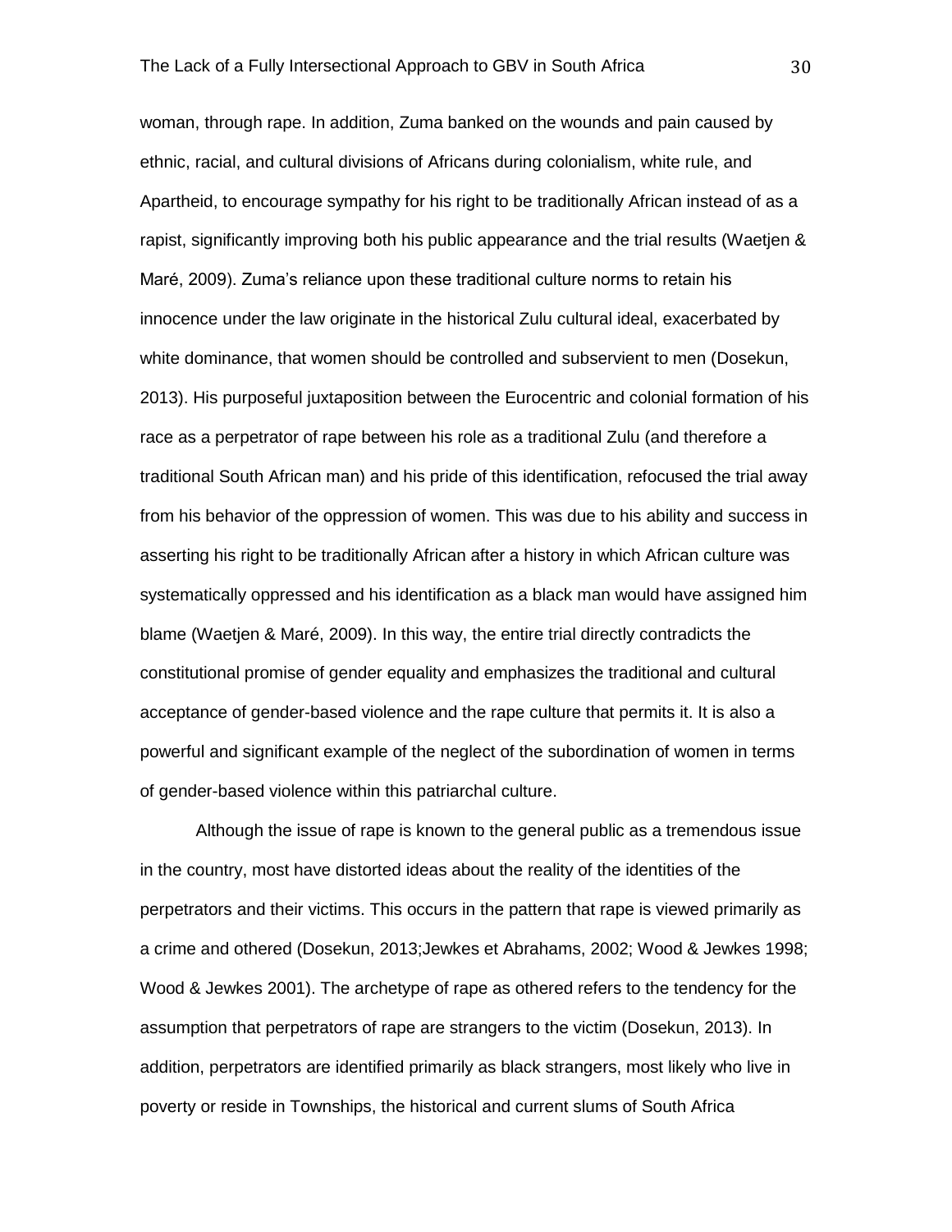woman, through rape. In addition, Zuma banked on the wounds and pain caused by ethnic, racial, and cultural divisions of Africans during colonialism, white rule, and Apartheid, to encourage sympathy for his right to be traditionally African instead of as a rapist, significantly improving both his public appearance and the trial results (Waetjen & Maré, 2009). Zuma's reliance upon these traditional culture norms to retain his innocence under the law originate in the historical Zulu cultural ideal, exacerbated by white dominance, that women should be controlled and subservient to men (Dosekun, 2013). His purposeful juxtaposition between the Eurocentric and colonial formation of his race as a perpetrator of rape between his role as a traditional Zulu (and therefore a traditional South African man) and his pride of this identification, refocused the trial away from his behavior of the oppression of women. This was due to his ability and success in asserting his right to be traditionally African after a history in which African culture was systematically oppressed and his identification as a black man would have assigned him blame (Waetjen & Maré, 2009). In this way, the entire trial directly contradicts the constitutional promise of gender equality and emphasizes the traditional and cultural acceptance of gender-based violence and the rape culture that permits it. It is also a powerful and significant example of the neglect of the subordination of women in terms of gender-based violence within this patriarchal culture.

Although the issue of rape is known to the general public as a tremendous issue in the country, most have distorted ideas about the reality of the identities of the perpetrators and their victims. This occurs in the pattern that rape is viewed primarily as a crime and othered (Dosekun, 2013;Jewkes et Abrahams, 2002; Wood & Jewkes 1998; Wood & Jewkes 2001). The archetype of rape as othered refers to the tendency for the assumption that perpetrators of rape are strangers to the victim (Dosekun, 2013). In addition, perpetrators are identified primarily as black strangers, most likely who live in poverty or reside in Townships, the historical and current slums of South Africa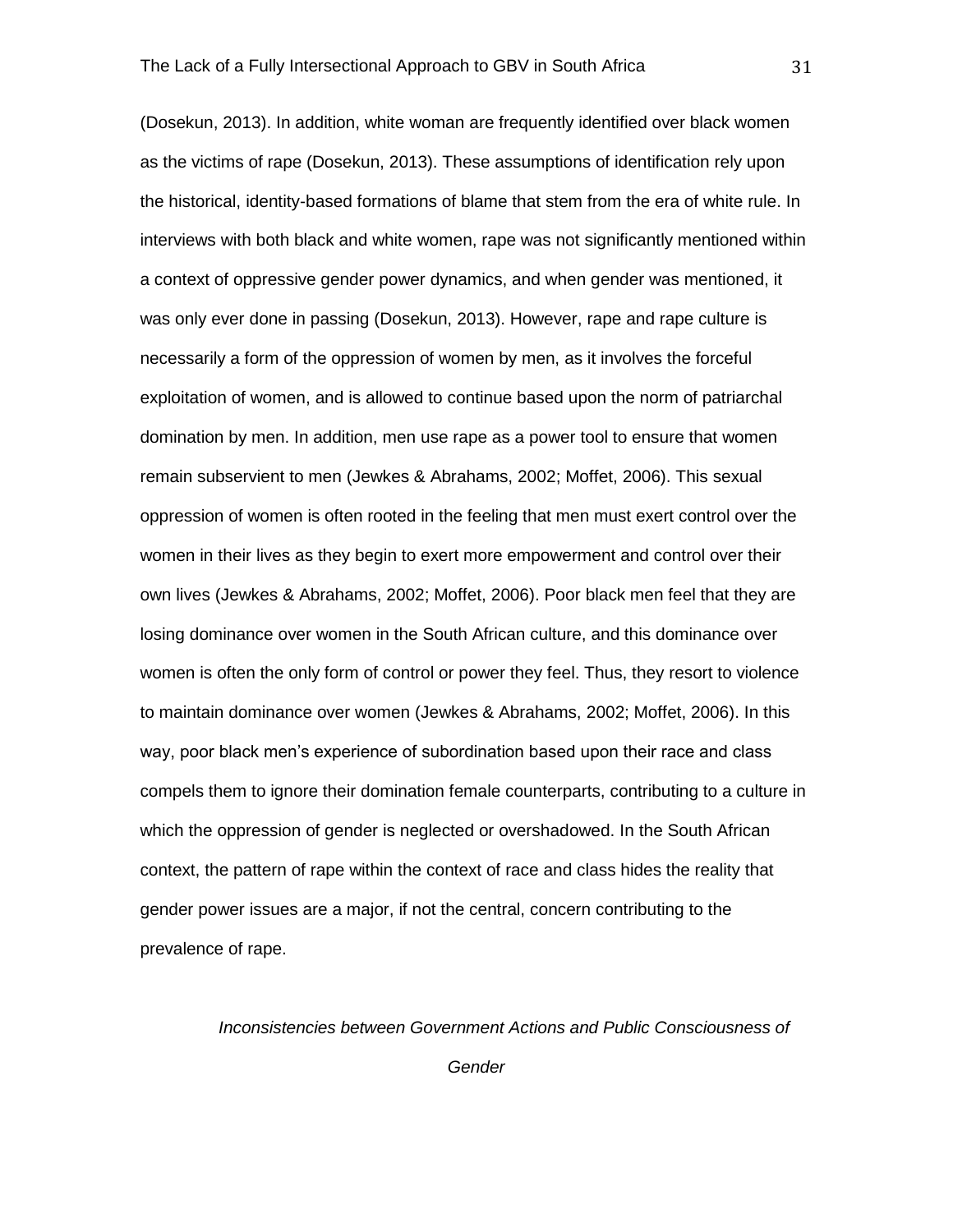(Dosekun, 2013). In addition, white woman are frequently identified over black women as the victims of rape (Dosekun, 2013). These assumptions of identification rely upon the historical, identity-based formations of blame that stem from the era of white rule. In interviews with both black and white women, rape was not significantly mentioned within a context of oppressive gender power dynamics, and when gender was mentioned, it was only ever done in passing (Dosekun, 2013). However, rape and rape culture is necessarily a form of the oppression of women by men, as it involves the forceful exploitation of women, and is allowed to continue based upon the norm of patriarchal domination by men. In addition, men use rape as a power tool to ensure that women remain subservient to men (Jewkes & Abrahams, 2002; Moffet, 2006). This sexual oppression of women is often rooted in the feeling that men must exert control over the women in their lives as they begin to exert more empowerment and control over their own lives (Jewkes & Abrahams, 2002; Moffet, 2006). Poor black men feel that they are losing dominance over women in the South African culture, and this dominance over women is often the only form of control or power they feel. Thus, they resort to violence to maintain dominance over women (Jewkes & Abrahams, 2002; Moffet, 2006). In this way, poor black men's experience of subordination based upon their race and class compels them to ignore their domination female counterparts, contributing to a culture in which the oppression of gender is neglected or overshadowed. In the South African context, the pattern of rape within the context of race and class hides the reality that gender power issues are a major, if not the central, concern contributing to the prevalence of rape.

### *Inconsistencies between Government Actions and Public Consciousness of Gender*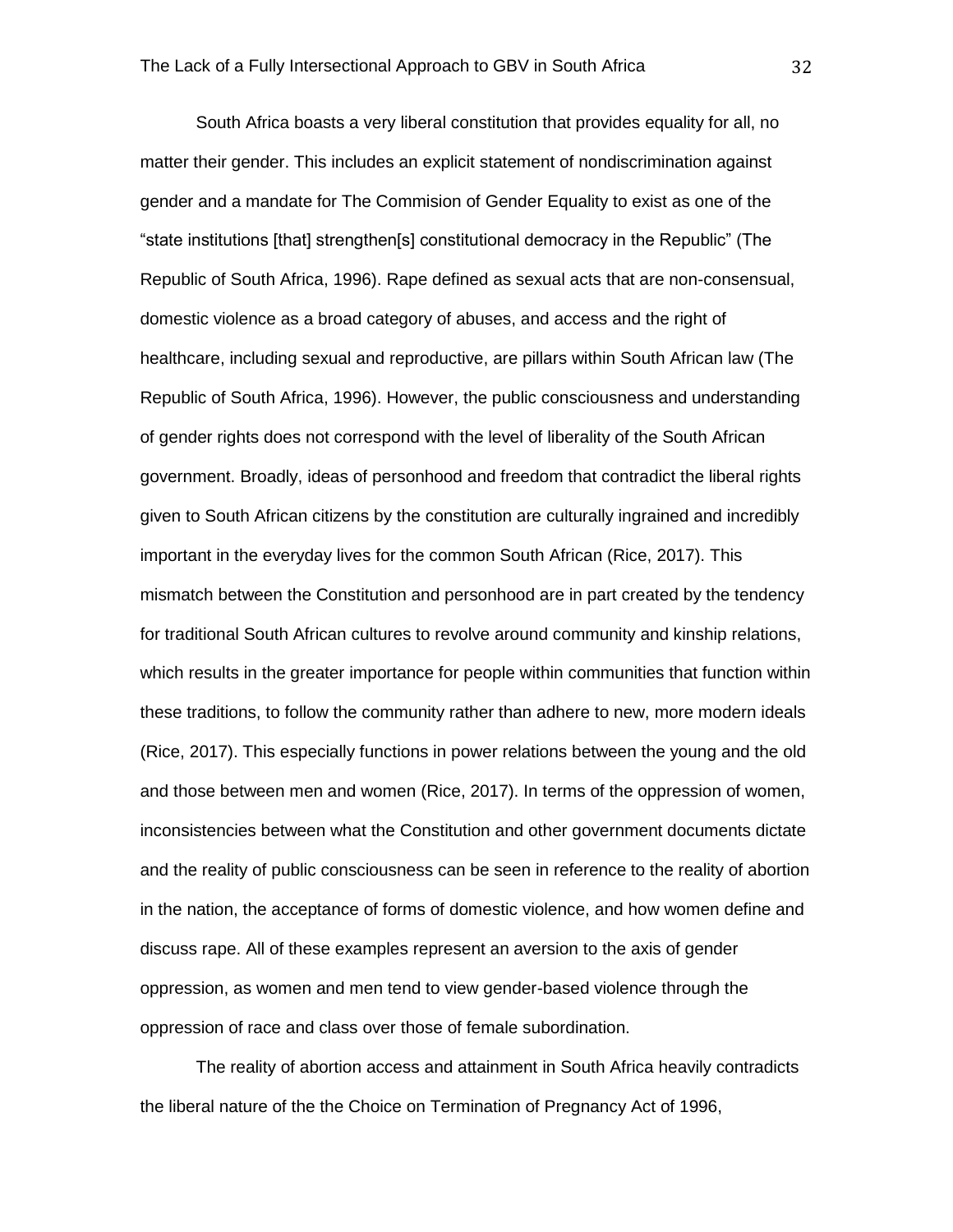South Africa boasts a very liberal constitution that provides equality for all, no matter their gender. This includes an explicit statement of nondiscrimination against gender and a mandate for The Commision of Gender Equality to exist as one of the "state institutions [that] strengthen[s] constitutional democracy in the Republic" (The Republic of South Africa, 1996). Rape defined as sexual acts that are non-consensual, domestic violence as a broad category of abuses, and access and the right of healthcare, including sexual and reproductive, are pillars within South African law (The Republic of South Africa, 1996). However, the public consciousness and understanding of gender rights does not correspond with the level of liberality of the South African government. Broadly, ideas of personhood and freedom that contradict the liberal rights given to South African citizens by the constitution are culturally ingrained and incredibly important in the everyday lives for the common South African (Rice, 2017). This mismatch between the Constitution and personhood are in part created by the tendency for traditional South African cultures to revolve around community and kinship relations, which results in the greater importance for people within communities that function within these traditions, to follow the community rather than adhere to new, more modern ideals (Rice, 2017). This especially functions in power relations between the young and the old and those between men and women (Rice, 2017). In terms of the oppression of women, inconsistencies between what the Constitution and other government documents dictate and the reality of public consciousness can be seen in reference to the reality of abortion in the nation, the acceptance of forms of domestic violence, and how women define and discuss rape. All of these examples represent an aversion to the axis of gender oppression, as women and men tend to view gender-based violence through the oppression of race and class over those of female subordination.

The reality of abortion access and attainment in South Africa heavily contradicts the liberal nature of the the Choice on Termination of Pregnancy Act of 1996,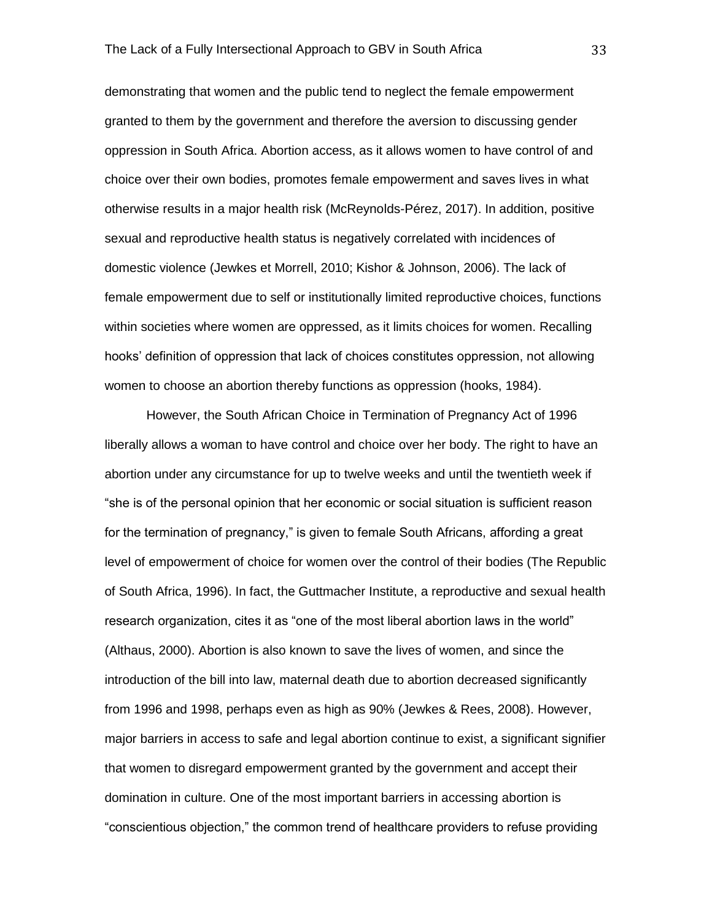demonstrating that women and the public tend to neglect the female empowerment granted to them by the government and therefore the aversion to discussing gender oppression in South Africa. Abortion access, as it allows women to have control of and choice over their own bodies, promotes female empowerment and saves lives in what otherwise results in a major health risk (McReynolds-Pérez, 2017). In addition, positive sexual and reproductive health status is negatively correlated with incidences of domestic violence (Jewkes et Morrell, 2010; Kishor & Johnson, 2006). The lack of female empowerment due to self or institutionally limited reproductive choices, functions within societies where women are oppressed, as it limits choices for women. Recalling hooks' definition of oppression that lack of choices constitutes oppression, not allowing women to choose an abortion thereby functions as oppression (hooks, 1984).

However, the South African Choice in Termination of Pregnancy Act of 1996 liberally allows a woman to have control and choice over her body. The right to have an abortion under any circumstance for up to twelve weeks and until the twentieth week if "she is of the personal opinion that her economic or social situation is sufficient reason for the termination of pregnancy," is given to female South Africans, affording a great level of empowerment of choice for women over the control of their bodies (The Republic of South Africa, 1996). In fact, the Guttmacher Institute, a reproductive and sexual health research organization, cites it as "one of the most liberal abortion laws in the world" (Althaus, 2000). Abortion is also known to save the lives of women, and since the introduction of the bill into law, maternal death due to abortion decreased significantly from 1996 and 1998, perhaps even as high as 90% (Jewkes & Rees, 2008). However, major barriers in access to safe and legal abortion continue to exist, a significant signifier that women to disregard empowerment granted by the government and accept their domination in culture. One of the most important barriers in accessing abortion is "conscientious objection," the common trend of healthcare providers to refuse providing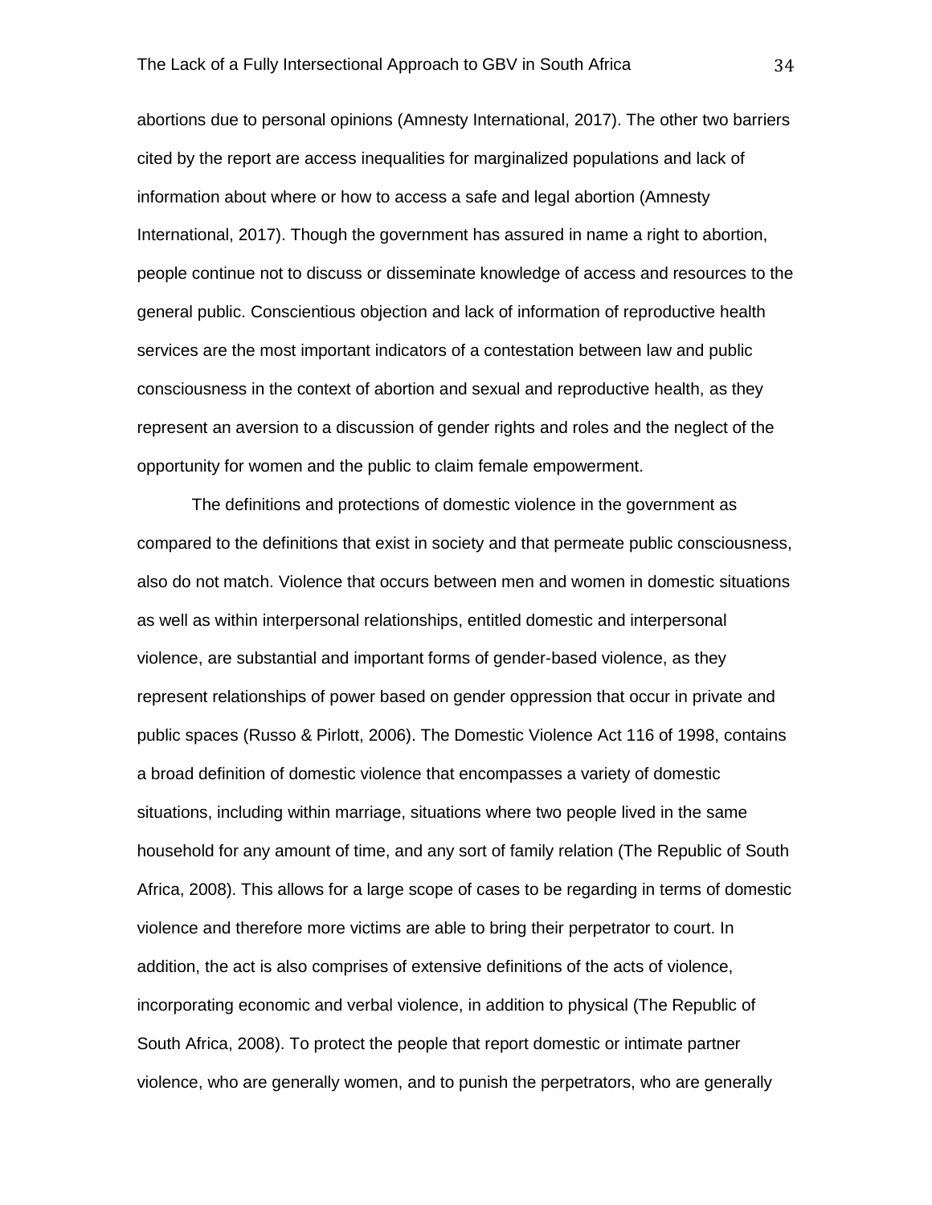abortions due to personal opinions (Amnesty International, 2017). The other two barriers cited by the report are access inequalities for marginalized populations and lack of information about where or how to access a safe and legal abortion (Amnesty International, 2017). Though the government has assured in name a right to abortion, people continue not to discuss or disseminate knowledge of access and resources to the general public. Conscientious objection and lack of information of reproductive health services are the most important indicators of a contestation between law and public consciousness in the context of abortion and sexual and reproductive health, as they represent an aversion to a discussion of gender rights and roles and the neglect of the opportunity for women and the public to claim female empowerment.

The definitions and protections of domestic violence in the government as compared to the definitions that exist in society and that permeate public consciousness, also do not match. Violence that occurs between men and women in domestic situations as well as within interpersonal relationships, entitled domestic and interpersonal violence, are substantial and important forms of gender-based violence, as they represent relationships of power based on gender oppression that occur in private and public spaces (Russo & Pirlott, 2006). The Domestic Violence Act 116 of 1998, contains a broad definition of domestic violence that encompasses a variety of domestic situations, including within marriage, situations where two people lived in the same household for any amount of time, and any sort of family relation (The Republic of South Africa, 2008). This allows for a large scope of cases to be regarding in terms of domestic violence and therefore more victims are able to bring their perpetrator to court. In addition, the act is also comprises of extensive definitions of the acts of violence, incorporating economic and verbal violence, in addition to physical (The Republic of South Africa, 2008). To protect the people that report domestic or intimate partner violence, who are generally women, and to punish the perpetrators, who are generally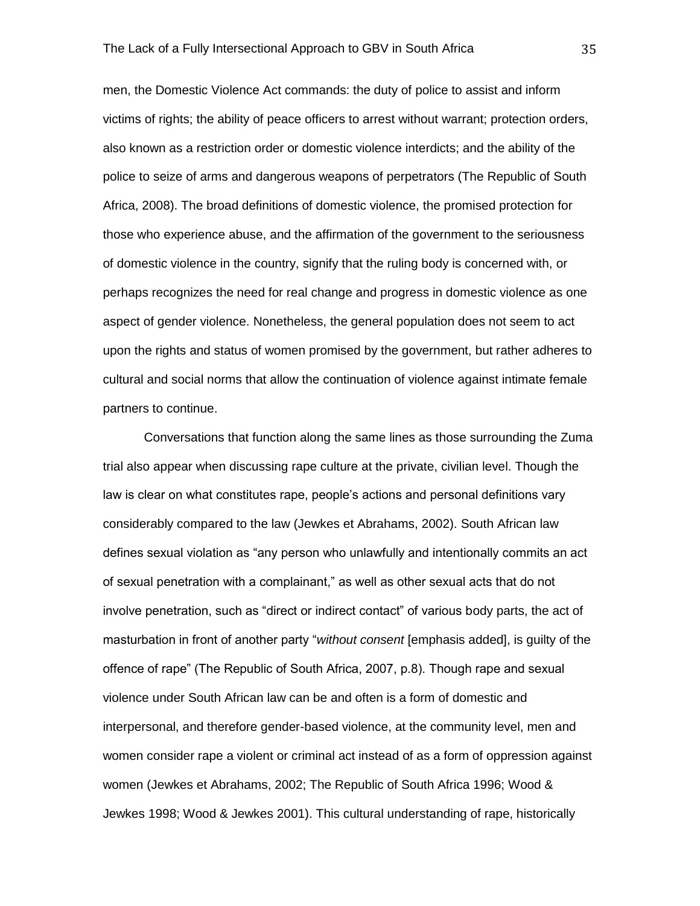men, the Domestic Violence Act commands: the duty of police to assist and inform victims of rights; the ability of peace officers to arrest without warrant; protection orders, also known as a restriction order or domestic violence interdicts; and the ability of the police to seize of arms and dangerous weapons of perpetrators (The Republic of South Africa, 2008). The broad definitions of domestic violence, the promised protection for those who experience abuse, and the affirmation of the government to the seriousness of domestic violence in the country, signify that the ruling body is concerned with, or perhaps recognizes the need for real change and progress in domestic violence as one aspect of gender violence. Nonetheless, the general population does not seem to act upon the rights and status of women promised by the government, but rather adheres to cultural and social norms that allow the continuation of violence against intimate female partners to continue.

Conversations that function along the same lines as those surrounding the Zuma trial also appear when discussing rape culture at the private, civilian level. Though the law is clear on what constitutes rape, people's actions and personal definitions vary considerably compared to the law (Jewkes et Abrahams, 2002). South African law defines sexual violation as "any person who unlawfully and intentionally commits an act of sexual penetration with a complainant," as well as other sexual acts that do not involve penetration, such as "direct or indirect contact" of various body parts, the act of masturbation in front of another party "*without consent* [emphasis added], is guilty of the offence of rape" (The Republic of South Africa, 2007, p.8). Though rape and sexual violence under South African law can be and often is a form of domestic and interpersonal, and therefore gender-based violence, at the community level, men and women consider rape a violent or criminal act instead of as a form of oppression against women (Jewkes et Abrahams, 2002; The Republic of South Africa 1996; Wood & Jewkes 1998; Wood & Jewkes 2001). This cultural understanding of rape, historically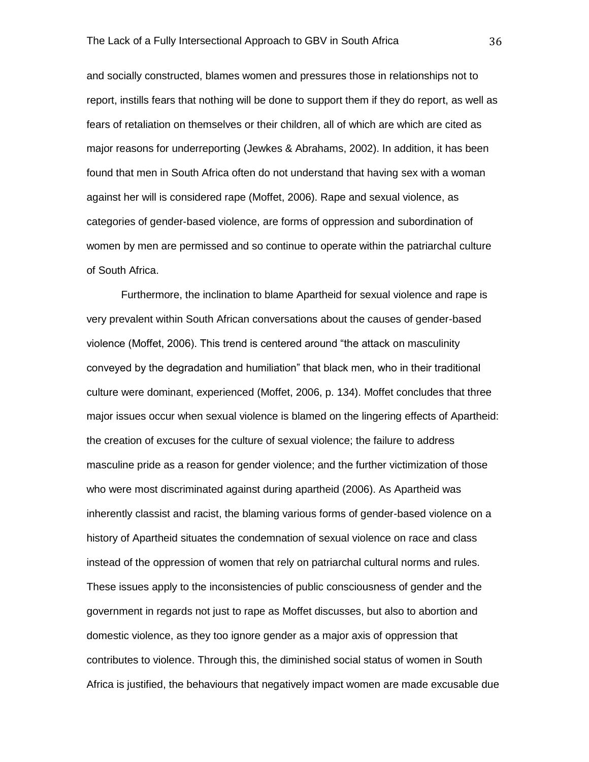and socially constructed, blames women and pressures those in relationships not to report, instills fears that nothing will be done to support them if they do report, as well as fears of retaliation on themselves or their children, all of which are which are cited as major reasons for underreporting (Jewkes & Abrahams, 2002). In addition, it has been found that men in South Africa often do not understand that having sex with a woman against her will is considered rape (Moffet, 2006). Rape and sexual violence, as categories of gender-based violence, are forms of oppression and subordination of women by men are permissed and so continue to operate within the patriarchal culture of South Africa.

Furthermore, the inclination to blame Apartheid for sexual violence and rape is very prevalent within South African conversations about the causes of gender-based violence (Moffet, 2006). This trend is centered around "the attack on masculinity conveyed by the degradation and humiliation" that black men, who in their traditional culture were dominant, experienced (Moffet, 2006, p. 134). Moffet concludes that three major issues occur when sexual violence is blamed on the lingering effects of Apartheid: the creation of excuses for the culture of sexual violence; the failure to address masculine pride as a reason for gender violence; and the further victimization of those who were most discriminated against during apartheid (2006). As Apartheid was inherently classist and racist, the blaming various forms of gender-based violence on a history of Apartheid situates the condemnation of sexual violence on race and class instead of the oppression of women that rely on patriarchal cultural norms and rules. These issues apply to the inconsistencies of public consciousness of gender and the government in regards not just to rape as Moffet discusses, but also to abortion and domestic violence, as they too ignore gender as a major axis of oppression that contributes to violence. Through this, the diminished social status of women in South Africa is justified, the behaviours that negatively impact women are made excusable due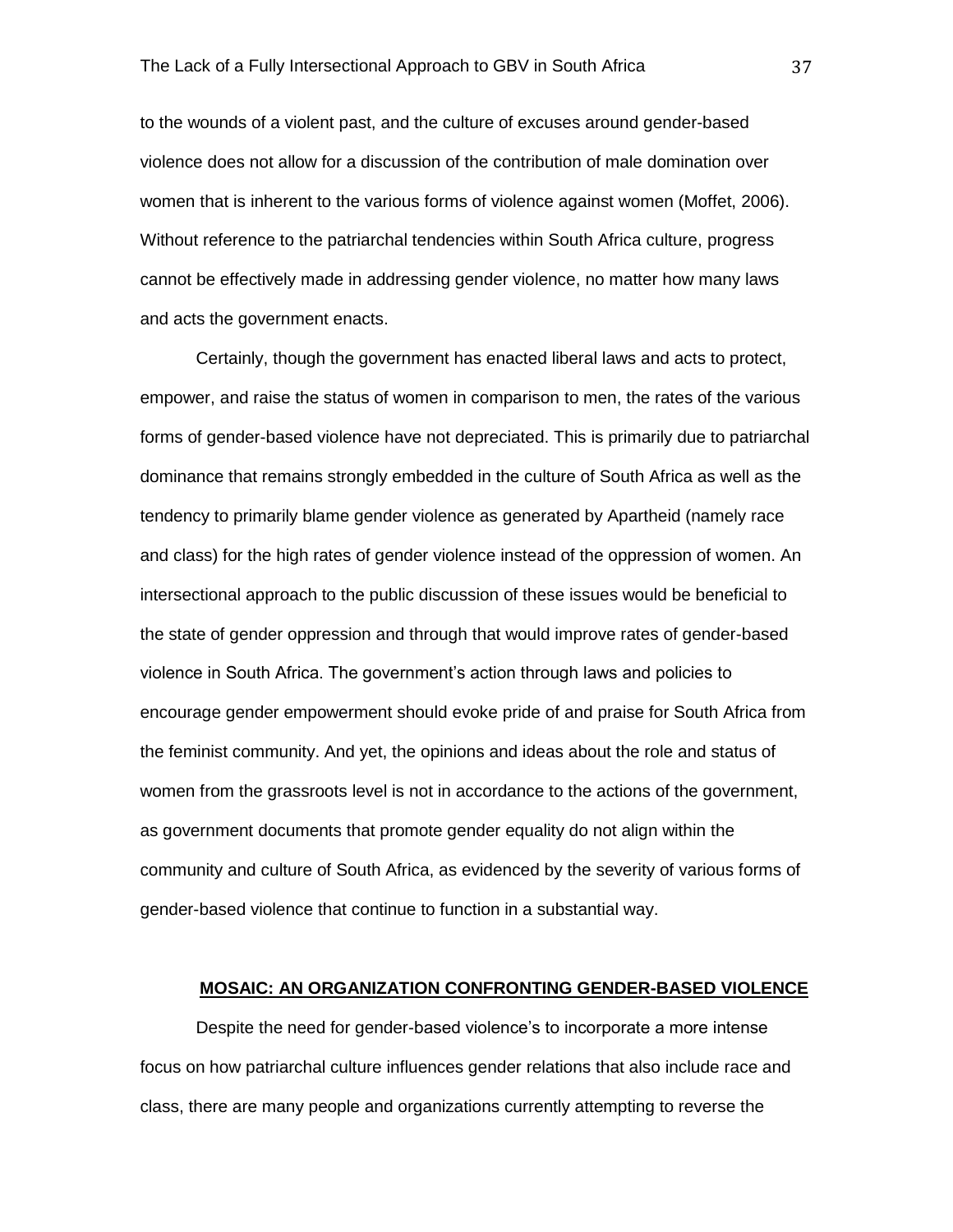to the wounds of a violent past, and the culture of excuses around gender-based violence does not allow for a discussion of the contribution of male domination over women that is inherent to the various forms of violence against women (Moffet, 2006). Without reference to the patriarchal tendencies within South Africa culture, progress cannot be effectively made in addressing gender violence, no matter how many laws and acts the government enacts.

Certainly, though the government has enacted liberal laws and acts to protect, empower, and raise the status of women in comparison to men, the rates of the various forms of gender-based violence have not depreciated. This is primarily due to patriarchal dominance that remains strongly embedded in the culture of South Africa as well as the tendency to primarily blame gender violence as generated by Apartheid (namely race and class) for the high rates of gender violence instead of the oppression of women. An intersectional approach to the public discussion of these issues would be beneficial to the state of gender oppression and through that would improve rates of gender-based violence in South Africa. The government's action through laws and policies to encourage gender empowerment should evoke pride of and praise for South Africa from the feminist community. And yet, the opinions and ideas about the role and status of women from the grassroots level is not in accordance to the actions of the government, as government documents that promote gender equality do not align within the community and culture of South Africa, as evidenced by the severity of various forms of gender-based violence that continue to function in a substantial way.

## MOSAIC: AN ORGANIZATION CONFRONTING GENDER-BASED VIOLENCE

Despite the need for gender-based violence's to incorporate a more intense focus on how patriarchal culture influences gender relations that also include race and class, there are many people and organizations currently attempting to reverse the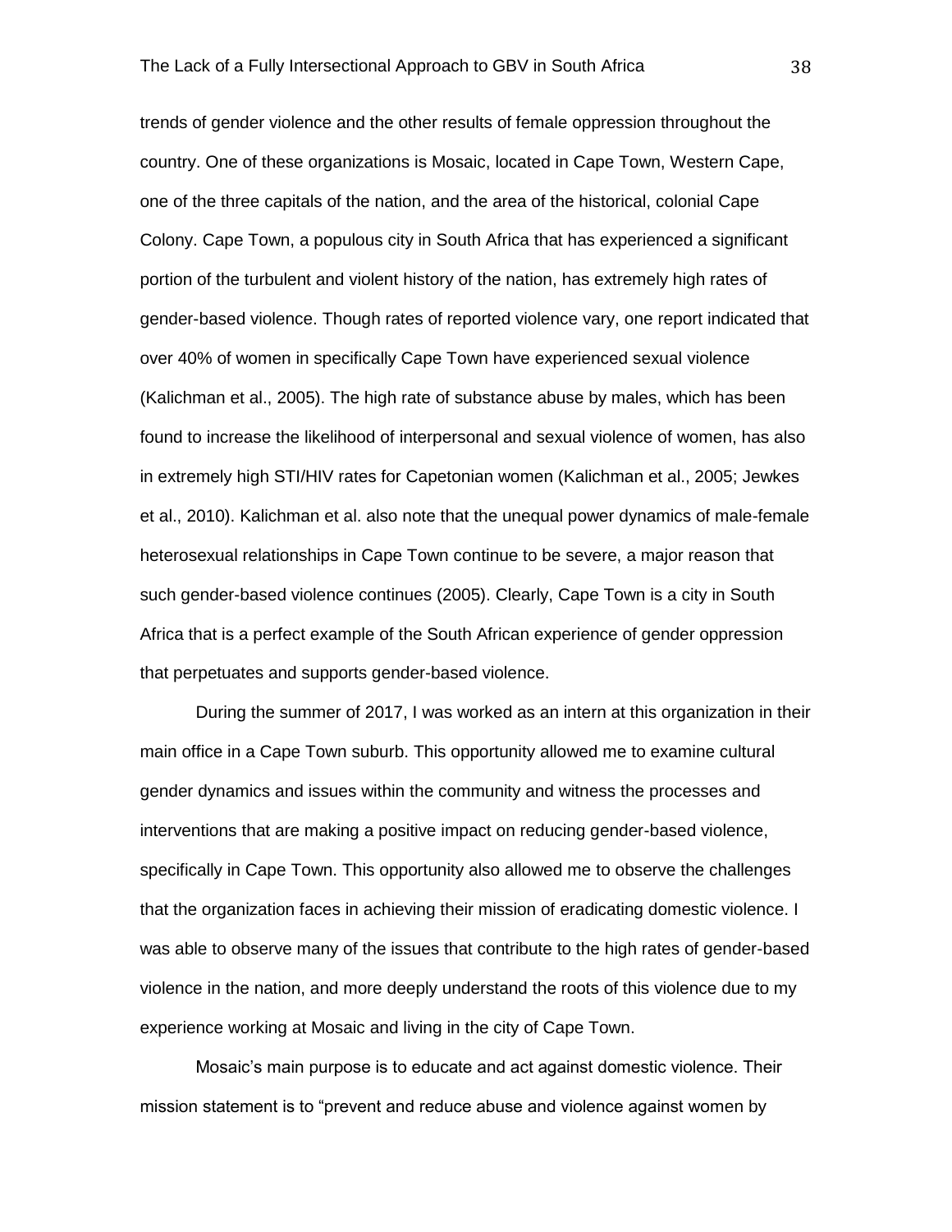trends of gender violence and the other results of female oppression throughout the country. One of these organizations is Mosaic, located in Cape Town, Western Cape, one of the three capitals of the nation, and the area of the historical, colonial Cape Colony. Cape Town, a populous city in South Africa that has experienced a significant portion of the turbulent and violent history of the nation, has extremely high rates of gender-based violence. Though rates of reported violence vary, one report indicated that over 40% of women in specifically Cape Town have experienced sexual violence (Kalichman et al., 2005). The high rate of substance abuse by males, which has been found to increase the likelihood of interpersonal and sexual violence of women, has also in extremely high STI/HIV rates for Capetonian women (Kalichman et al., 2005; Jewkes et al., 2010). Kalichman et al. also note that the unequal power dynamics of male-female heterosexual relationships in Cape Town continue to be severe, a major reason that such gender-based violence continues (2005). Clearly, Cape Town is a city in South Africa that is a perfect example of the South African experience of gender oppression that perpetuates and supports gender-based violence.

During the summer of 2017, I was worked as an intern at this organization in their main office in a Cape Town suburb. This opportunity allowed me to examine cultural gender dynamics and issues within the community and witness the processes and interventions that are making a positive impact on reducing gender-based violence, specifically in Cape Town. This opportunity also allowed me to observe the challenges that the organization faces in achieving their mission of eradicating domestic violence. I was able to observe many of the issues that contribute to the high rates of gender-based violence in the nation, and more deeply understand the roots of this violence due to my experience working at Mosaic and living in the city of Cape Town.

Mosaic's main purpose is to educate and act against domestic violence. Their mission statement is to "prevent and reduce abuse and violence against women by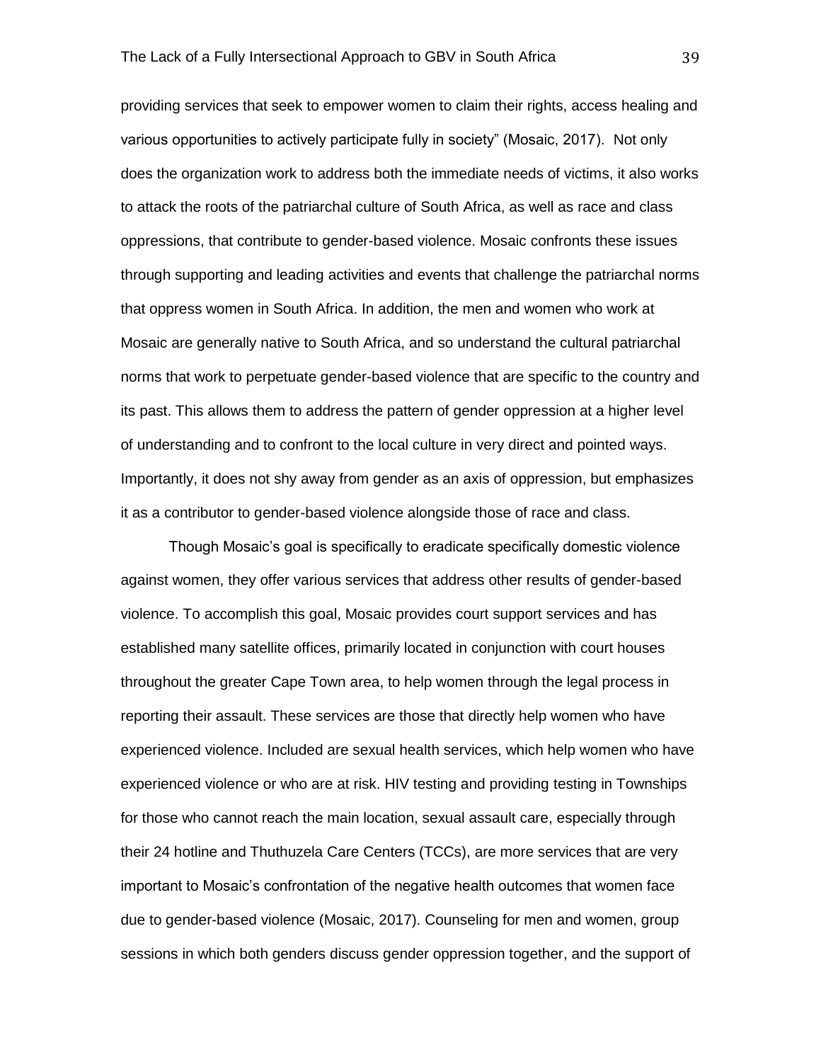providing services that seek to empower women to claim their rights, access healing and various opportunities to actively participate fully in society" (Mosaic, 2017). Not only does the organization work to address both the immediate needs of victims, it also works to attack the roots of the patriarchal culture of South Africa, as well as race and class oppressions, that contribute to gender-based violence. Mosaic confronts these issues through supporting and leading activities and events that challenge the patriarchal norms that oppress women in South Africa. In addition, the men and women who work at Mosaic are generally native to South Africa, and so understand the cultural patriarchal norms that work to perpetuate gender-based violence that are specific to the country and its past. This allows them to address the pattern of gender oppression at a higher level of understanding and to confront to the local culture in very direct and pointed ways. Importantly, it does not shy away from gender as an axis of oppression, but emphasizes it as a contributor to gender-based violence alongside those of race and class.

Though Mosaic's goal is specifically to eradicate specifically domestic violence against women, they offer various services that address other results of gender-based violence. To accomplish this goal, Mosaic provides court support services and has established many satellite offices, primarily located in conjunction with court houses throughout the greater Cape Town area, to help women through the legal process in reporting their assault. These services are those that directly help women who have experienced violence. Included are sexual health services, which help women who have experienced violence or who are at risk. HIV testing and providing testing in Townships for those who cannot reach the main location, sexual assault care, especially through their 24 hotline and Thuthuzela Care Centers (TCCs), are more services that are very important to Mosaic's confrontation of the negative health outcomes that women face due to gender-based violence (Mosaic, 2017). Counseling for men and women, group sessions in which both genders discuss gender oppression together, and the support of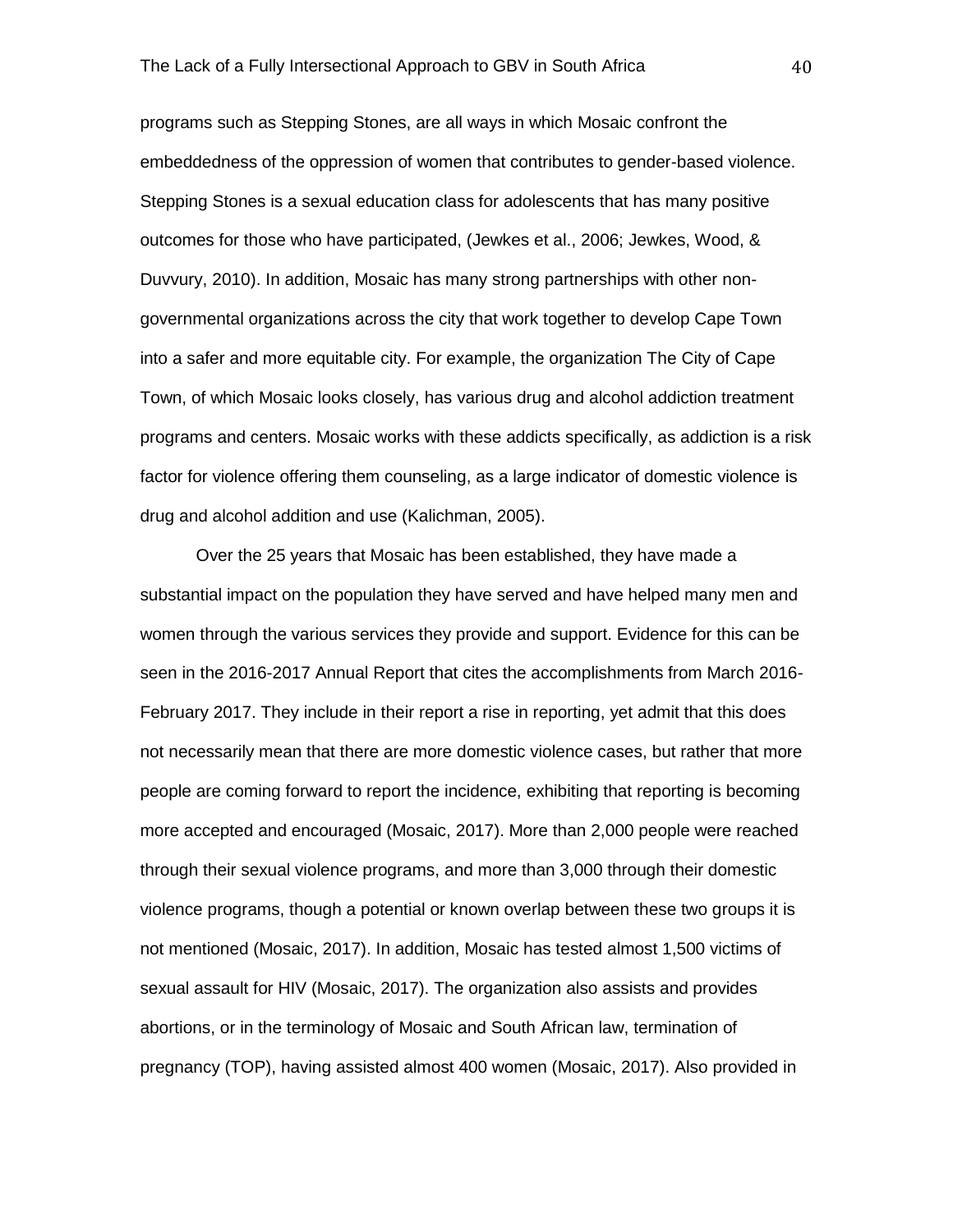programs such as Stepping Stones, are all ways in which Mosaic confront the embeddedness of the oppression of women that contributes to gender-based violence. Stepping Stones is a sexual education class for adolescents that has many positive outcomes for those who have participated, (Jewkes et al., 2006; Jewkes, Wood, & Duvvury, 2010). In addition, Mosaic has many strong partnerships with other non-governmental organizations across the city that work together to develop Cape Town into a safer and more equitable city. For example, the organization The City of Cape Town, of which Mosaic looks closely, has various drug and alcohol addiction treatment programs and centers. Mosaic works with these addicts specifically, as addiction is a risk factor for violence offering them counseling, as a large indicator of domestic violence is drug and alcohol addition and use (Kalichman, 2005).

Over the 25 years that Mosaic has been established, they have made a substantial impact on the population they have served and have helped many men and women through the various services they provide and support. Evidence for this can be seen in the 2016-2017 Annual Report that cites the accomplishments from March 2016-February 2017. They include in their report a rise in reporting, yet admit that this does not necessarily mean that there are more domestic violence cases, but rather that more people are coming forward to report the incidence, exhibiting that reporting is becoming more accepted and encouraged (Mosaic, 2017). More than 2,000 people were reached through their sexual violence programs, and more than 3,000 through their domestic violence programs, though a potential or known overlap between these two groups it is not mentioned (Mosaic, 2017). In addition, Mosaic has tested almost 1,500 victims of sexual assault for HIV (Mosaic, 2017). The organization also assists and provides abortions, or in the terminology of Mosaic and South African law, termination of pregnancy (TOP), having assisted almost 400 women (Mosaic, 2017). Also provided in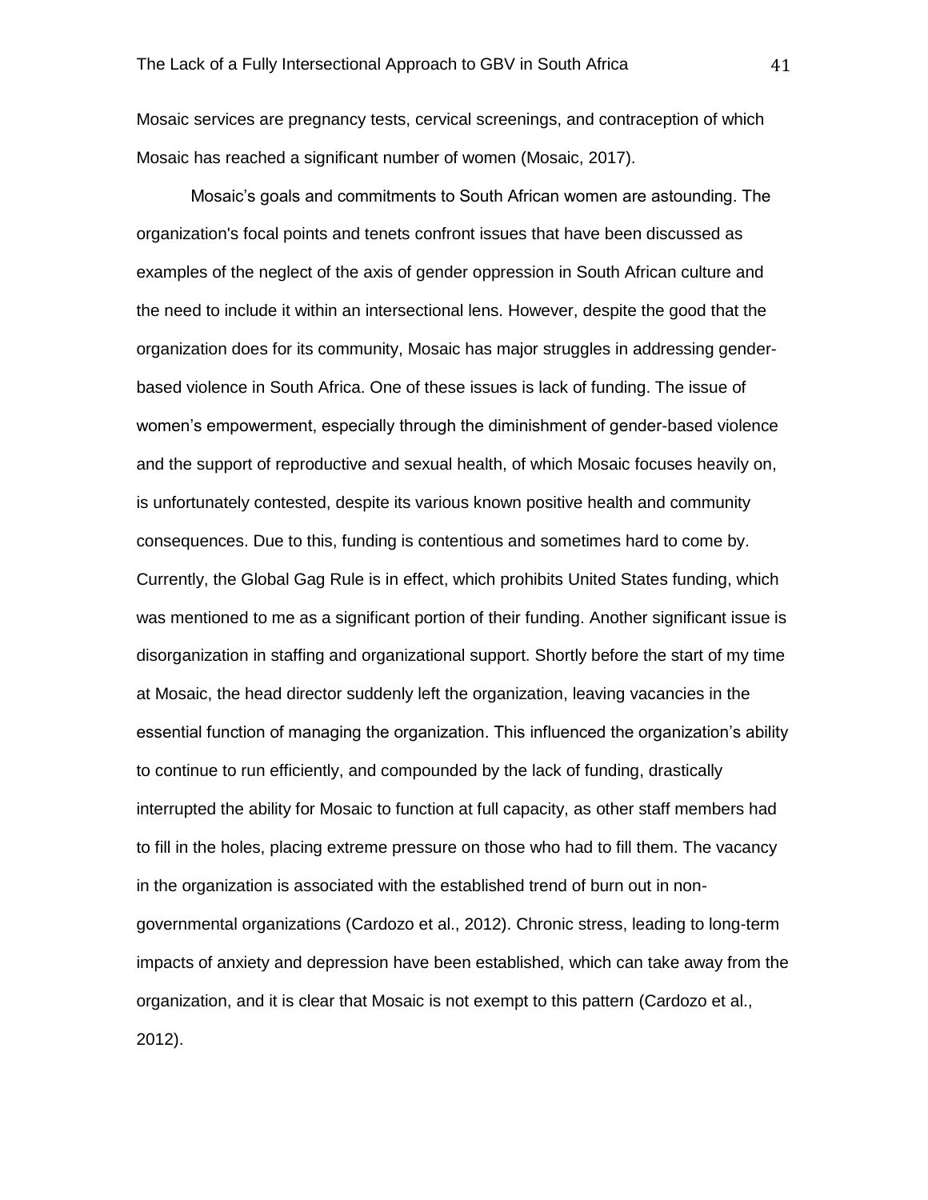Mosaic services are pregnancy tests, cervical screenings, and contraception of which Mosaic has reached a significant number of women (Mosaic, 2017).

Mosaic's goals and commitments to South African women are astounding. The organization's focal points and tenets confront issues that have been discussed as examples of the neglect of the axis of gender oppression in South African culture and the need to include it within an intersectional lens. However, despite the good that the organization does for its community, Mosaic has major struggles in addressing gender-based violence in South Africa. One of these issues is lack of funding. The issue of women's empowerment, especially through the diminishment of gender-based violence and the support of reproductive and sexual health, of which Mosaic focuses heavily on, is unfortunately contested, despite its various known positive health and community consequences. Due to this, funding is contentious and sometimes hard to come by. Currently, the Global Gag Rule is in effect, which prohibits United States funding, which was mentioned to me as a significant portion of their funding. Another significant issue is disorganization in staffing and organizational support. Shortly before the start of my time at Mosaic, the head director suddenly left the organization, leaving vacancies in the essential function of managing the organization. This influenced the organization's ability to continue to run efficiently, and compounded by the lack of funding, drastically interrupted the ability for Mosaic to function at full capacity, as other staff members had to fill in the holes, placing extreme pressure on those who had to fill them. The vacancy in the organization is associated with the established trend of burn out in non-governmental organizations (Cardozo et al., 2012). Chronic stress, leading to long-term impacts of anxiety and depression have been established, which can take away from the organization, and it is clear that Mosaic is not exempt to this pattern (Cardozo et al., 2012).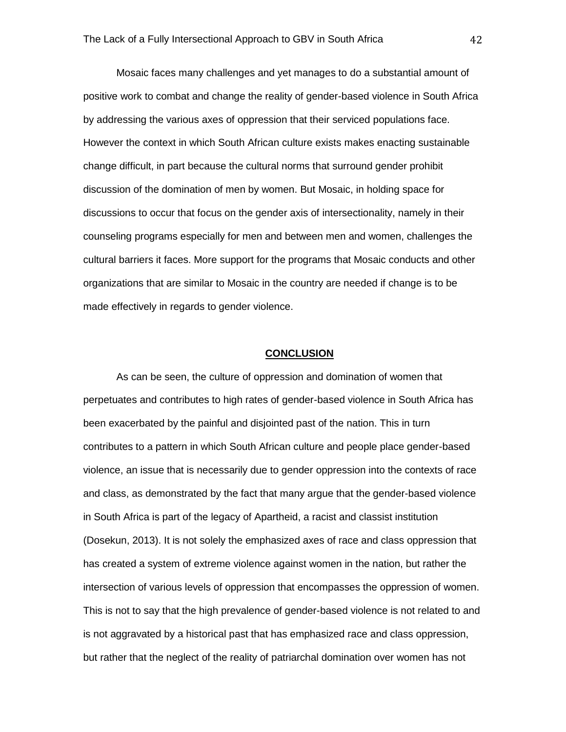Mosaic faces many challenges and yet manages to do a substantial amount of positive work to combat and change the reality of gender-based violence in South Africa by addressing the various axes of oppression that their serviced populations face. However the context in which South African culture exists makes enacting sustainable change difficult, in part because the cultural norms that surround gender prohibit discussion of the domination of men by women. But Mosaic, in holding space for discussions to occur that focus on the gender axis of intersectionality, namely in their counseling programs especially for men and between men and women, challenges the cultural barriers it faces. More support for the programs that Mosaic conducts and other organizations that are similar to Mosaic in the country are needed if change is to be made effectively in regards to gender violence.

## CONCLUSION

As can be seen, the culture of oppression and domination of women that perpetuates and contributes to high rates of gender-based violence in South Africa has been exacerbated by the painful and disjointed past of the nation. This in turn contributes to a pattern in which South African culture and people place gender-based violence, an issue that is necessarily due to gender oppression into the contexts of race and class, as demonstrated by the fact that many argue that the gender-based violence in South Africa is part of the legacy of Apartheid, a racist and classist institution (Dosekun, 2013). It is not solely the emphasized axes of race and class oppression that has created a system of extreme violence against women in the nation, but rather the intersection of various levels of oppression that encompasses the oppression of women. This is not to say that the high prevalence of gender-based violence is not related to and is not aggravated by a historical past that has emphasized race and class oppression, but rather that the neglect of the reality of patriarchal domination over women has not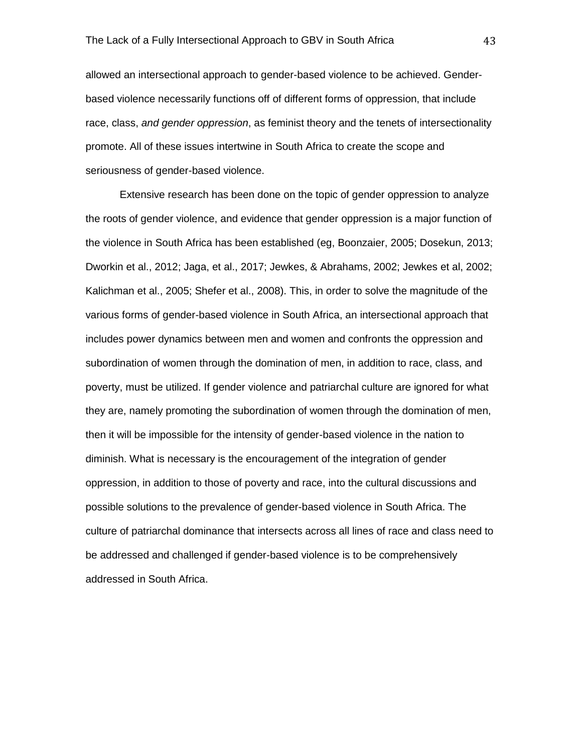allowed an intersectional approach to gender-based violence to be achieved. Gender-based violence necessarily functions off of different forms of oppression, that include race, class, *and gender oppression*, as feminist theory and the tenets of intersectionality promote. All of these issues intertwine in South Africa to create the scope and seriousness of gender-based violence.

Extensive research has been done on the topic of gender oppression to analyze the roots of gender violence, and evidence that gender oppression is a major function of the violence in South Africa has been established (eg, Boonzaier, 2005; Dosekun, 2013; Dworkin et al., 2012; Jaga, et al., 2017; Jewkes, & Abrahams, 2002; Jewkes et al, 2002; Kalichman et al., 2005; Shefer et al., 2008). This, in order to solve the magnitude of the various forms of gender-based violence in South Africa, an intersectional approach that includes power dynamics between men and women and confronts the oppression and subordination of women through the domination of men, in addition to race, class, and poverty, must be utilized. If gender violence and patriarchal culture are ignored for what they are, namely promoting the subordination of women through the domination of men, then it will be impossible for the intensity of gender-based violence in the nation to diminish. What is necessary is the encouragement of the integration of gender oppression, in addition to those of poverty and race, into the cultural discussions and possible solutions to the prevalence of gender-based violence in South Africa. The culture of patriarchal dominance that intersects across all lines of race and class need to be addressed and challenged if gender-based violence is to be comprehensively addressed in South Africa.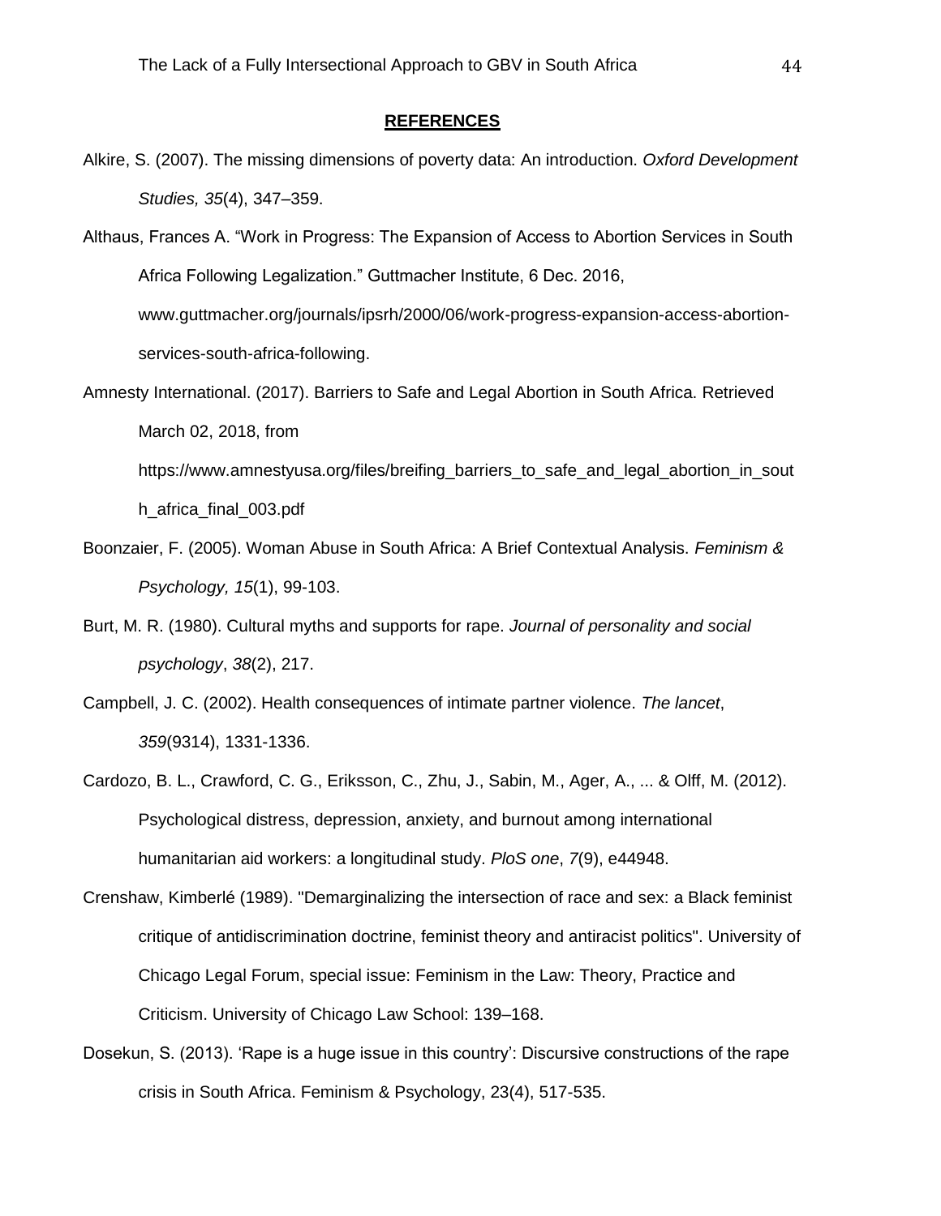## **REFERENCES**

Alkire, S. (2007). The missing dimensions of poverty data: An introduction. *Oxford Development Studies, 35*(4), 347–359.

Althaus, Frances A. “Work in Progress: The Expansion of Access to Abortion Services in South Africa Following Legalization.” Guttmacher Institute, 6 Dec. 2016, www.guttmacher.org/journals/ipsrh/2000/06/work-progress-expansion-access-abortion-services-south-africa-following.

Amnesty International. (2017). Barriers to Safe and Legal Abortion in South Africa. Retrieved March 02, 2018, from https://www.amnestyusa.org/files/breifing_barriers_to_safe_and_legal_abortion_in_south_africa_final_003.pdf

Boonzaier, F. (2005). Woman Abuse in South Africa: A Brief Contextual Analysis. *Feminism & Psychology, 15*(1), 99-103.

Burt, M. R. (1980). Cultural myths and supports for rape. *Journal of personality and social psychology*, *38*(2), 217.

Campbell, J. C. (2002). Health consequences of intimate partner violence. *The lancet*, *359*(9314), 1331-1336.

Cardozo, B. L., Crawford, C. G., Eriksson, C., Zhu, J., Sabin, M., Ager, A., ... & Olff, M. (2012). Psychological distress, depression, anxiety, and burnout among international humanitarian aid workers: a longitudinal study. *PloS one*, *7*(9), e44948.

Crenshaw, Kimberlé (1989). "Demarginalizing the intersection of race and sex: a Black feminist critique of antidiscrimination doctrine, feminist theory and antiracist politics". University of Chicago Legal Forum, special issue: Feminism in the Law: Theory, Practice and Criticism. University of Chicago Law School: 139–168.

Dosekun, S. (2013). ‘Rape is a huge issue in this country’: Discursive constructions of the rape crisis in South Africa. Feminism & Psychology, 23(4), 517-535.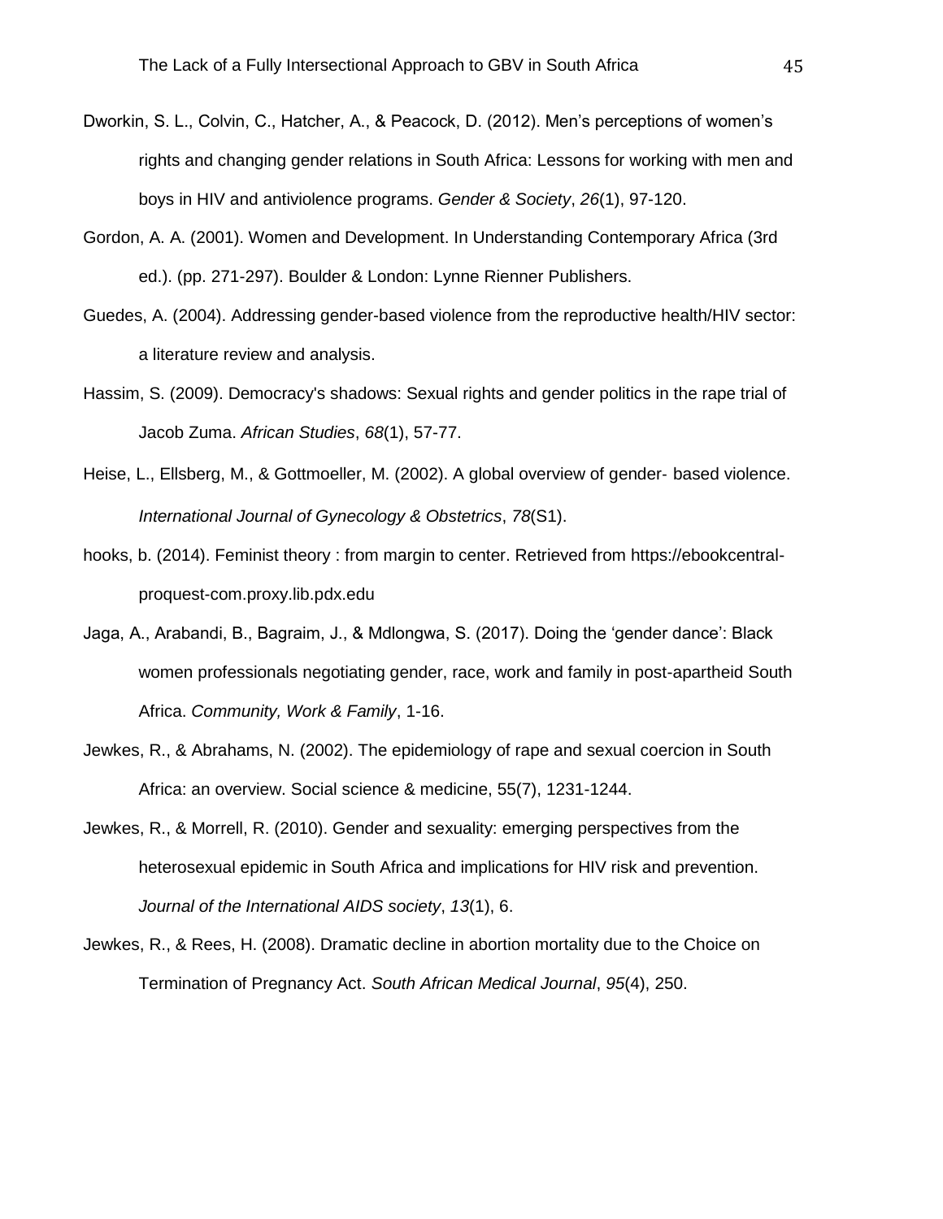Dworkin, S. L., Colvin, C., Hatcher, A., & Peacock, D. (2012). Men's perceptions of women's rights and changing gender relations in South Africa: Lessons for working with men and boys in HIV and antiviolence programs. *Gender & Society*, *26*(1), 97-120.

Gordon, A. A. (2001). Women and Development. In Understanding Contemporary Africa (3rd ed.). (pp. 271-297). Boulder & London: Lynne Rienner Publishers.

Guedes, A. (2004). Addressing gender-based violence from the reproductive health/HIV sector: a literature review and analysis.

Hassim, S. (2009). Democracy's shadows: Sexual rights and gender politics in the rape trial of Jacob Zuma. *African Studies*, *68*(1), 57-77.

Heise, L., Ellsberg, M., & Gottmoeller, M. (2002). A global overview of gender- based violence. *International Journal of Gynecology & Obstetrics*, *78*(S1).

hooks, b. (2014). Feminist theory : from margin to center. Retrieved from https://ebookcentral-proquest-com.proxy.lib.pdx.edu

Jaga, A., Arabandi, B., Bagraim, J., & Mdlongwa, S. (2017). Doing the 'gender dance': Black women professionals negotiating gender, race, work and family in post-apartheid South Africa. *Community, Work & Family*, 1-16.

Jewkes, R., & Abrahams, N. (2002). The epidemiology of rape and sexual coercion in South Africa: an overview. Social science & medicine, 55(7), 1231-1244.

Jewkes, R., & Morrell, R. (2010). Gender and sexuality: emerging perspectives from the heterosexual epidemic in South Africa and implications for HIV risk and prevention. *Journal of the International AIDS society*, *13*(1), 6.

Jewkes, R., & Rees, H. (2008). Dramatic decline in abortion mortality due to the Choice on Termination of Pregnancy Act. *South African Medical Journal*, *95*(4), 250.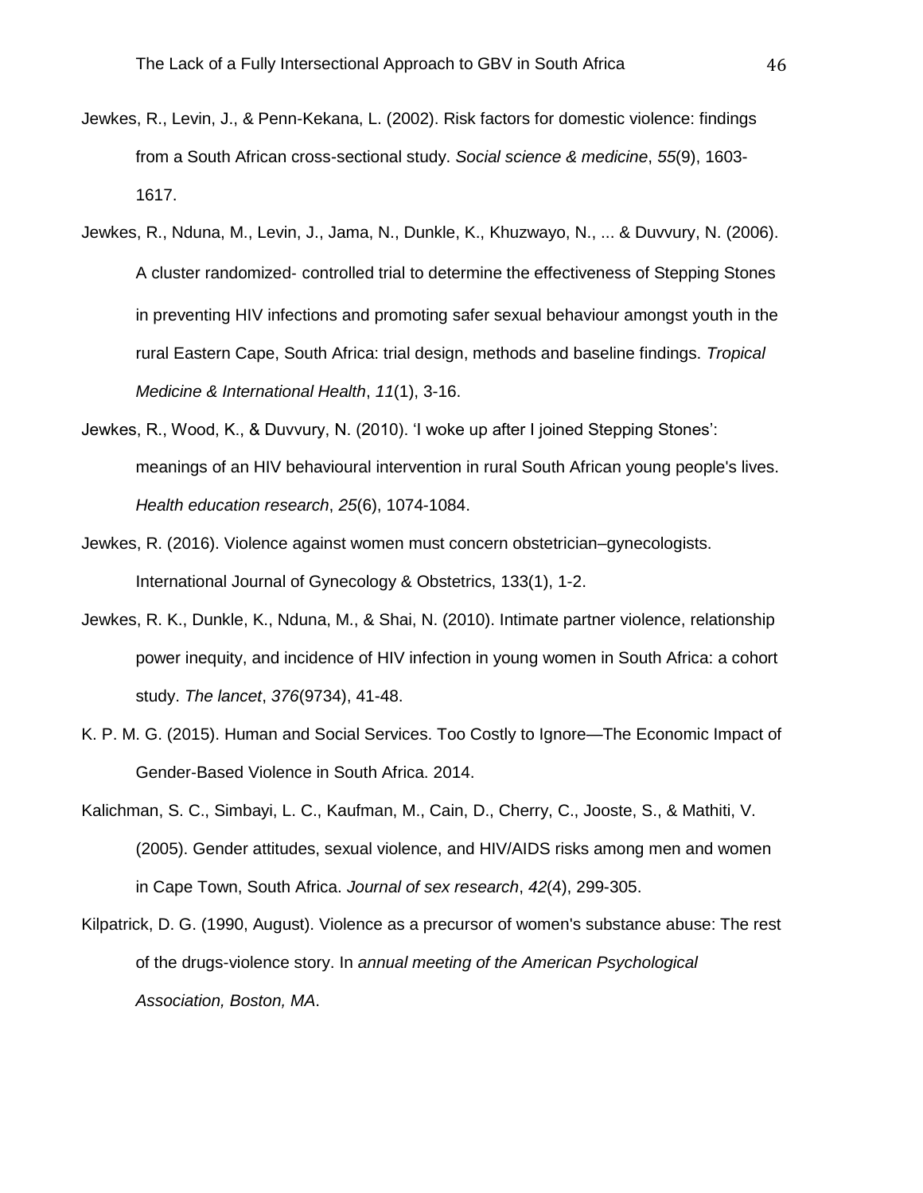Jewkes, R., Levin, J., & Penn-Kekana, L. (2002). Risk factors for domestic violence: findings from a South African cross-sectional study. *Social science & medicine*, *55*(9), 1603-1617.

Jewkes, R., Nduna, M., Levin, J., Jama, N., Dunkle, K., Khuzwayo, N., ... & Duvvury, N. (2006). A cluster randomized- controlled trial to determine the effectiveness of Stepping Stones in preventing HIV infections and promoting safer sexual behaviour amongst youth in the rural Eastern Cape, South Africa: trial design, methods and baseline findings. *Tropical Medicine & International Health*, *11*(1), 3-16.

Jewkes, R., Wood, K., & Duvvury, N. (2010). 'I woke up after I joined Stepping Stones': meanings of an HIV behavioural intervention in rural South African young people's lives. *Health education research*, *25*(6), 1074-1084.

Jewkes, R. (2016). Violence against women must concern obstetrician–gynecologists. International Journal of Gynecology & Obstetrics, 133(1), 1-2.

Jewkes, R. K., Dunkle, K., Nduna, M., & Shai, N. (2010). Intimate partner violence, relationship power inequity, and incidence of HIV infection in young women in South Africa: a cohort study. *The lancet*, *376*(9734), 41-48.

K. P. M. G. (2015). Human and Social Services. Too Costly to Ignore—The Economic Impact of Gender-Based Violence in South Africa. 2014.

Kalichman, S. C., Simbayi, L. C., Kaufman, M., Cain, D., Cherry, C., Jooste, S., & Mathiti, V. (2005). Gender attitudes, sexual violence, and HIV/AIDS risks among men and women in Cape Town, South Africa. *Journal of sex research*, *42*(4), 299-305.

Kilpatrick, D. G. (1990, August). Violence as a precursor of women's substance abuse: The rest of the drugs-violence story. In *annual meeting of the American Psychological Association, Boston, MA*.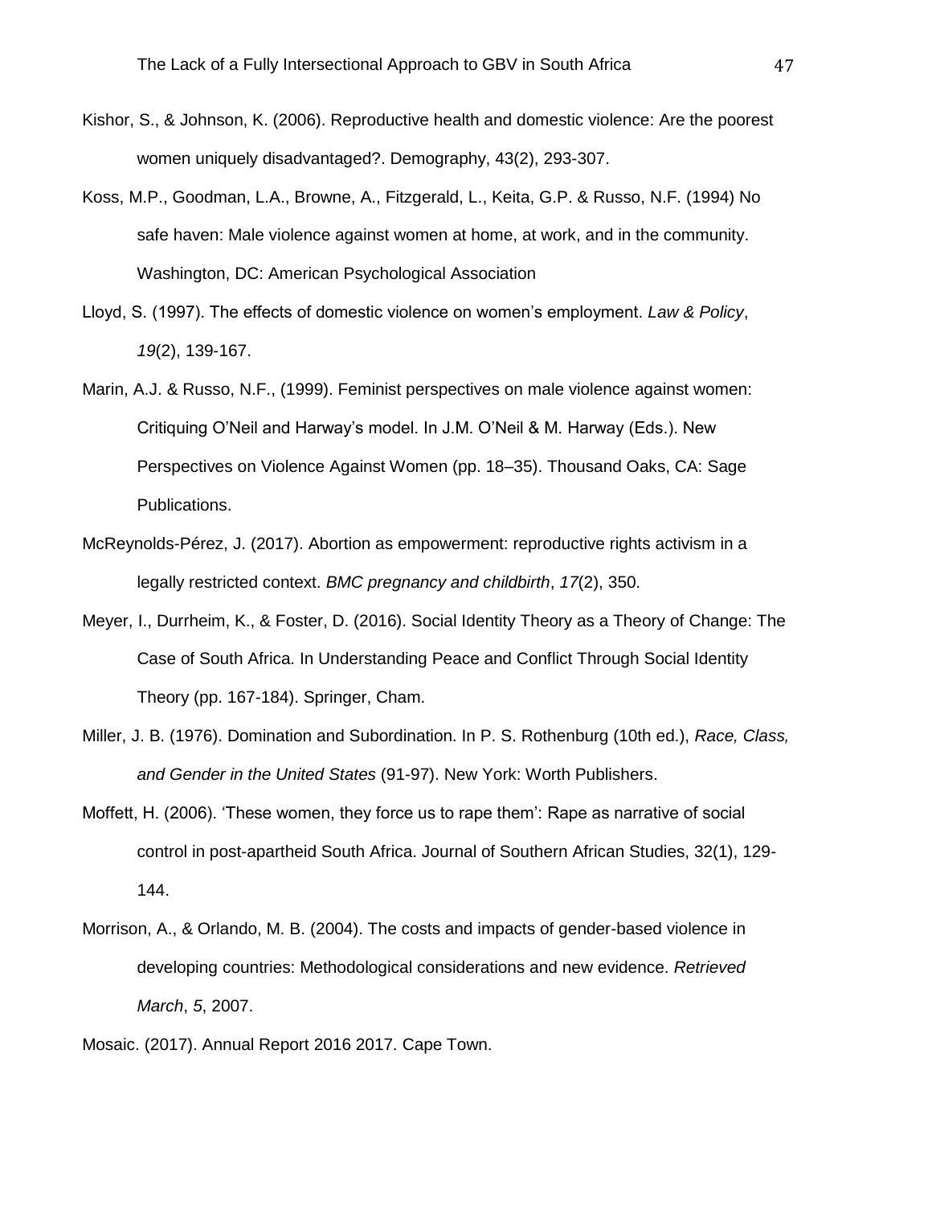Kishor, S., & Johnson, K. (2006). Reproductive health and domestic violence: Are the poorest women uniquely disadvantaged?. Demography, 43(2), 293-307.

Koss, M.P., Goodman, L.A., Browne, A., Fitzgerald, L., Keita, G.P. & Russo, N.F. (1994) No safe haven: Male violence against women at home, at work, and in the community. Washington, DC: American Psychological Association

Lloyd, S. (1997). The effects of domestic violence on women's employment. *Law & Policy*, *19*(2), 139-167.

Marin, A.J. & Russo, N.F., (1999). Feminist perspectives on male violence against women: Critiquing O'Neil and Harway's model. In J.M. O'Neil & M. Harway (Eds.). New Perspectives on Violence Against Women (pp. 18–35). Thousand Oaks, CA: Sage Publications.

McReynolds-Pérez, J. (2017). Abortion as empowerment: reproductive rights activism in a legally restricted context. *BMC pregnancy and childbirth*, *17*(2), 350.

Meyer, I., Durrheim, K., & Foster, D. (2016). Social Identity Theory as a Theory of Change: The Case of South Africa. In Understanding Peace and Conflict Through Social Identity Theory (pp. 167-184). Springer, Cham.

Miller, J. B. (1976). Domination and Subordination. In P. S. Rothenburg (10th ed.), *Race, Class, and Gender in the United States* (91-97). New York: Worth Publishers.

Moffett, H. (2006). 'These women, they force us to rape them': Rape as narrative of social control in post-apartheid South Africa. Journal of Southern African Studies, 32(1), 129-144.

Morrison, A., & Orlando, M. B. (2004). The costs and impacts of gender-based violence in developing countries: Methodological considerations and new evidence. *Retrieved March*, *5*, 2007.

Mosaic. (2017). Annual Report 2016 2017. Cape Town.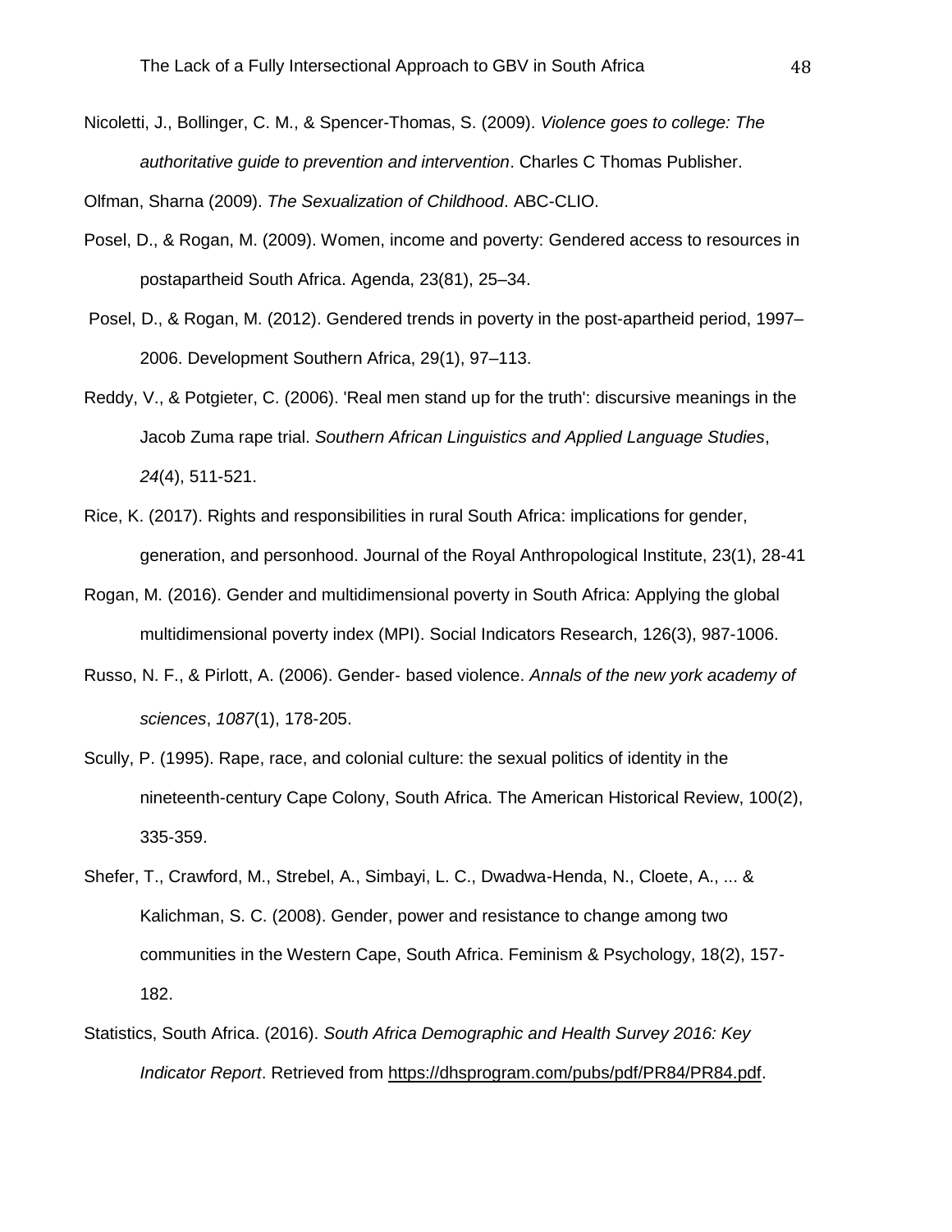Nicoletti, J., Bollinger, C. M., & Spencer-Thomas, S. (2009). *Violence goes to college: The authoritative guide to prevention and intervention*. Charles C Thomas Publisher.

Olfman, Sharna (2009). *The Sexualization of Childhood*. ABC-CLIO.

Posel, D., & Rogan, M. (2009). Women, income and poverty: Gendered access to resources in postapartheid South Africa. Agenda, 23(81), 25–34.

Posel, D., & Rogan, M. (2012). Gendered trends in poverty in the post-apartheid period, 1997–2006. Development Southern Africa, 29(1), 97–113.

Reddy, V., & Potgieter, C. (2006). 'Real men stand up for the truth': discursive meanings in the Jacob Zuma rape trial. *Southern African Linguistics and Applied Language Studies*, *24*(4), 511-521.

Rice, K. (2017). Rights and responsibilities in rural South Africa: implications for gender, generation, and personhood. Journal of the Royal Anthropological Institute, 23(1), 28-41

Rogan, M. (2016). Gender and multidimensional poverty in South Africa: Applying the global multidimensional poverty index (MPI). Social Indicators Research, 126(3), 987-1006.

Russo, N. F., & Pirlott, A. (2006). Gender- based violence. *Annals of the new york academy of sciences*, *1087*(1), 178-205.

Scully, P. (1995). Rape, race, and colonial culture: the sexual politics of identity in the nineteenth-century Cape Colony, South Africa. The American Historical Review, 100(2), 335-359.

Shefer, T., Crawford, M., Strebel, A., Simbayi, L. C., Dwadwa-Henda, N., Cloete, A., ... & Kalichman, S. C. (2008). Gender, power and resistance to change among two communities in the Western Cape, South Africa. Feminism & Psychology, 18(2), 157-182.

Statistics, South Africa. (2016). *South Africa Demographic and Health Survey 2016: Key Indicator Report*. Retrieved from https://dhsprogram.com/pubs/pdf/PR84/PR84.pdf.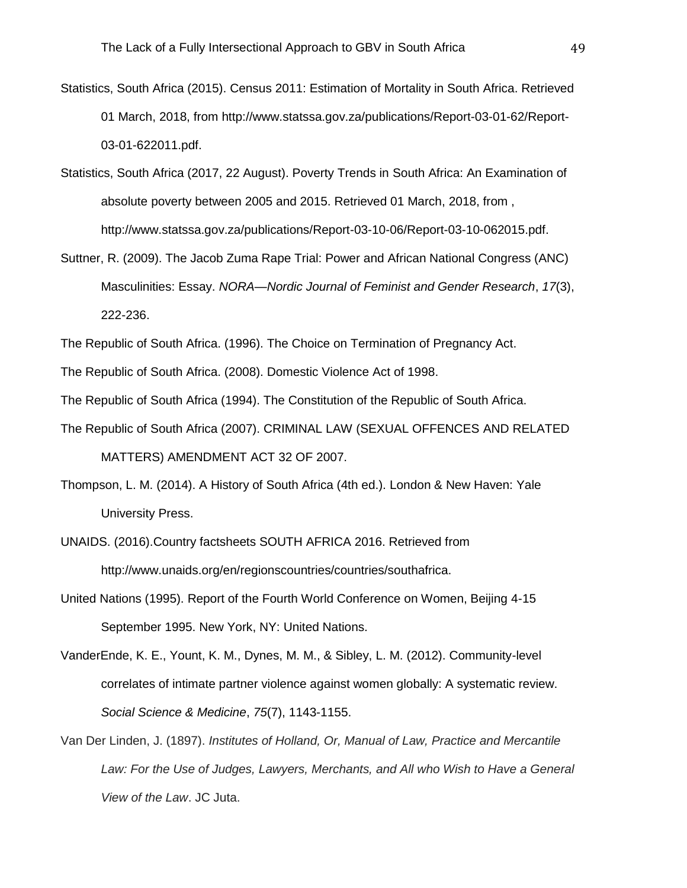Statistics, South Africa (2015). Census 2011: Estimation of Mortality in South Africa. Retrieved 01 March, 2018, from http://www.statssa.gov.za/publications/Report-03-01-62/Report-03-01-622011.pdf.

Statistics, South Africa (2017, 22 August). Poverty Trends in South Africa: An Examination of absolute poverty between 2005 and 2015. Retrieved 01 March, 2018, from , http://www.statssa.gov.za/publications/Report-03-10-06/Report-03-10-062015.pdf.

Suttner, R. (2009). The Jacob Zuma Rape Trial: Power and African National Congress (ANC) Masculinities: Essay. *NORA—Nordic Journal of Feminist and Gender Research*, *17*(3), 222-236.

The Republic of South Africa. (1996). The Choice on Termination of Pregnancy Act.

The Republic of South Africa. (2008). Domestic Violence Act of 1998.

The Republic of South Africa (1994). The Constitution of the Republic of South Africa.

The Republic of South Africa (2007). CRIMINAL LAW (SEXUAL OFFENCES AND RELATED MATTERS) AMENDMENT ACT 32 OF 2007.

Thompson, L. M. (2014). A History of South Africa (4th ed.). London & New Haven: Yale University Press.

UNAIDS. (2016).Country factsheets SOUTH AFRICA 2016. Retrieved from http://www.unaids.org/en/regionscountries/countries/southafrica.

United Nations (1995). Report of the Fourth World Conference on Women, Beijing 4-15 September 1995. New York, NY: United Nations.

VanderEnde, K. E., Yount, K. M., Dynes, M. M., & Sibley, L. M. (2012). Community-level correlates of intimate partner violence against women globally: A systematic review. *Social Science & Medicine*, *75*(7), 1143-1155.

Van Der Linden, J. (1897). *Institutes of Holland, Or, Manual of Law, Practice and Mercantile Law: For the Use of Judges, Lawyers, Merchants, and All who Wish to Have a General View of the Law*. JC Juta.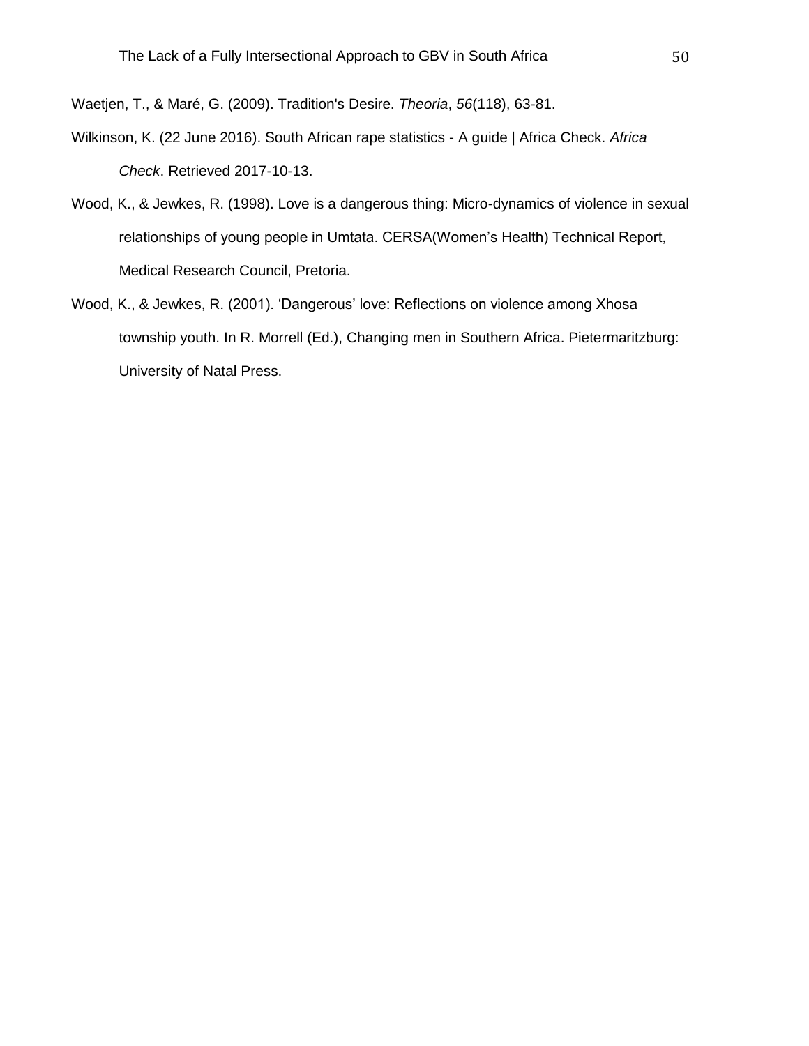Waetjen, T., & Maré, G. (2009). Tradition's Desire. *Theoria*, *56*(118), 63-81.

Wilkinson, K. (22 June 2016). South African rape statistics - A guide | Africa Check. *Africa Check*. Retrieved 2017-10-13.

Wood, K., & Jewkes, R. (1998). Love is a dangerous thing: Micro-dynamics of violence in sexual relationships of young people in Umtata. CERSA(Women's Health) Technical Report, Medical Research Council, Pretoria.

Wood, K., & Jewkes, R. (2001). 'Dangerous' love: Reflections on violence among Xhosa township youth. In R. Morrell (Ed.), Changing men in Southern Africa. Pietermaritzburg: University of Natal Press.